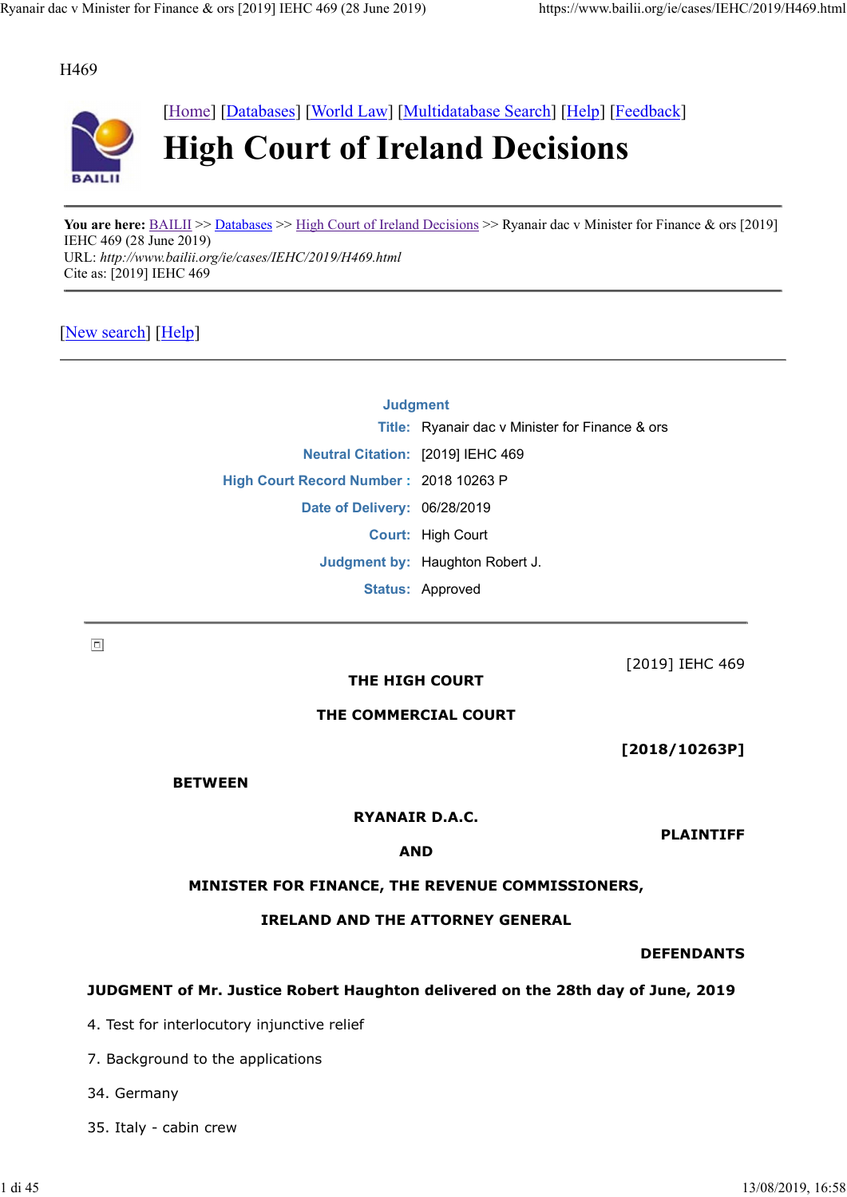H469

[Home] [Databases] [World Law] [Multidatabase Search] [Help] [Feedback]

# High Court of Ireland Decisions

**You are here:** BAILII >> Databases >> High Court of Ireland Decisions >> Ryanair dac v Minister for Finance & ors [2019] IEHC 469 (28 June 2019)
URL: *http://www.bailii.org/ie/cases/IEHC/2019/H469.html*
Cite as: [2019] IEHC 469

[New search] [Help]

---

| Judgment | |
|---|---|
| Title: | Ryanair dac v Minister for Finance & ors |
| Neutral Citation: | [2019] IEHC 469 |
| High Court Record Number : | 2018 10263 P |
| Date of Delivery: | 06/28/2019 |
| Court: | High Court |
| Judgment by: | Haughton Robert J. |
| Status: | Approved |

---

[2019] IEHC 469

**THE HIGH COURT**

**THE COMMERCIAL COURT**

**[2018/10263P]**

**BETWEEN**

**RYANAIR D.A.C.**

**PLAINTIFF**

**AND**

**MINISTER FOR FINANCE, THE REVENUE COMMISSIONERS,**

**IRELAND AND THE ATTORNEY GENERAL**

**DEFENDANTS**

**JUDGMENT of Mr. Justice Robert Haughton delivered on the 28th day of June, 2019**

4. Test for interlocutory injunctive relief

7. Background to the applications

34. Germany

35. Italy - cabin crew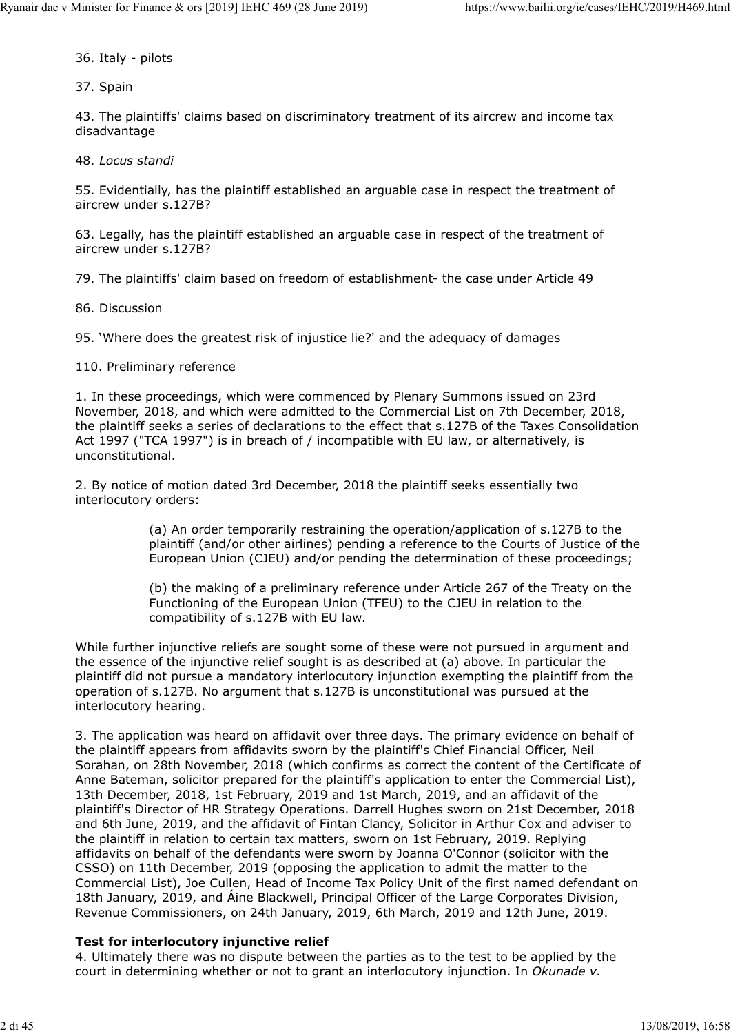36. Italy - pilots

37. Spain

43. The plaintiffs' claims based on discriminatory treatment of its aircrew and income tax disadvantage

48. *Locus standi*

55. Evidentially, has the plaintiff established an arguable case in respect the treatment of aircrew under s.127B?

63. Legally, has the plaintiff established an arguable case in respect of the treatment of aircrew under s.127B?

79. The plaintiffs' claim based on freedom of establishment- the case under Article 49

86. Discussion

95. 'Where does the greatest risk of injustice lie?' and the adequacy of damages

110. Preliminary reference

1. In these proceedings, which were commenced by Plenary Summons issued on 23rd November, 2018, and which were admitted to the Commercial List on 7th December, 2018, the plaintiff seeks a series of declarations to the effect that s.127B of the Taxes Consolidation Act 1997 ("TCA 1997") is in breach of / incompatible with EU law, or alternatively, is unconstitutional.

2. By notice of motion dated 3rd December, 2018 the plaintiff seeks essentially two interlocutory orders:

> (a) An order temporarily restraining the operation/application of s.127B to the plaintiff (and/or other airlines) pending a reference to the Courts of Justice of the European Union (CJEU) and/or pending the determination of these proceedings;
>
> (b) the making of a preliminary reference under Article 267 of the Treaty on the Functioning of the European Union (TFEU) to the CJEU in relation to the compatibility of s.127B with EU law.

While further injunctive reliefs are sought some of these were not pursued in argument and the essence of the injunctive relief sought is as described at (a) above. In particular the plaintiff did not pursue a mandatory interlocutory injunction exempting the plaintiff from the operation of s.127B. No argument that s.127B is unconstitutional was pursued at the interlocutory hearing.

3. The application was heard on affidavit over three days. The primary evidence on behalf of the plaintiff appears from affidavits sworn by the plaintiff's Chief Financial Officer, Neil Sorahan, on 28th November, 2018 (which confirms as correct the content of the Certificate of Anne Bateman, solicitor prepared for the plaintiff's application to enter the Commercial List), 13th December, 2018, 1st February, 2019 and 1st March, 2019, and an affidavit of the plaintiff's Director of HR Strategy Operations. Darrell Hughes sworn on 21st December, 2018 and 6th June, 2019, and the affidavit of Fintan Clancy, Solicitor in Arthur Cox and adviser to the plaintiff in relation to certain tax matters, sworn on 1st February, 2019. Replying affidavits on behalf of the defendants were sworn by Joanna O'Connor (solicitor with the CSSO) on 11th December, 2019 (opposing the application to admit the matter to the Commercial List), Joe Cullen, Head of Income Tax Policy Unit of the first named defendant on 18th January, 2019, and Áine Blackwell, Principal Officer of the Large Corporates Division, Revenue Commissioners, on 24th January, 2019, 6th March, 2019 and 12th June, 2019.

**Test for interlocutory injunctive relief**

4. Ultimately there was no dispute between the parties as to the test to be applied by the court in determining whether or not to grant an interlocutory injunction. In *Okunade v.*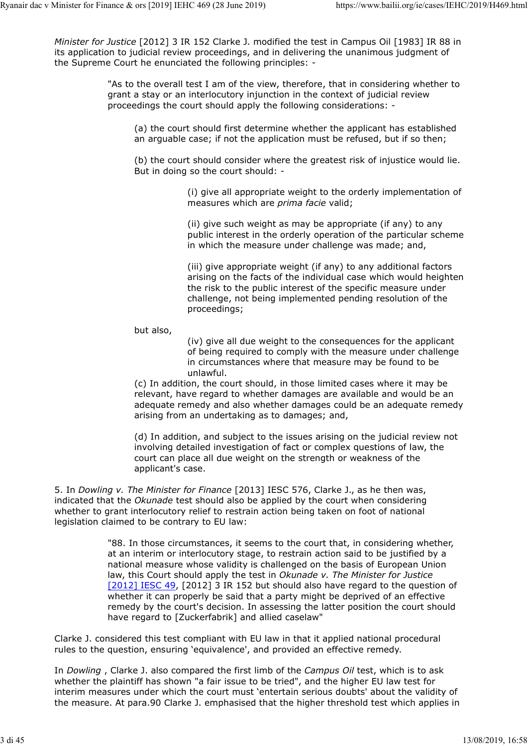*Minister for Justice* [2012] 3 IR 152 Clarke J. modified the test in Campus Oil [1983] IR 88 in its application to judicial review proceedings, and in delivering the unanimous judgment of the Supreme Court he enunciated the following principles: -

> "As to the overall test I am of the view, therefore, that in considering whether to grant a stay or an interlocutory injunction in the context of judicial review proceedings the court should apply the following considerations: -
>
> (a) the court should first determine whether the applicant has established an arguable case; if not the application must be refused, but if so then;
>
> (b) the court should consider where the greatest risk of injustice would lie. But in doing so the court should: -
>
> > (i) give all appropriate weight to the orderly implementation of measures which are *prima facie* valid;
> >
> > (ii) give such weight as may be appropriate (if any) to any public interest in the orderly operation of the particular scheme in which the measure under challenge was made; and,
> >
> > (iii) give appropriate weight (if any) to any additional factors arising on the facts of the individual case which would heighten the risk to the public interest of the specific measure under challenge, not being implemented pending resolution of the proceedings;
>
> but also,
>
> > (iv) give all due weight to the consequences for the applicant of being required to comply with the measure under challenge in circumstances where that measure may be found to be unlawful.
>
> (c) In addition, the court should, in those limited cases where it may be relevant, have regard to whether damages are available and would be an adequate remedy and also whether damages could be an adequate remedy arising from an undertaking as to damages; and,
>
> (d) In addition, and subject to the issues arising on the judicial review not involving detailed investigation of fact or complex questions of law, the court can place all due weight on the strength or weakness of the applicant's case.

5. In *Dowling v. The Minister for Finance* [2013] IESC 576, Clarke J., as he then was, indicated that the *Okunade* test should also be applied by the court when considering whether to grant interlocutory relief to restrain action being taken on foot of national legislation claimed to be contrary to EU law:

> "88. In those circumstances, it seems to the court that, in considering whether, at an interim or interlocutory stage, to restrain action said to be justified by a national measure whose validity is challenged on the basis of European Union law, this Court should apply the test in *Okunade v. The Minister for Justice* [2012] IESC 49, [2012] 3 IR 152 but should also have regard to the question of whether it can properly be said that a party might be deprived of an effective remedy by the court's decision. In assessing the latter position the court should have regard to [Zuckerfabrik] and allied caselaw"

Clarke J. considered this test compliant with EU law in that it applied national procedural rules to the question, ensuring 'equivalence', and provided an effective remedy.

In *Dowling* , Clarke J. also compared the first limb of the *Campus Oil* test, which is to ask whether the plaintiff has shown "a fair issue to be tried", and the higher EU law test for interim measures under which the court must 'entertain serious doubts' about the validity of the measure. At para.90 Clarke J. emphasised that the higher threshold test which applies in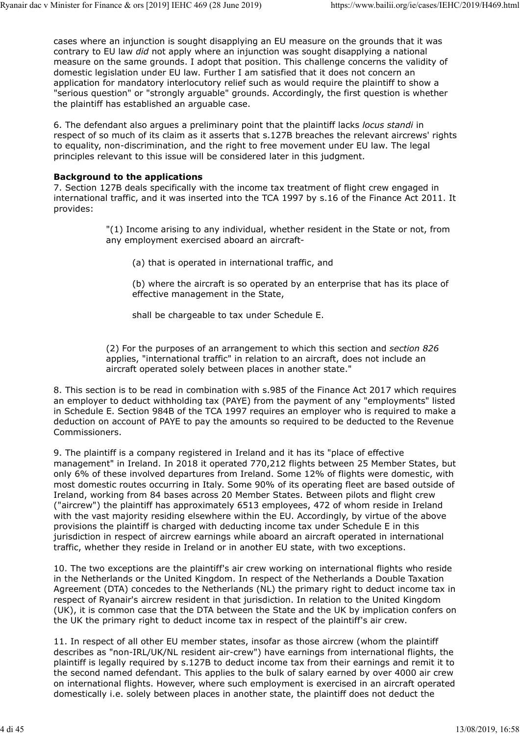cases where an injunction is sought disapplying an EU measure on the grounds that it was contrary to EU law *did* not apply where an injunction was sought disapplying a national measure on the same grounds. I adopt that position. This challenge concerns the validity of domestic legislation under EU law. Further I am satisfied that it does not concern an application for mandatory interlocutory relief such as would require the plaintiff to show a "serious question" or "strongly arguable" grounds. Accordingly, the first question is whether the plaintiff has established an arguable case.

6. The defendant also argues a preliminary point that the plaintiff lacks *locus standi* in respect of so much of its claim as it asserts that s.127B breaches the relevant aircrews' rights to equality, non-discrimination, and the right to free movement under EU law. The legal principles relevant to this issue will be considered later in this judgment.

**Background to the applications**

7. Section 127B deals specifically with the income tax treatment of flight crew engaged in international traffic, and it was inserted into the TCA 1997 by s.16 of the Finance Act 2011. It provides:

> "(1) Income arising to any individual, whether resident in the State or not, from any employment exercised aboard an aircraft-
>
> > (a) that is operated in international traffic, and
> >
> > (b) where the aircraft is so operated by an enterprise that has its place of effective management in the State,
> >
> > shall be chargeable to tax under Schedule E.
>
> (2) For the purposes of an arrangement to which this section and *section 826* applies, "international traffic" in relation to an aircraft, does not include an aircraft operated solely between places in another state."

8. This section is to be read in combination with s.985 of the Finance Act 2017 which requires an employer to deduct withholding tax (PAYE) from the payment of any "employments" listed in Schedule E. Section 984B of the TCA 1997 requires an employer who is required to make a deduction on account of PAYE to pay the amounts so required to be deducted to the Revenue Commissioners.

9. The plaintiff is a company registered in Ireland and it has its "place of effective management" in Ireland. In 2018 it operated 770,212 flights between 25 Member States, but only 6% of these involved departures from Ireland. Some 12% of flights were domestic, with most domestic routes occurring in Italy. Some 90% of its operating fleet are based outside of Ireland, working from 84 bases across 20 Member States. Between pilots and flight crew ("aircrew") the plaintiff has approximately 6513 employees, 472 of whom reside in Ireland with the vast majority residing elsewhere within the EU. Accordingly, by virtue of the above provisions the plaintiff is charged with deducting income tax under Schedule E in this jurisdiction in respect of aircrew earnings while aboard an aircraft operated in international traffic, whether they reside in Ireland or in another EU state, with two exceptions.

10. The two exceptions are the plaintiff's air crew working on international flights who reside in the Netherlands or the United Kingdom. In respect of the Netherlands a Double Taxation Agreement (DTA) concedes to the Netherlands (NL) the primary right to deduct income tax in respect of Ryanair's aircrew resident in that jurisdiction. In relation to the United Kingdom (UK), it is common case that the DTA between the State and the UK by implication confers on the UK the primary right to deduct income tax in respect of the plaintiff's air crew.

11. In respect of all other EU member states, insofar as those aircrew (whom the plaintiff describes as "non-IRL/UK/NL resident air-crew") have earnings from international flights, the plaintiff is legally required by s.127B to deduct income tax from their earnings and remit it to the second named defendant. This applies to the bulk of salary earned by over 4000 air crew on international flights. However, where such employment is exercised in an aircraft operated domestically i.e. solely between places in another state, the plaintiff does not deduct the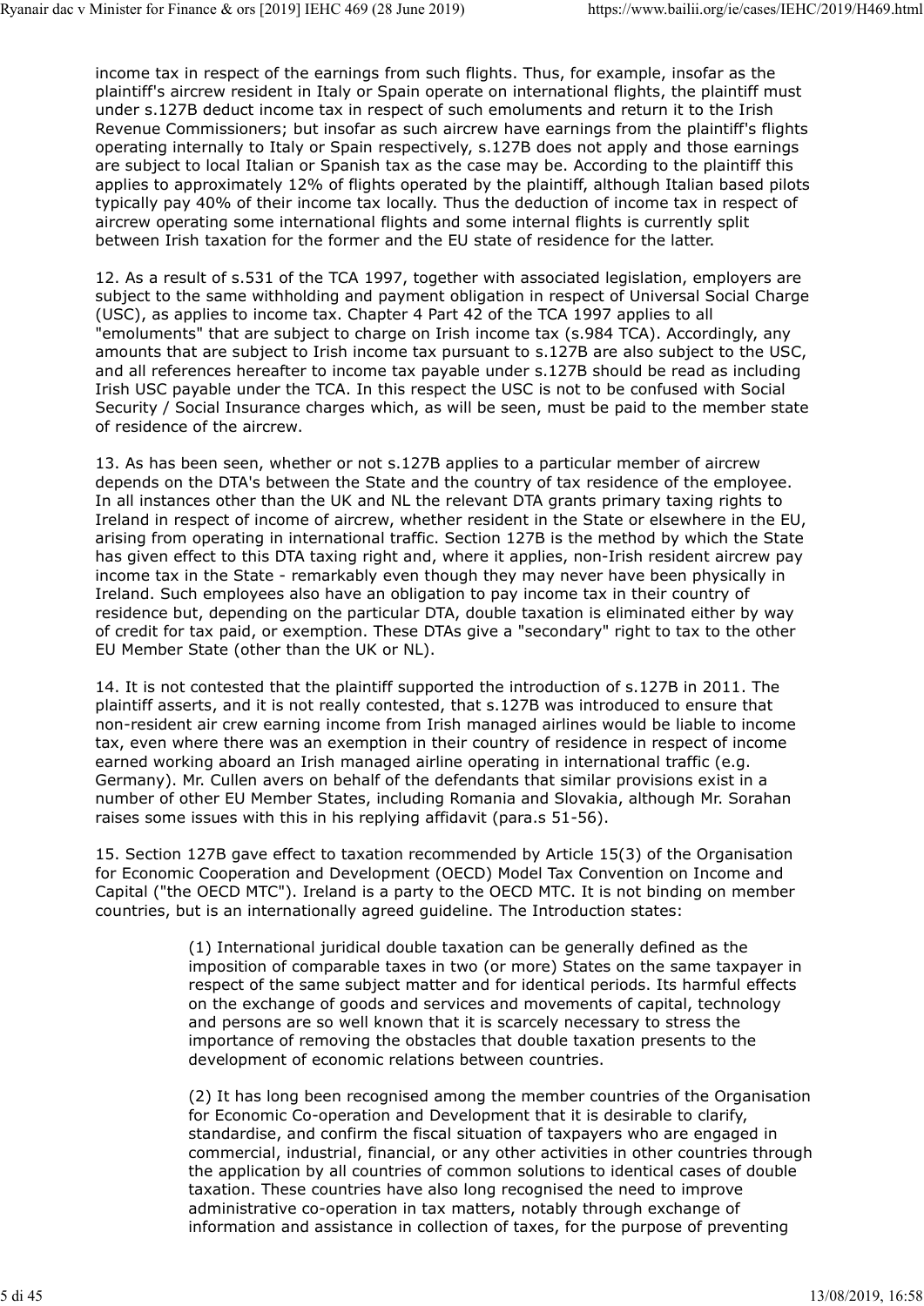income tax in respect of the earnings from such flights. Thus, for example, insofar as the plaintiff's aircrew resident in Italy or Spain operate on international flights, the plaintiff must under s.127B deduct income tax in respect of such emoluments and return it to the Irish Revenue Commissioners; but insofar as such aircrew have earnings from the plaintiff's flights operating internally to Italy or Spain respectively, s.127B does not apply and those earnings are subject to local Italian or Spanish tax as the case may be. According to the plaintiff this applies to approximately 12% of flights operated by the plaintiff, although Italian based pilots typically pay 40% of their income tax locally. Thus the deduction of income tax in respect of aircrew operating some international flights and some internal flights is currently split between Irish taxation for the former and the EU state of residence for the latter.

12. As a result of s.531 of the TCA 1997, together with associated legislation, employers are subject to the same withholding and payment obligation in respect of Universal Social Charge (USC), as applies to income tax. Chapter 4 Part 42 of the TCA 1997 applies to all "emoluments" that are subject to charge on Irish income tax (s.984 TCA). Accordingly, any amounts that are subject to Irish income tax pursuant to s.127B are also subject to the USC, and all references hereafter to income tax payable under s.127B should be read as including Irish USC payable under the TCA. In this respect the USC is not to be confused with Social Security / Social Insurance charges which, as will be seen, must be paid to the member state of residence of the aircrew.

13. As has been seen, whether or not s.127B applies to a particular member of aircrew depends on the DTA's between the State and the country of tax residence of the employee. In all instances other than the UK and NL the relevant DTA grants primary taxing rights to Ireland in respect of income of aircrew, whether resident in the State or elsewhere in the EU, arising from operating in international traffic. Section 127B is the method by which the State has given effect to this DTA taxing right and, where it applies, non-Irish resident aircrew pay income tax in the State - remarkably even though they may never have been physically in Ireland. Such employees also have an obligation to pay income tax in their country of residence but, depending on the particular DTA, double taxation is eliminated either by way of credit for tax paid, or exemption. These DTAs give a "secondary" right to tax to the other EU Member State (other than the UK or NL).

14. It is not contested that the plaintiff supported the introduction of s.127B in 2011. The plaintiff asserts, and it is not really contested, that s.127B was introduced to ensure that non-resident air crew earning income from Irish managed airlines would be liable to income tax, even where there was an exemption in their country of residence in respect of income earned working aboard an Irish managed airline operating in international traffic (e.g. Germany). Mr. Cullen avers on behalf of the defendants that similar provisions exist in a number of other EU Member States, including Romania and Slovakia, although Mr. Sorahan raises some issues with this in his replying affidavit (para.s 51-56).

15. Section 127B gave effect to taxation recommended by Article 15(3) of the Organisation for Economic Cooperation and Development (OECD) Model Tax Convention on Income and Capital ("the OECD MTC"). Ireland is a party to the OECD MTC. It is not binding on member countries, but is an internationally agreed guideline. The Introduction states:

> (1) International juridical double taxation can be generally defined as the imposition of comparable taxes in two (or more) States on the same taxpayer in respect of the same subject matter and for identical periods. Its harmful effects on the exchange of goods and services and movements of capital, technology and persons are so well known that it is scarcely necessary to stress the importance of removing the obstacles that double taxation presents to the development of economic relations between countries.
>
> (2) It has long been recognised among the member countries of the Organisation for Economic Co-operation and Development that it is desirable to clarify, standardise, and confirm the fiscal situation of taxpayers who are engaged in commercial, industrial, financial, or any other activities in other countries through the application by all countries of common solutions to identical cases of double taxation. These countries have also long recognised the need to improve administrative co-operation in tax matters, notably through exchange of information and assistance in collection of taxes, for the purpose of preventing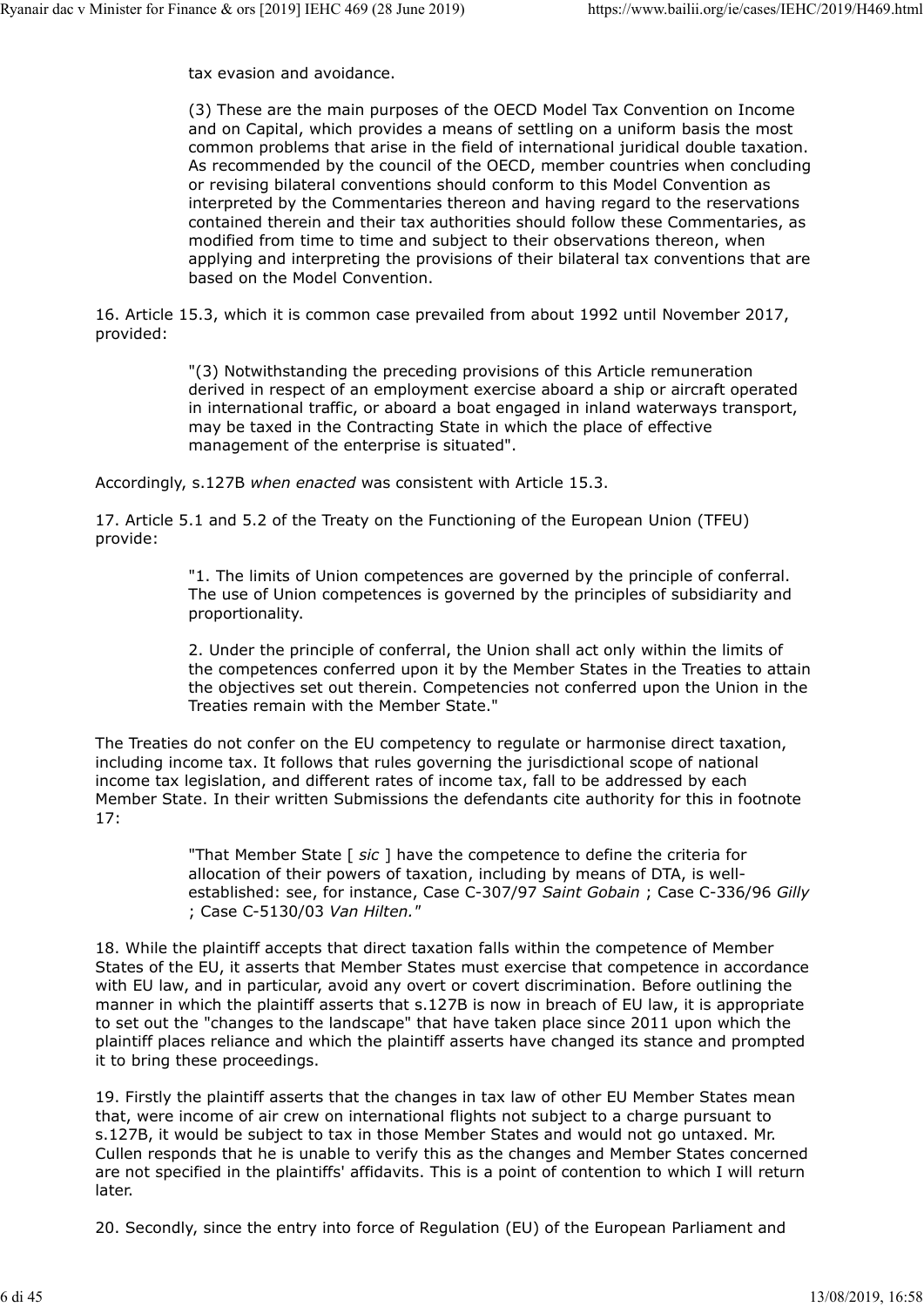tax evasion and avoidance.

> (3) These are the main purposes of the OECD Model Tax Convention on Income and on Capital, which provides a means of settling on a uniform basis the most common problems that arise in the field of international juridical double taxation. As recommended by the council of the OECD, member countries when concluding or revising bilateral conventions should conform to this Model Convention as interpreted by the Commentaries thereon and having regard to the reservations contained therein and their tax authorities should follow these Commentaries, as modified from time to time and subject to their observations thereon, when applying and interpreting the provisions of their bilateral tax conventions that are based on the Model Convention.

16. Article 15.3, which it is common case prevailed from about 1992 until November 2017, provided:

> "(3) Notwithstanding the preceding provisions of this Article remuneration derived in respect of an employment exercise aboard a ship or aircraft operated in international traffic, or aboard a boat engaged in inland waterways transport, may be taxed in the Contracting State in which the place of effective management of the enterprise is situated".

Accordingly, s.127B *when enacted* was consistent with Article 15.3.

17. Article 5.1 and 5.2 of the Treaty on the Functioning of the European Union (TFEU) provide:

> "1. The limits of Union competences are governed by the principle of conferral. The use of Union competences is governed by the principles of subsidiarity and proportionality.
>
> 2. Under the principle of conferral, the Union shall act only within the limits of the competences conferred upon it by the Member States in the Treaties to attain the objectives set out therein. Competencies not conferred upon the Union in the Treaties remain with the Member State."

The Treaties do not confer on the EU competency to regulate or harmonise direct taxation, including income tax. It follows that rules governing the jurisdictional scope of national income tax legislation, and different rates of income tax, fall to be addressed by each Member State. In their written Submissions the defendants cite authority for this in footnote 17:

> "That Member State [ *sic* ] have the competence to define the criteria for allocation of their powers of taxation, including by means of DTA, is well-established: see, for instance, Case C-307/97 *Saint Gobain* ; Case C-336/96 *Gilly* ; Case C-5130/03 *Van Hilten."*

18. While the plaintiff accepts that direct taxation falls within the competence of Member States of the EU, it asserts that Member States must exercise that competence in accordance with EU law, and in particular, avoid any overt or covert discrimination. Before outlining the manner in which the plaintiff asserts that s.127B is now in breach of EU law, it is appropriate to set out the "changes to the landscape" that have taken place since 2011 upon which the plaintiff places reliance and which the plaintiff asserts have changed its stance and prompted it to bring these proceedings.

19. Firstly the plaintiff asserts that the changes in tax law of other EU Member States mean that, were income of air crew on international flights not subject to a charge pursuant to s.127B, it would be subject to tax in those Member States and would not go untaxed. Mr. Cullen responds that he is unable to verify this as the changes and Member States concerned are not specified in the plaintiffs' affidavits. This is a point of contention to which I will return later.

20. Secondly, since the entry into force of Regulation (EU) of the European Parliament and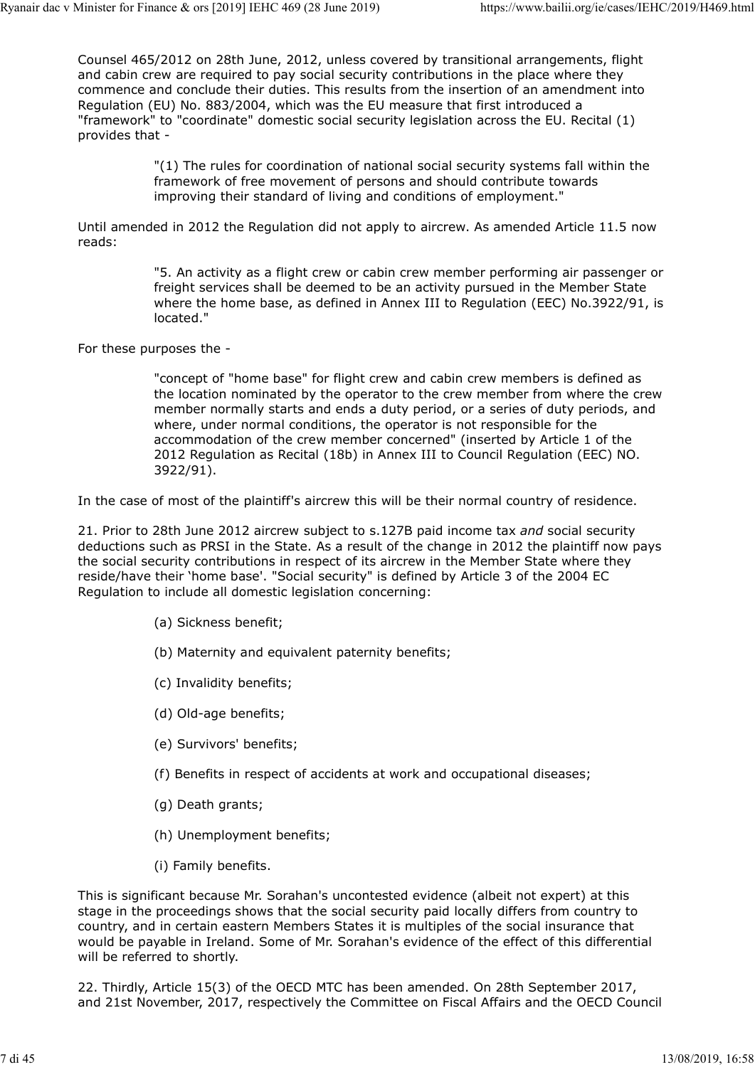Counsel 465/2012 on 28th June, 2012, unless covered by transitional arrangements, flight and cabin crew are required to pay social security contributions in the place where they commence and conclude their duties. This results from the insertion of an amendment into Regulation (EU) No. 883/2004, which was the EU measure that first introduced a "framework" to "coordinate" domestic social security legislation across the EU. Recital (1) provides that -

> "(1) The rules for coordination of national social security systems fall within the framework of free movement of persons and should contribute towards improving their standard of living and conditions of employment."

Until amended in 2012 the Regulation did not apply to aircrew. As amended Article 11.5 now reads:

> "5. An activity as a flight crew or cabin crew member performing air passenger or freight services shall be deemed to be an activity pursued in the Member State where the home base, as defined in Annex III to Regulation (EEC) No.3922/91, is located."

For these purposes the -

> "concept of "home base" for flight crew and cabin crew members is defined as the location nominated by the operator to the crew member from where the crew member normally starts and ends a duty period, or a series of duty periods, and where, under normal conditions, the operator is not responsible for the accommodation of the crew member concerned" (inserted by Article 1 of the 2012 Regulation as Recital (18b) in Annex III to Council Regulation (EEC) NO. 3922/91).

In the case of most of the plaintiff's aircrew this will be their normal country of residence.

21. Prior to 28th June 2012 aircrew subject to s.127B paid income tax *and* social security deductions such as PRSI in the State. As a result of the change in 2012 the plaintiff now pays the social security contributions in respect of its aircrew in the Member State where they reside/have their 'home base'. "Social security" is defined by Article 3 of the 2004 EC Regulation to include all domestic legislation concerning:

> (a) Sickness benefit;
>
> (b) Maternity and equivalent paternity benefits;
>
> (c) Invalidity benefits;
>
> (d) Old-age benefits;
>
> (e) Survivors' benefits;
>
> (f) Benefits in respect of accidents at work and occupational diseases;
>
> (g) Death grants;
>
> (h) Unemployment benefits;
>
> (i) Family benefits.

This is significant because Mr. Sorahan's uncontested evidence (albeit not expert) at this stage in the proceedings shows that the social security paid locally differs from country to country, and in certain eastern Members States it is multiples of the social insurance that would be payable in Ireland. Some of Mr. Sorahan's evidence of the effect of this differential will be referred to shortly.

22. Thirdly, Article 15(3) of the OECD MTC has been amended. On 28th September 2017, and 21st November, 2017, respectively the Committee on Fiscal Affairs and the OECD Council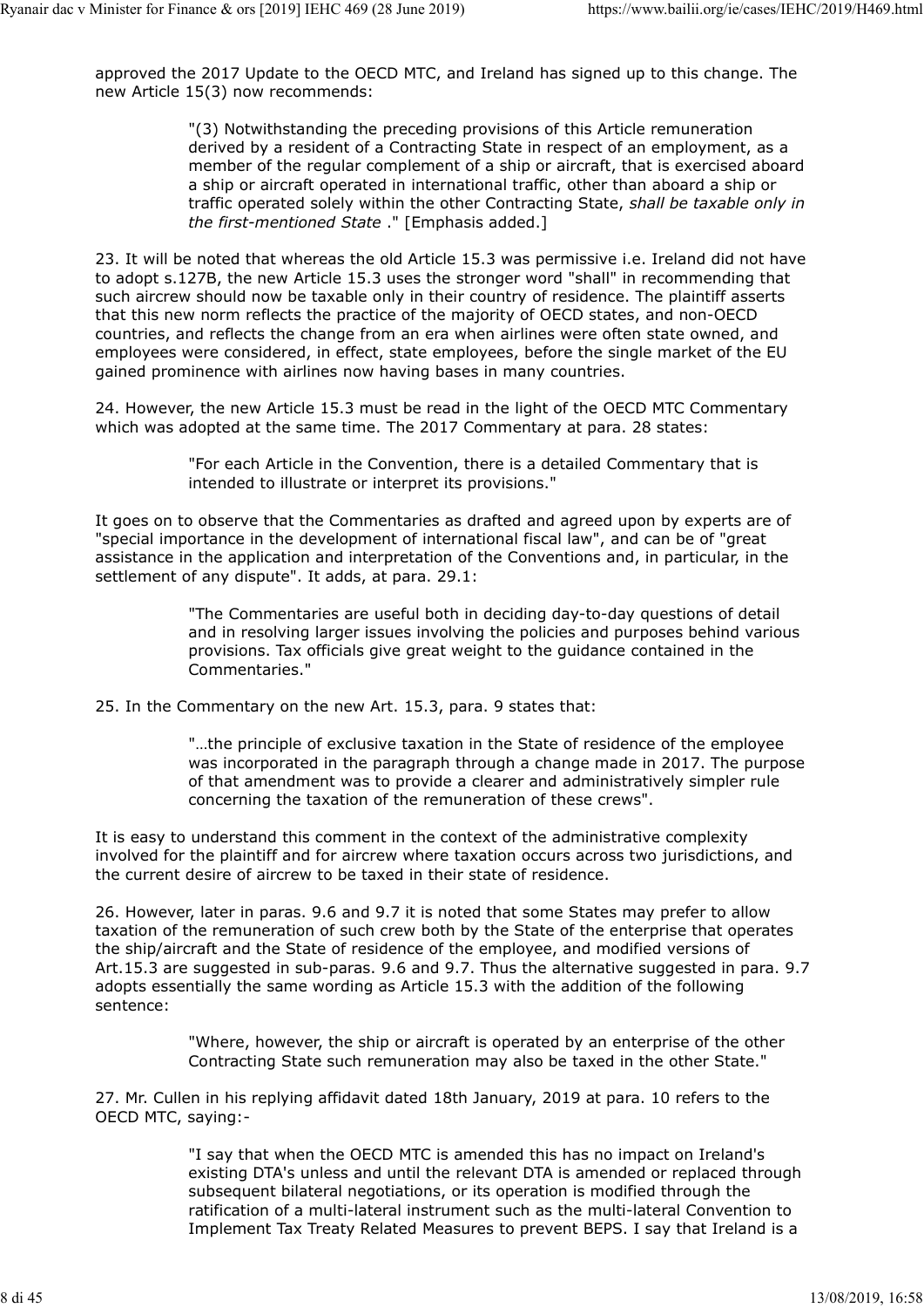approved the 2017 Update to the OECD MTC, and Ireland has signed up to this change. The new Article 15(3) now recommends:

> "(3) Notwithstanding the preceding provisions of this Article remuneration derived by a resident of a Contracting State in respect of an employment, as a member of the regular complement of a ship or aircraft, that is exercised aboard a ship or aircraft operated in international traffic, other than aboard a ship or traffic operated solely within the other Contracting State, *shall be taxable only in the first-mentioned State* ." [Emphasis added.]

23. It will be noted that whereas the old Article 15.3 was permissive i.e. Ireland did not have to adopt s.127B, the new Article 15.3 uses the stronger word "shall" in recommending that such aircrew should now be taxable only in their country of residence. The plaintiff asserts that this new norm reflects the practice of the majority of OECD states, and non-OECD countries, and reflects the change from an era when airlines were often state owned, and employees were considered, in effect, state employees, before the single market of the EU gained prominence with airlines now having bases in many countries.

24. However, the new Article 15.3 must be read in the light of the OECD MTC Commentary which was adopted at the same time. The 2017 Commentary at para. 28 states:

> "For each Article in the Convention, there is a detailed Commentary that is intended to illustrate or interpret its provisions."

It goes on to observe that the Commentaries as drafted and agreed upon by experts are of "special importance in the development of international fiscal law", and can be of "great assistance in the application and interpretation of the Conventions and, in particular, in the settlement of any dispute". It adds, at para. 29.1:

> "The Commentaries are useful both in deciding day-to-day questions of detail and in resolving larger issues involving the policies and purposes behind various provisions. Tax officials give great weight to the guidance contained in the Commentaries."

25. In the Commentary on the new Art. 15.3, para. 9 states that:

> "…the principle of exclusive taxation in the State of residence of the employee was incorporated in the paragraph through a change made in 2017. The purpose of that amendment was to provide a clearer and administratively simpler rule concerning the taxation of the remuneration of these crews".

It is easy to understand this comment in the context of the administrative complexity involved for the plaintiff and for aircrew where taxation occurs across two jurisdictions, and the current desire of aircrew to be taxed in their state of residence.

26. However, later in paras. 9.6 and 9.7 it is noted that some States may prefer to allow taxation of the remuneration of such crew both by the State of the enterprise that operates the ship/aircraft and the State of residence of the employee, and modified versions of Art.15.3 are suggested in sub-paras. 9.6 and 9.7. Thus the alternative suggested in para. 9.7 adopts essentially the same wording as Article 15.3 with the addition of the following sentence:

> "Where, however, the ship or aircraft is operated by an enterprise of the other Contracting State such remuneration may also be taxed in the other State."

27. Mr. Cullen in his replying affidavit dated 18th January, 2019 at para. 10 refers to the OECD MTC, saying:-

> "I say that when the OECD MTC is amended this has no impact on Ireland's existing DTA's unless and until the relevant DTA is amended or replaced through subsequent bilateral negotiations, or its operation is modified through the ratification of a multi-lateral instrument such as the multi-lateral Convention to Implement Tax Treaty Related Measures to prevent BEPS. I say that Ireland is a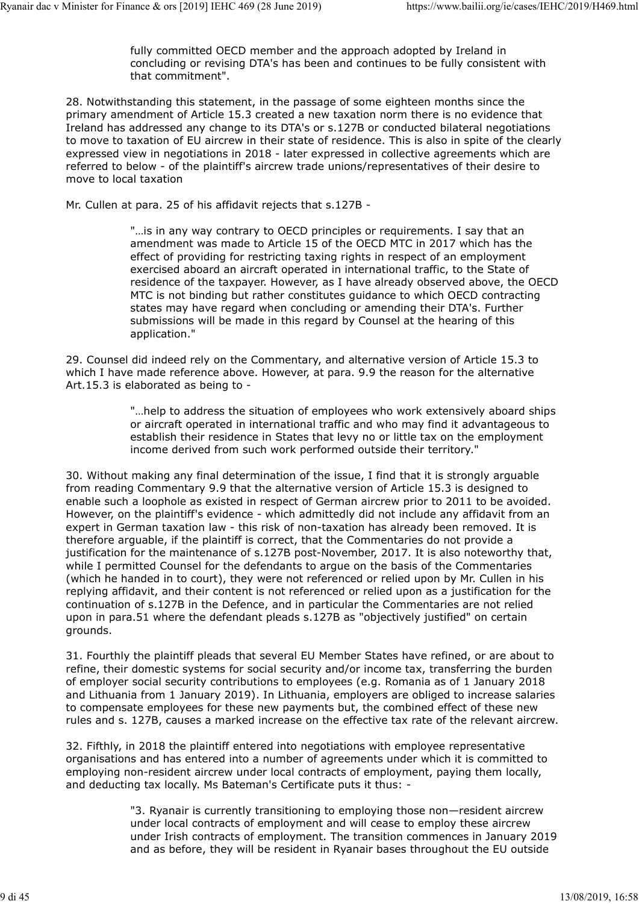> fully committed OECD member and the approach adopted by Ireland in concluding or revising DTA's has been and continues to be fully consistent with that commitment".

28. Notwithstanding this statement, in the passage of some eighteen months since the primary amendment of Article 15.3 created a new taxation norm there is no evidence that Ireland has addressed any change to its DTA's or s.127B or conducted bilateral negotiations to move to taxation of EU aircrew in their state of residence. This is also in spite of the clearly expressed view in negotiations in 2018 - later expressed in collective agreements which are referred to below - of the plaintiff's aircrew trade unions/representatives of their desire to move to local taxation

Mr. Cullen at para. 25 of his affidavit rejects that s.127B -

> "…is in any way contrary to OECD principles or requirements. I say that an amendment was made to Article 15 of the OECD MTC in 2017 which has the effect of providing for restricting taxing rights in respect of an employment exercised aboard an aircraft operated in international traffic, to the State of residence of the taxpayer. However, as I have already observed above, the OECD MTC is not binding but rather constitutes guidance to which OECD contracting states may have regard when concluding or amending their DTA's. Further submissions will be made in this regard by Counsel at the hearing of this application."

29. Counsel did indeed rely on the Commentary, and alternative version of Article 15.3 to which I have made reference above. However, at para. 9.9 the reason for the alternative Art.15.3 is elaborated as being to -

> "…help to address the situation of employees who work extensively aboard ships or aircraft operated in international traffic and who may find it advantageous to establish their residence in States that levy no or little tax on the employment income derived from such work performed outside their territory."

30. Without making any final determination of the issue, I find that it is strongly arguable from reading Commentary 9.9 that the alternative version of Article 15.3 is designed to enable such a loophole as existed in respect of German aircrew prior to 2011 to be avoided. However, on the plaintiff's evidence - which admittedly did not include any affidavit from an expert in German taxation law - this risk of non-taxation has already been removed. It is therefore arguable, if the plaintiff is correct, that the Commentaries do not provide a justification for the maintenance of s.127B post-November, 2017. It is also noteworthy that, while I permitted Counsel for the defendants to argue on the basis of the Commentaries (which he handed in to court), they were not referenced or relied upon by Mr. Cullen in his replying affidavit, and their content is not referenced or relied upon as a justification for the continuation of s.127B in the Defence, and in particular the Commentaries are not relied upon in para.51 where the defendant pleads s.127B as "objectively justified" on certain grounds.

31. Fourthly the plaintiff pleads that several EU Member States have refined, or are about to refine, their domestic systems for social security and/or income tax, transferring the burden of employer social security contributions to employees (e.g. Romania as of 1 January 2018 and Lithuania from 1 January 2019). In Lithuania, employers are obliged to increase salaries to compensate employees for these new payments but, the combined effect of these new rules and s. 127B, causes a marked increase on the effective tax rate of the relevant aircrew.

32. Fifthly, in 2018 the plaintiff entered into negotiations with employee representative organisations and has entered into a number of agreements under which it is committed to employing non-resident aircrew under local contracts of employment, paying them locally, and deducting tax locally. Ms Bateman's Certificate puts it thus: -

> "3. Ryanair is currently transitioning to employing those non—resident aircrew under local contracts of employment and will cease to employ these aircrew under Irish contracts of employment. The transition commences in January 2019 and as before, they will be resident in Ryanair bases throughout the EU outside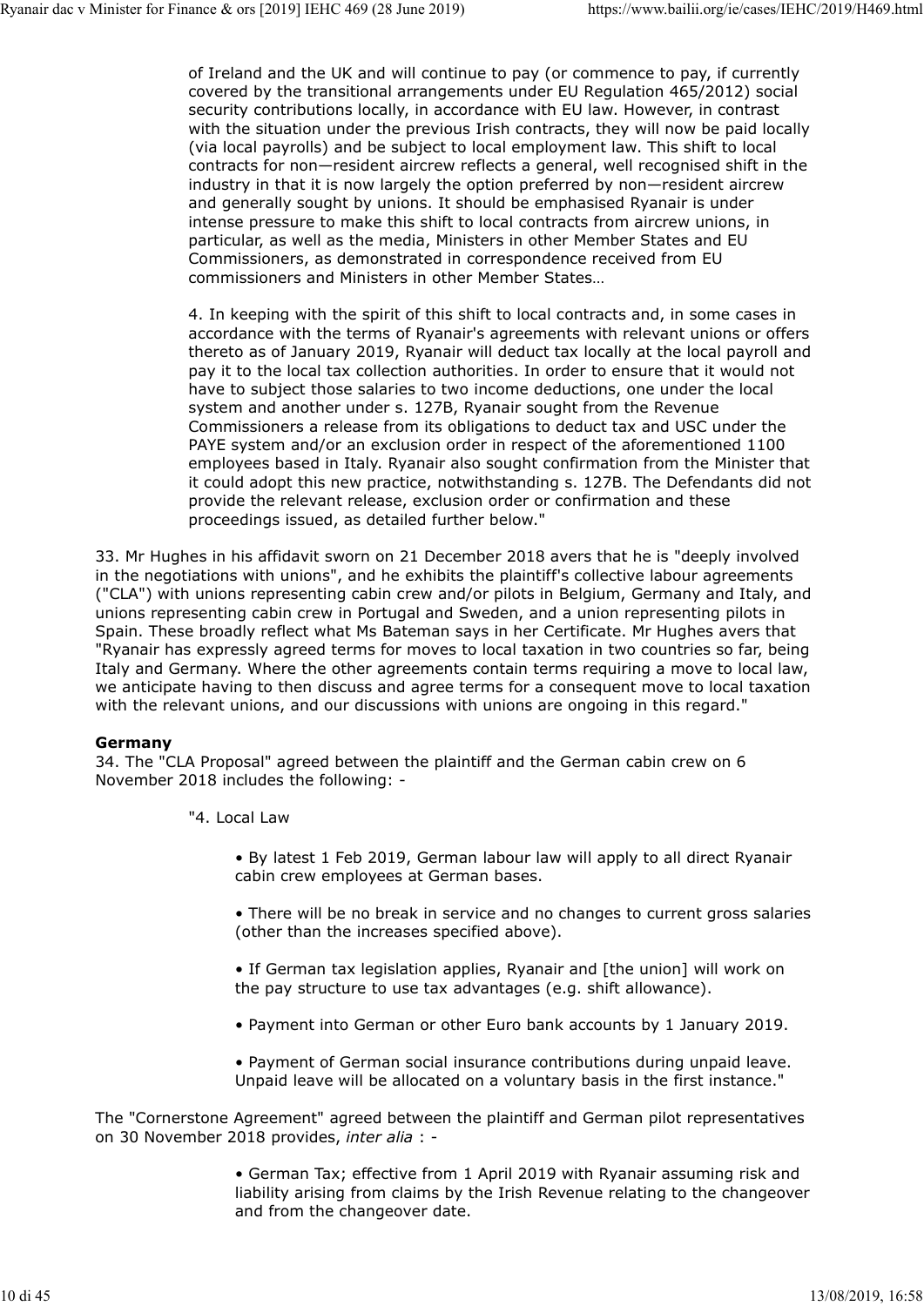of Ireland and the UK and will continue to pay (or commence to pay, if currently covered by the transitional arrangements under EU Regulation 465/2012) social security contributions locally, in accordance with EU law. However, in contrast with the situation under the previous Irish contracts, they will now be paid locally (via local payrolls) and be subject to local employment law. This shift to local contracts for non—resident aircrew reflects a general, well recognised shift in the industry in that it is now largely the option preferred by non—resident aircrew and generally sought by unions. It should be emphasised Ryanair is under intense pressure to make this shift to local contracts from aircrew unions, in particular, as well as the media, Ministers in other Member States and EU Commissioners, as demonstrated in correspondence received from EU commissioners and Ministers in other Member States…

> 4. In keeping with the spirit of this shift to local contracts and, in some cases in accordance with the terms of Ryanair's agreements with relevant unions or offers thereto as of January 2019, Ryanair will deduct tax locally at the local payroll and pay it to the local tax collection authorities. In order to ensure that it would not have to subject those salaries to two income deductions, one under the local system and another under s. 127B, Ryanair sought from the Revenue Commissioners a release from its obligations to deduct tax and USC under the PAYE system and/or an exclusion order in respect of the aforementioned 1100 employees based in Italy. Ryanair also sought confirmation from the Minister that it could adopt this new practice, notwithstanding s. 127B. The Defendants did not provide the relevant release, exclusion order or confirmation and these proceedings issued, as detailed further below."

33. Mr Hughes in his affidavit sworn on 21 December 2018 avers that he is "deeply involved in the negotiations with unions", and he exhibits the plaintiff's collective labour agreements ("CLA") with unions representing cabin crew and/or pilots in Belgium, Germany and Italy, and unions representing cabin crew in Portugal and Sweden, and a union representing pilots in Spain. These broadly reflect what Ms Bateman says in her Certificate. Mr Hughes avers that "Ryanair has expressly agreed terms for moves to local taxation in two countries so far, being Italy and Germany. Where the other agreements contain terms requiring a move to local law, we anticipate having to then discuss and agree terms for a consequent move to local taxation with the relevant unions, and our discussions with unions are ongoing in this regard."

**Germany**

34. The "CLA Proposal" agreed between the plaintiff and the German cabin crew on 6 November 2018 includes the following: -

> "4. Local Law
>
> - By latest 1 Feb 2019, German labour law will apply to all direct Ryanair cabin crew employees at German bases.
> - There will be no break in service and no changes to current gross salaries (other than the increases specified above).
> - If German tax legislation applies, Ryanair and [the union] will work on the pay structure to use tax advantages (e.g. shift allowance).
> - Payment into German or other Euro bank accounts by 1 January 2019.
> - Payment of German social insurance contributions during unpaid leave. Unpaid leave will be allocated on a voluntary basis in the first instance."

The "Cornerstone Agreement" agreed between the plaintiff and German pilot representatives on 30 November 2018 provides, *inter alia* : -

> - German Tax; effective from 1 April 2019 with Ryanair assuming risk and liability arising from claims by the Irish Revenue relating to the changeover and from the changeover date.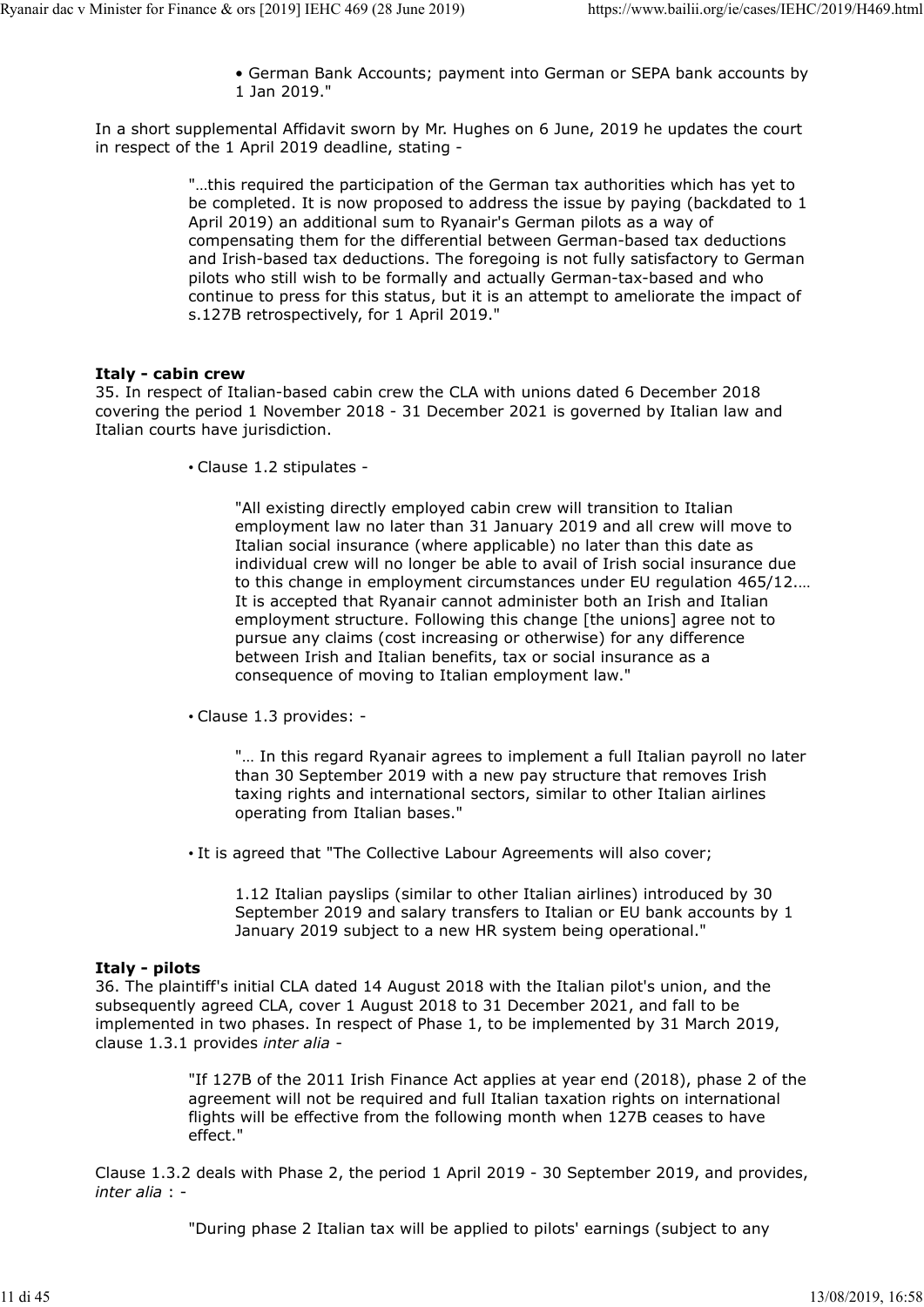• German Bank Accounts; payment into German or SEPA bank accounts by 1 Jan 2019."

In a short supplemental Affidavit sworn by Mr. Hughes on 6 June, 2019 he updates the court in respect of the 1 April 2019 deadline, stating -

> "…this required the participation of the German tax authorities which has yet to be completed. It is now proposed to address the issue by paying (backdated to 1 April 2019) an additional sum to Ryanair's German pilots as a way of compensating them for the differential between German-based tax deductions and Irish-based tax deductions. The foregoing is not fully satisfactory to German pilots who still wish to be formally and actually German-tax-based and who continue to press for this status, but it is an attempt to ameliorate the impact of s.127B retrospectively, for 1 April 2019."

**Italy - cabin crew**

35. In respect of Italian-based cabin crew the CLA with unions dated 6 December 2018 covering the period 1 November 2018 - 31 December 2021 is governed by Italian law and Italian courts have jurisdiction.

- Clause 1.2 stipulates -

> "All existing directly employed cabin crew will transition to Italian employment law no later than 31 January 2019 and all crew will move to Italian social insurance (where applicable) no later than this date as individual crew will no longer be able to avail of Irish social insurance due to this change in employment circumstances under EU regulation 465/12.… It is accepted that Ryanair cannot administer both an Irish and Italian employment structure. Following this change [the unions] agree not to pursue any claims (cost increasing or otherwise) for any difference between Irish and Italian benefits, tax or social insurance as a consequence of moving to Italian employment law."

- Clause 1.3 provides: -

> "… In this regard Ryanair agrees to implement a full Italian payroll no later than 30 September 2019 with a new pay structure that removes Irish taxing rights and international sectors, similar to other Italian airlines operating from Italian bases."

- It is agreed that "The Collective Labour Agreements will also cover;

> 1.12 Italian payslips (similar to other Italian airlines) introduced by 30 September 2019 and salary transfers to Italian or EU bank accounts by 1 January 2019 subject to a new HR system being operational."

**Italy - pilots**

36. The plaintiff's initial CLA dated 14 August 2018 with the Italian pilot's union, and the subsequently agreed CLA, cover 1 August 2018 to 31 December 2021, and fall to be implemented in two phases. In respect of Phase 1, to be implemented by 31 March 2019, clause 1.3.1 provides *inter alia* -

> "If 127B of the 2011 Irish Finance Act applies at year end (2018), phase 2 of the agreement will not be required and full Italian taxation rights on international flights will be effective from the following month when 127B ceases to have effect."

Clause 1.3.2 deals with Phase 2, the period 1 April 2019 - 30 September 2019, and provides, *inter alia* : -

> "During phase 2 Italian tax will be applied to pilots' earnings (subject to any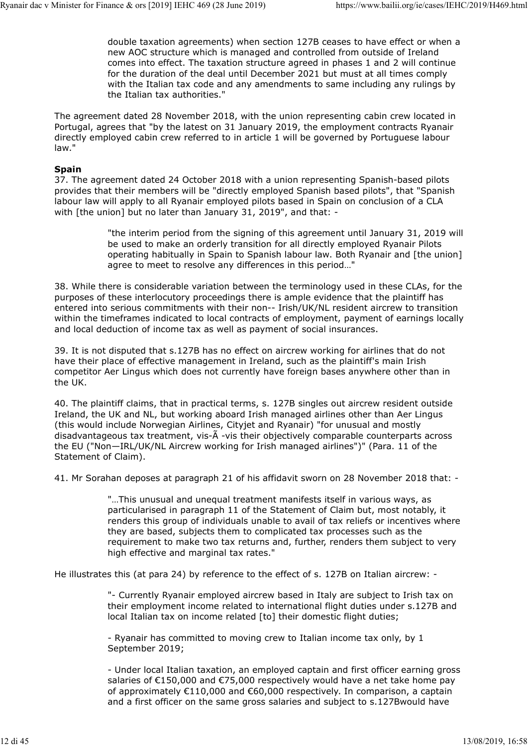> double taxation agreements) when section 127B ceases to have effect or when a new AOC structure which is managed and controlled from outside of Ireland comes into effect. The taxation structure agreed in phases 1 and 2 will continue for the duration of the deal until December 2021 but must at all times comply with the Italian tax code and any amendments to same including any rulings by the Italian tax authorities."

The agreement dated 28 November 2018, with the union representing cabin crew located in Portugal, agrees that "by the latest on 31 January 2019, the employment contracts Ryanair directly employed cabin crew referred to in article 1 will be governed by Portuguese labour law."

**Spain**

37. The agreement dated 24 October 2018 with a union representing Spanish-based pilots provides that their members will be "directly employed Spanish based pilots", that "Spanish labour law will apply to all Ryanair employed pilots based in Spain on conclusion of a CLA with [the union] but no later than January 31, 2019", and that: -

> "the interim period from the signing of this agreement until January 31, 2019 will be used to make an orderly transition for all directly employed Ryanair Pilots operating habitually in Spain to Spanish labour law. Both Ryanair and [the union] agree to meet to resolve any differences in this period…"

38. While there is considerable variation between the terminology used in these CLAs, for the purposes of these interlocutory proceedings there is ample evidence that the plaintiff has entered into serious commitments with their non-- Irish/UK/NL resident aircrew to transition within the timeframes indicated to local contracts of employment, payment of earnings locally and local deduction of income tax as well as payment of social insurances.

39. It is not disputed that s.127B has no effect on aircrew working for airlines that do not have their place of effective management in Ireland, such as the plaintiff's main Irish competitor Aer Lingus which does not currently have foreign bases anywhere other than in the UK.

40. The plaintiff claims, that in practical terms, s. 127B singles out aircrew resident outside Ireland, the UK and NL, but working aboard Irish managed airlines other than Aer Lingus (this would include Norwegian Airlines, Cityjet and Ryanair) "for unusual and mostly disadvantageous tax treatment, vis-Ã -vis their objectively comparable counterparts across the EU ("Non—IRL/UK/NL Aircrew working for Irish managed airlines")" (Para. 11 of the Statement of Claim).

41. Mr Sorahan deposes at paragraph 21 of his affidavit sworn on 28 November 2018 that: -

> "…This unusual and unequal treatment manifests itself in various ways, as particularised in paragraph 11 of the Statement of Claim but, most notably, it renders this group of individuals unable to avail of tax reliefs or incentives where they are based, subjects them to complicated tax processes such as the requirement to make two tax returns and, further, renders them subject to very high effective and marginal tax rates."

He illustrates this (at para 24) by reference to the effect of s. 127B on Italian aircrew: -

> "- Currently Ryanair employed aircrew based in Italy are subject to Irish tax on their employment income related to international flight duties under s.127B and local Italian tax on income related [to] their domestic flight duties;
>
> - Ryanair has committed to moving crew to Italian income tax only, by 1 September 2019;
>
> - Under local Italian taxation, an employed captain and first officer earning gross salaries of €150,000 and €75,000 respectively would have a net take home pay of approximately €110,000 and €60,000 respectively. In comparison, a captain and a first officer on the same gross salaries and subject to s.127Bwould have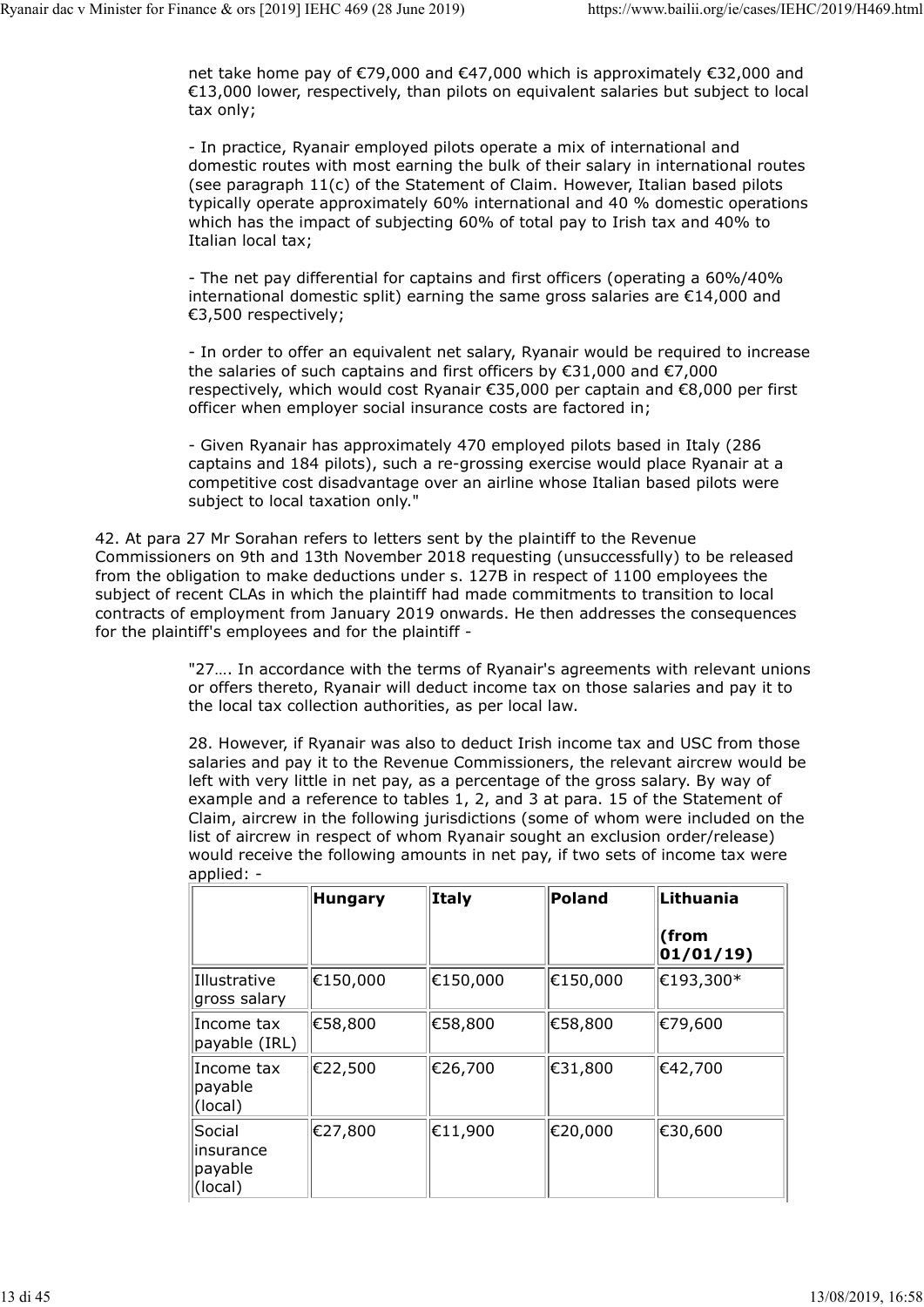net take home pay of €79,000 and €47,000 which is approximately €32,000 and €13,000 lower, respectively, than pilots on equivalent salaries but subject to local tax only;

> - In practice, Ryanair employed pilots operate a mix of international and domestic routes with most earning the bulk of their salary in international routes (see paragraph 11(c) of the Statement of Claim. However, Italian based pilots typically operate approximately 60% international and 40 % domestic operations which has the impact of subjecting 60% of total pay to Irish tax and 40% to Italian local tax;
>
> - The net pay differential for captains and first officers (operating a 60%/40% international domestic split) earning the same gross salaries are €14,000 and €3,500 respectively;
>
> - In order to offer an equivalent net salary, Ryanair would be required to increase the salaries of such captains and first officers by €31,000 and €7,000 respectively, which would cost Ryanair €35,000 per captain and €8,000 per first officer when employer social insurance costs are factored in;
>
> - Given Ryanair has approximately 470 employed pilots based in Italy (286 captains and 184 pilots), such a re-grossing exercise would place Ryanair at a competitive cost disadvantage over an airline whose Italian based pilots were subject to local taxation only."

42. At para 27 Mr Sorahan refers to letters sent by the plaintiff to the Revenue Commissioners on 9th and 13th November 2018 requesting (unsuccessfully) to be released from the obligation to make deductions under s. 127B in respect of 1100 employees the subject of recent CLAs in which the plaintiff had made commitments to transition to local contracts of employment from January 2019 onwards. He then addresses the consequences for the plaintiff's employees and for the plaintiff -

> "27…. In accordance with the terms of Ryanair's agreements with relevant unions or offers thereto, Ryanair will deduct income tax on those salaries and pay it to the local tax collection authorities, as per local law.
>
> 28. However, if Ryanair was also to deduct Irish income tax and USC from those salaries and pay it to the Revenue Commissioners, the relevant aircrew would be left with very little in net pay, as a percentage of the gross salary. By way of example and a reference to tables 1, 2, and 3 at para. 15 of the Statement of Claim, aircrew in the following jurisdictions (some of whom were included on the list of aircrew in respect of whom Ryanair sought an exclusion order/release) would receive the following amounts in net pay, if two sets of income tax were applied: -

| | **Hungary** | **Italy** | **Poland** | **Lithuania (from 01/01/19)** |
|---|---|---|---|---|
| Illustrative gross salary | €150,000 | €150,000 | €150,000 | €193,300* |
| Income tax payable (IRL) | €58,800 | €58,800 | €58,800 | €79,600 |
| Income tax payable (local) | €22,500 | €26,700 | €31,800 | €42,700 |
| Social insurance payable (local) | €27,800 | €11,900 | €20,000 | €30,600 |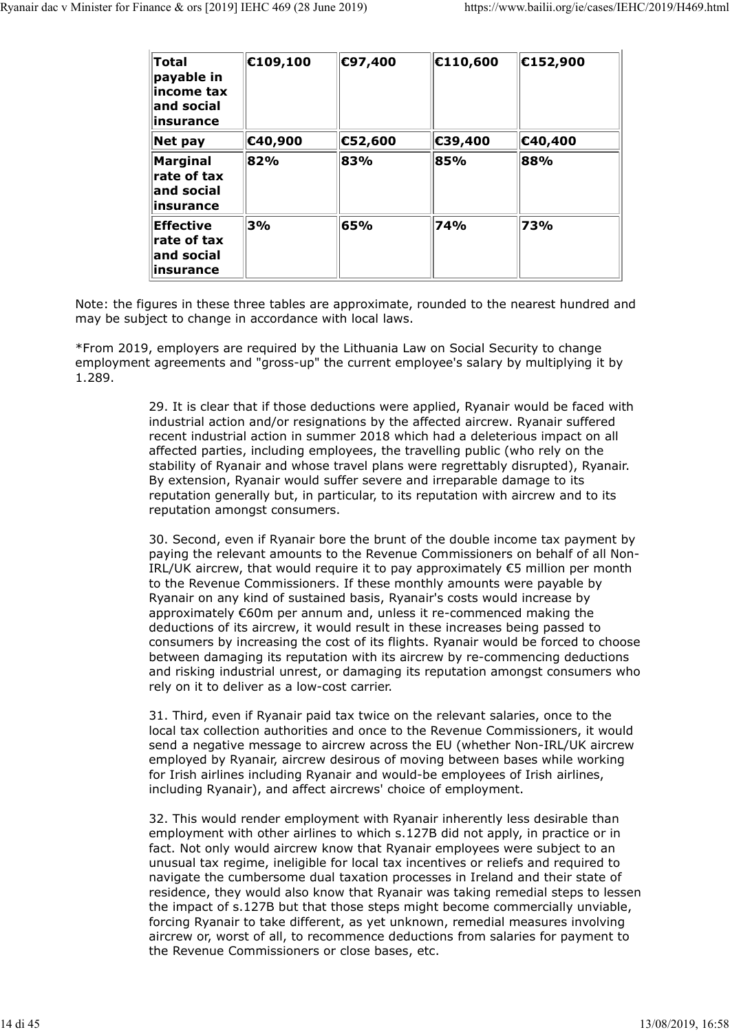| **Total payable in income tax and social insurance** | **€109,100** | **€97,400** | **€110,600** | **€152,900** |
|---|---|---|---|---|
| **Net pay** | **€40,900** | **€52,600** | **€39,400** | **€40,400** |
| **Marginal rate of tax and social insurance** | **82%** | **83%** | **85%** | **88%** |
| **Effective rate of tax and social insurance** | **3%** | **65%** | **74%** | **73%** |

Note: the figures in these three tables are approximate, rounded to the nearest hundred and may be subject to change in accordance with local laws.

*From 2019, employers are required by the Lithuania Law on Social Security to change employment agreements and "gross-up" the current employee's salary by multiplying it by 1.289.

> 29. It is clear that if those deductions were applied, Ryanair would be faced with industrial action and/or resignations by the affected aircrew. Ryanair suffered recent industrial action in summer 2018 which had a deleterious impact on all affected parties, including employees, the travelling public (who rely on the stability of Ryanair and whose travel plans were regrettably disrupted), Ryanair. By extension, Ryanair would suffer severe and irreparable damage to its reputation generally but, in particular, to its reputation with aircrew and to its reputation amongst consumers.
>
> 30. Second, even if Ryanair bore the brunt of the double income tax payment by paying the relevant amounts to the Revenue Commissioners on behalf of all Non-IRL/UK aircrew, that would require it to pay approximately €5 million per month to the Revenue Commissioners. If these monthly amounts were payable by Ryanair on any kind of sustained basis, Ryanair's costs would increase by approximately €60m per annum and, unless it re-commenced making the deductions of its aircrew, it would result in these increases being passed to consumers by increasing the cost of its flights. Ryanair would be forced to choose between damaging its reputation with its aircrew by re-commencing deductions and risking industrial unrest, or damaging its reputation amongst consumers who rely on it to deliver as a low-cost carrier.
>
> 31. Third, even if Ryanair paid tax twice on the relevant salaries, once to the local tax collection authorities and once to the Revenue Commissioners, it would send a negative message to aircrew across the EU (whether Non-IRL/UK aircrew employed by Ryanair, aircrew desirous of moving between bases while working for Irish airlines including Ryanair and would-be employees of Irish airlines, including Ryanair), and affect aircrews' choice of employment.
>
> 32. This would render employment with Ryanair inherently less desirable than employment with other airlines to which s.127B did not apply, in practice or in fact. Not only would aircrew know that Ryanair employees were subject to an unusual tax regime, ineligible for local tax incentives or reliefs and required to navigate the cumbersome dual taxation processes in Ireland and their state of residence, they would also know that Ryanair was taking remedial steps to lessen the impact of s.127B but that those steps might become commercially unviable, forcing Ryanair to take different, as yet unknown, remedial measures involving aircrew or, worst of all, to recommence deductions from salaries for payment to the Revenue Commissioners or close bases, etc.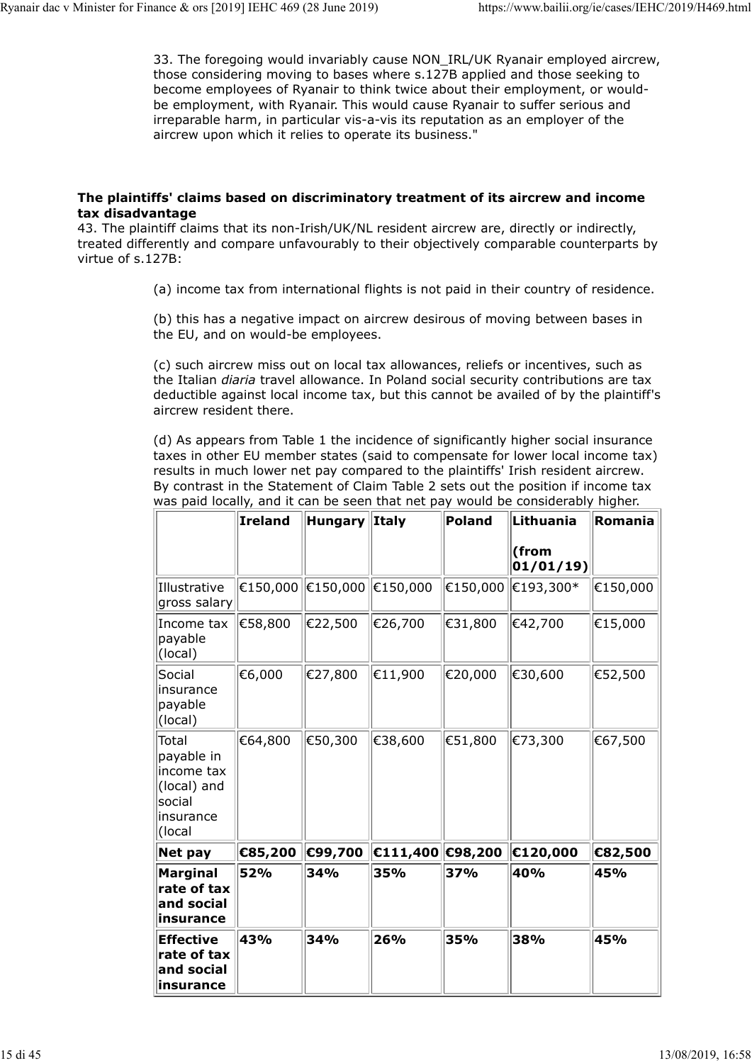33. The foregoing would invariably cause NON_IRL/UK Ryanair employed aircrew, those considering moving to bases where s.127B applied and those seeking to become employees of Ryanair to think twice about their employment, or would-be employment, with Ryanair. This would cause Ryanair to suffer serious and irreparable harm, in particular vis-a-vis its reputation as an employer of the aircrew upon which it relies to operate its business."

**The plaintiffs' claims based on discriminatory treatment of its aircrew and income tax disadvantage**

43. The plaintiff claims that its non-Irish/UK/NL resident aircrew are, directly or indirectly, treated differently and compare unfavourably to their objectively comparable counterparts by virtue of s.127B:

(a) income tax from international flights is not paid in their country of residence.

(b) this has a negative impact on aircrew desirous of moving between bases in the EU, and on would-be employees.

(c) such aircrew miss out on local tax allowances, reliefs or incentives, such as the Italian *diaria* travel allowance. In Poland social security contributions are tax deductible against local income tax, but this cannot be availed of by the plaintiff's aircrew resident there.

(d) As appears from Table 1 the incidence of significantly higher social insurance taxes in other EU member states (said to compensate for lower local income tax) results in much lower net pay compared to the plaintiffs' Irish resident aircrew. By contrast in the Statement of Claim Table 2 sets out the position if income tax was paid locally, and it can be seen that net pay would be considerably higher.

| | **Ireland** | **Hungary** | **Italy** | **Poland** | **Lithuania (from 01/01/19)** | **Romania** |
|---|---|---|---|---|---|---|
| Illustrative gross salary | €150,000 | €150,000 | €150,000 | €150,000 | €193,300* | €150,000 |
| Income tax payable (local) | €58,800 | €22,500 | €26,700 | €31,800 | €42,700 | €15,000 |
| Social insurance payable (local) | €6,000 | €27,800 | €11,900 | €20,000 | €30,600 | €52,500 |
| Total payable in income tax (local) and social insurance (local | €64,800 | €50,300 | €38,600 | €51,800 | €73,300 | €67,500 |
| **Net pay** | **€85,200** | **€99,700** | **€111,400** | **€98,200** | **€120,000** | **€82,500** |
| **Marginal rate of tax and social insurance** | **52%** | **34%** | **35%** | **37%** | **40%** | **45%** |
| **Effective rate of tax and social insurance** | **43%** | **34%** | **26%** | **35%** | **38%** | **45%** |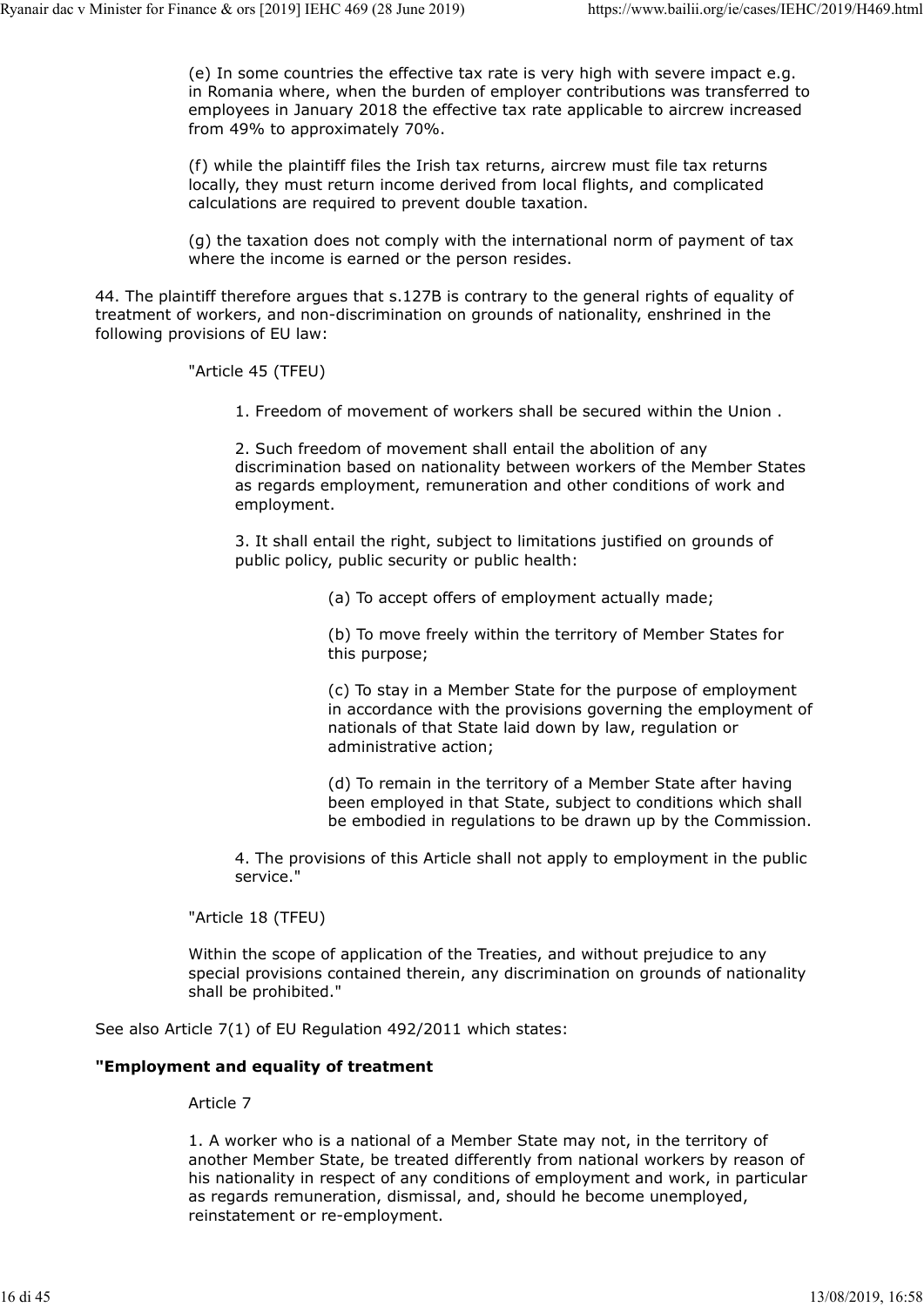(e) In some countries the effective tax rate is very high with severe impact e.g. in Romania where, when the burden of employer contributions was transferred to employees in January 2018 the effective tax rate applicable to aircrew increased from 49% to approximately 70%.

(f) while the plaintiff files the Irish tax returns, aircrew must file tax returns locally, they must return income derived from local flights, and complicated calculations are required to prevent double taxation.

(g) the taxation does not comply with the international norm of payment of tax where the income is earned or the person resides.

44. The plaintiff therefore argues that s.127B is contrary to the general rights of equality of treatment of workers, and non-discrimination on grounds of nationality, enshrined in the following provisions of EU law:

> "Article 45 (TFEU)
>
> > 1. Freedom of movement of workers shall be secured within the Union .
> >
> > 2. Such freedom of movement shall entail the abolition of any discrimination based on nationality between workers of the Member States as regards employment, remuneration and other conditions of work and employment.
> >
> > 3. It shall entail the right, subject to limitations justified on grounds of public policy, public security or public health:
> >
> > > (a) To accept offers of employment actually made;
> > >
> > > (b) To move freely within the territory of Member States for this purpose;
> > >
> > > (c) To stay in a Member State for the purpose of employment in accordance with the provisions governing the employment of nationals of that State laid down by law, regulation or administrative action;
> > >
> > > (d) To remain in the territory of a Member State after having been employed in that State, subject to conditions which shall be embodied in regulations to be drawn up by the Commission.
> >
> > 4. The provisions of this Article shall not apply to employment in the public service."
>
> "Article 18 (TFEU)
>
> Within the scope of application of the Treaties, and without prejudice to any special provisions contained therein, any discrimination on grounds of nationality shall be prohibited."

See also Article 7(1) of EU Regulation 492/2011 which states:

**"Employment and equality of treatment**

> Article 7
>
> 1. A worker who is a national of a Member State may not, in the territory of another Member State, be treated differently from national workers by reason of his nationality in respect of any conditions of employment and work, in particular as regards remuneration, dismissal, and, should he become unemployed, reinstatement or re-employment.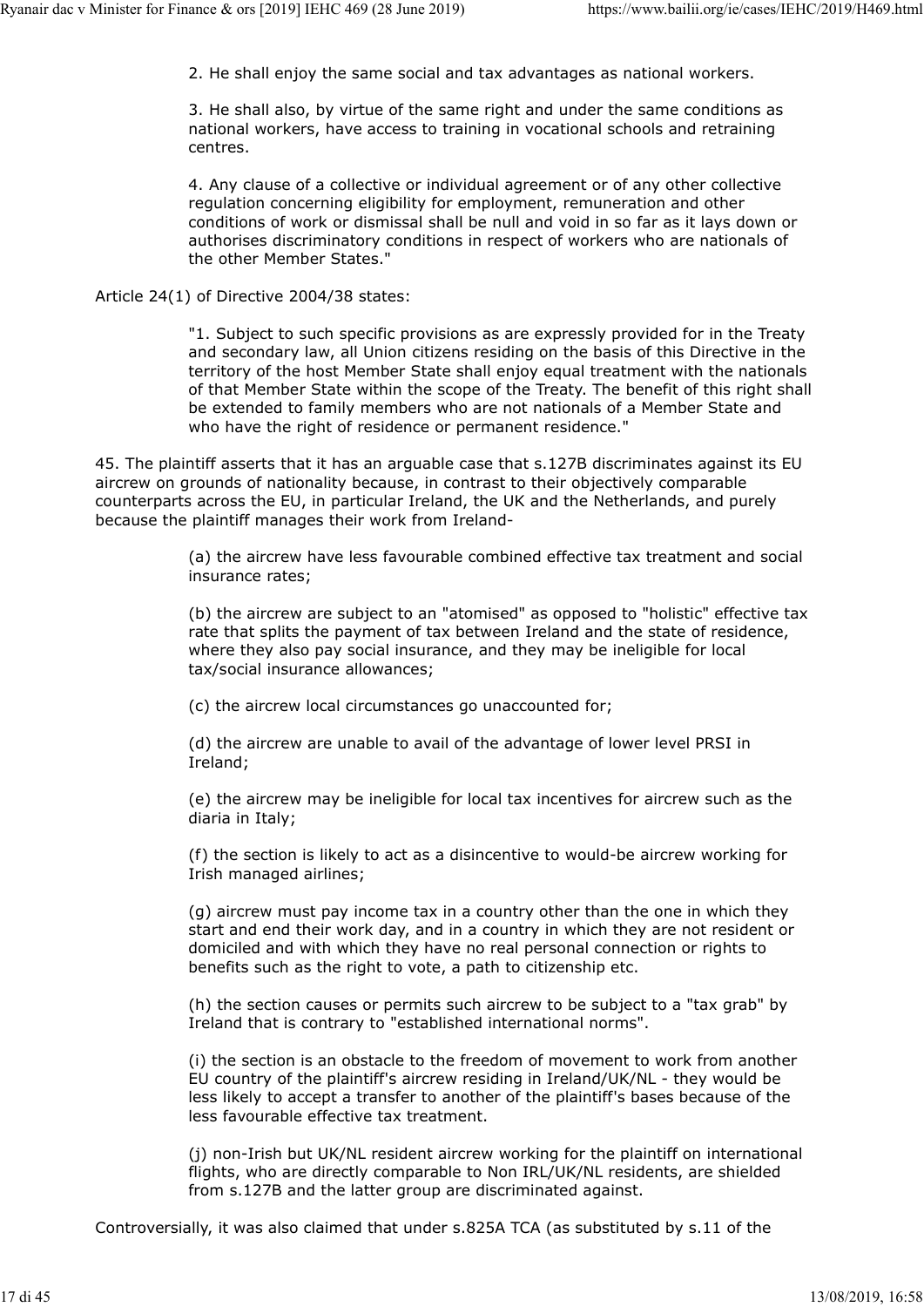> 2. He shall enjoy the same social and tax advantages as national workers.
>
> 3. He shall also, by virtue of the same right and under the same conditions as national workers, have access to training in vocational schools and retraining centres.
>
> 4. Any clause of a collective or individual agreement or of any other collective regulation concerning eligibility for employment, remuneration and other conditions of work or dismissal shall be null and void in so far as it lays down or authorises discriminatory conditions in respect of workers who are nationals of the other Member States."

Article 24(1) of Directive 2004/38 states:

> "1. Subject to such specific provisions as are expressly provided for in the Treaty and secondary law, all Union citizens residing on the basis of this Directive in the territory of the host Member State shall enjoy equal treatment with the nationals of that Member State within the scope of the Treaty. The benefit of this right shall be extended to family members who are not nationals of a Member State and who have the right of residence or permanent residence."

45. The plaintiff asserts that it has an arguable case that s.127B discriminates against its EU aircrew on grounds of nationality because, in contrast to their objectively comparable counterparts across the EU, in particular Ireland, the UK and the Netherlands, and purely because the plaintiff manages their work from Ireland-

> (a) the aircrew have less favourable combined effective tax treatment and social insurance rates;
>
> (b) the aircrew are subject to an "atomised" as opposed to "holistic" effective tax rate that splits the payment of tax between Ireland and the state of residence, where they also pay social insurance, and they may be ineligible for local tax/social insurance allowances;
>
> (c) the aircrew local circumstances go unaccounted for;
>
> (d) the aircrew are unable to avail of the advantage of lower level PRSI in Ireland;
>
> (e) the aircrew may be ineligible for local tax incentives for aircrew such as the diaria in Italy;
>
> (f) the section is likely to act as a disincentive to would-be aircrew working for Irish managed airlines;
>
> (g) aircrew must pay income tax in a country other than the one in which they start and end their work day, and in a country in which they are not resident or domiciled and with which they have no real personal connection or rights to benefits such as the right to vote, a path to citizenship etc.
>
> (h) the section causes or permits such aircrew to be subject to a "tax grab" by Ireland that is contrary to "established international norms".
>
> (i) the section is an obstacle to the freedom of movement to work from another EU country of the plaintiff's aircrew residing in Ireland/UK/NL - they would be less likely to accept a transfer to another of the plaintiff's bases because of the less favourable effective tax treatment.
>
> (j) non-Irish but UK/NL resident aircrew working for the plaintiff on international flights, who are directly comparable to Non IRL/UK/NL residents, are shielded from s.127B and the latter group are discriminated against.

Controversially, it was also claimed that under s.825A TCA (as substituted by s.11 of the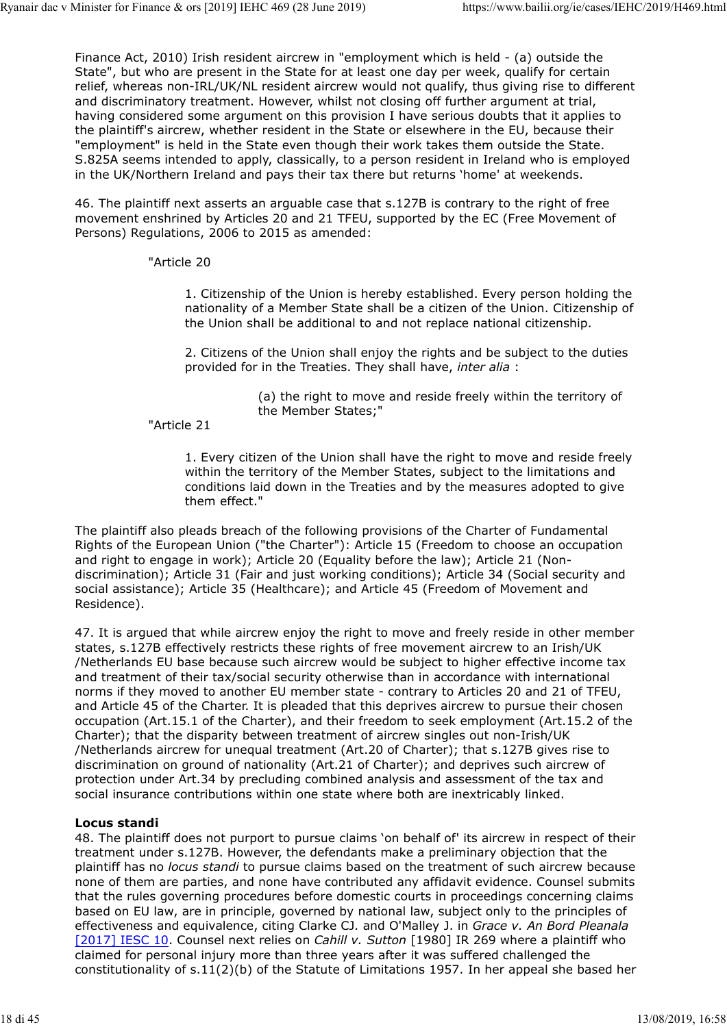Finance Act, 2010) Irish resident aircrew in "employment which is held - (a) outside the State", but who are present in the State for at least one day per week, qualify for certain relief, whereas non-IRL/UK/NL resident aircrew would not qualify, thus giving rise to different and discriminatory treatment. However, whilst not closing off further argument at trial, having considered some argument on this provision I have serious doubts that it applies to the plaintiff's aircrew, whether resident in the State or elsewhere in the EU, because their "employment" is held in the State even though their work takes them outside the State. S.825A seems intended to apply, classically, to a person resident in Ireland who is employed in the UK/Northern Ireland and pays their tax there but returns 'home' at weekends.

46. The plaintiff next asserts an arguable case that s.127B is contrary to the right of free movement enshrined by Articles 20 and 21 TFEU, supported by the EC (Free Movement of Persons) Regulations, 2006 to 2015 as amended:

> "Article 20
>
> > 1. Citizenship of the Union is hereby established. Every person holding the nationality of a Member State shall be a citizen of the Union. Citizenship of the Union shall be additional to and not replace national citizenship.
> >
> > 2. Citizens of the Union shall enjoy the rights and be subject to the duties provided for in the Treaties. They shall have, *inter alia* :
> >
> > > (a) the right to move and reside freely within the territory of the Member States;"
>
> "Article 21
>
> > 1. Every citizen of the Union shall have the right to move and reside freely within the territory of the Member States, subject to the limitations and conditions laid down in the Treaties and by the measures adopted to give them effect."

The plaintiff also pleads breach of the following provisions of the Charter of Fundamental Rights of the European Union ("the Charter"): Article 15 (Freedom to choose an occupation and right to engage in work); Article 20 (Equality before the law); Article 21 (Non-discrimination); Article 31 (Fair and just working conditions); Article 34 (Social security and social assistance); Article 35 (Healthcare); and Article 45 (Freedom of Movement and Residence).

47. It is argued that while aircrew enjoy the right to move and freely reside in other member states, s.127B effectively restricts these rights of free movement aircrew to an Irish/UK /Netherlands EU base because such aircrew would be subject to higher effective income tax and treatment of their tax/social security otherwise than in accordance with international norms if they moved to another EU member state - contrary to Articles 20 and 21 of TFEU, and Article 45 of the Charter. It is pleaded that this deprives aircrew to pursue their chosen occupation (Art.15.1 of the Charter), and their freedom to seek employment (Art.15.2 of the Charter); that the disparity between treatment of aircrew singles out non-Irish/UK /Netherlands aircrew for unequal treatment (Art.20 of Charter); that s.127B gives rise to discrimination on ground of nationality (Art.21 of Charter); and deprives such aircrew of protection under Art.34 by precluding combined analysis and assessment of the tax and social insurance contributions within one state where both are inextricably linked.

**Locus standi**

48. The plaintiff does not purport to pursue claims 'on behalf of' its aircrew in respect of their treatment under s.127B. However, the defendants make a preliminary objection that the plaintiff has no *locus standi* to pursue claims based on the treatment of such aircrew because none of them are parties, and none have contributed any affidavit evidence. Counsel submits that the rules governing procedures before domestic courts in proceedings concerning claims based on EU law, are in principle, governed by national law, subject only to the principles of effectiveness and equivalence, citing Clarke CJ. and O'Malley J. in *Grace v. An Bord Pleanala* [2017] IESC 10. Counsel next relies on *Cahill v. Sutton* [1980] IR 269 where a plaintiff who claimed for personal injury more than three years after it was suffered challenged the constitutionality of s.11(2)(b) of the Statute of Limitations 1957. In her appeal she based her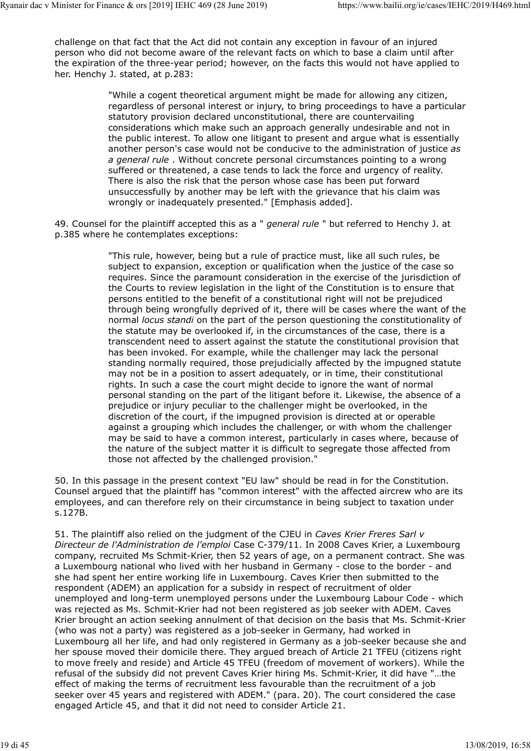challenge on that fact that the Act did not contain any exception in favour of an injured person who did not become aware of the relevant facts on which to base a claim until after the expiration of the three-year period; however, on the facts this would not have applied to her. Henchy J. stated, at p.283:

> "While a cogent theoretical argument might be made for allowing any citizen, regardless of personal interest or injury, to bring proceedings to have a particular statutory provision declared unconstitutional, there are countervailing considerations which make such an approach generally undesirable and not in the public interest. To allow one litigant to present and argue what is essentially another person's case would not be conducive to the administration of justice *as a general rule* . Without concrete personal circumstances pointing to a wrong suffered or threatened, a case tends to lack the force and urgency of reality. There is also the risk that the person whose case has been put forward unsuccessfully by another may be left with the grievance that his claim was wrongly or inadequately presented." [Emphasis added].

49. Counsel for the plaintiff accepted this as a " *general rule* " but referred to Henchy J. at p.385 where he contemplates exceptions:

> "This rule, however, being but a rule of practice must, like all such rules, be subject to expansion, exception or qualification when the justice of the case so requires. Since the paramount consideration in the exercise of the jurisdiction of the Courts to review legislation in the light of the Constitution is to ensure that persons entitled to the benefit of a constitutional right will not be prejudiced through being wrongfully deprived of it, there will be cases where the want of the normal *locus standi* on the part of the person questioning the constitutionality of the statute may be overlooked if, in the circumstances of the case, there is a transcendent need to assert against the statute the constitutional provision that has been invoked. For example, while the challenger may lack the personal standing normally required, those prejudicially affected by the impugned statute may not be in a position to assert adequately, or in time, their constitutional rights. In such a case the court might decide to ignore the want of normal personal standing on the part of the litigant before it. Likewise, the absence of a prejudice or injury peculiar to the challenger might be overlooked, in the discretion of the court, if the impugned provision is directed at or operable against a grouping which includes the challenger, or with whom the challenger may be said to have a common interest, particularly in cases where, because of the nature of the subject matter it is difficult to segregate those affected from those not affected by the challenged provision."

50. In this passage in the present context "EU law" should be read in for the Constitution. Counsel argued that the plaintiff has "common interest" with the affected aircrew who are its employees, and can therefore rely on their circumstance in being subject to taxation under s.127B.

51. The plaintiff also relied on the judgment of the CJEU in *Caves Krier Freres Sarl v Directeur de l'Administration de l'emploi* Case C-379/11. In 2008 Caves Krier, a Luxembourg company, recruited Ms Schmit-Krier, then 52 years of age, on a permanent contract. She was a Luxembourg national who lived with her husband in Germany - close to the border - and she had spent her entire working life in Luxembourg. Caves Krier then submitted to the respondent (ADEM) an application for a subsidy in respect of recruitment of older unemployed and long-term unemployed persons under the Luxembourg Labour Code - which was rejected as Ms. Schmit-Krier had not been registered as job seeker with ADEM. Caves Krier brought an action seeking annulment of that decision on the basis that Ms. Schmit-Krier (who was not a party) was registered as a job-seeker in Germany, had worked in Luxembourg all her life, and had only registered in Germany as a job-seeker because she and her spouse moved their domicile there. They argued breach of Article 21 TFEU (citizens right to move freely and reside) and Article 45 TFEU (freedom of movement of workers). While the refusal of the subsidy did not prevent Caves Krier hiring Ms. Schmit-Krier, it did have "…the effect of making the terms of recruitment less favourable than the recruitment of a job seeker over 45 years and registered with ADEM." (para. 20). The court considered the case engaged Article 45, and that it did not need to consider Article 21.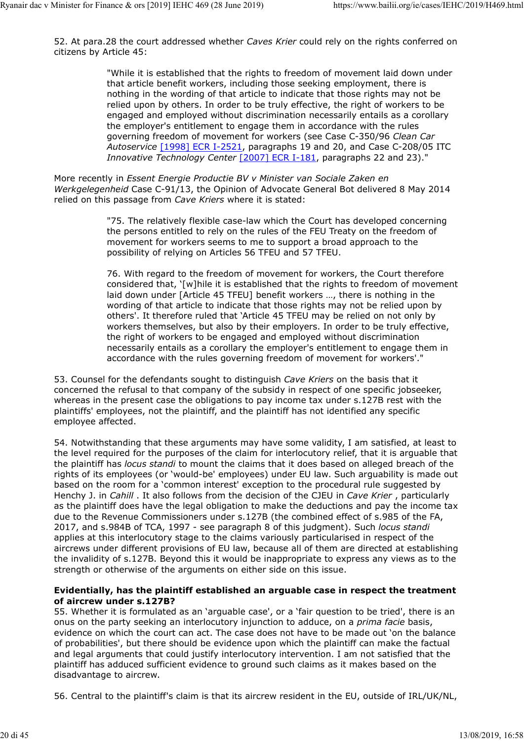52. At para.28 the court addressed whether *Caves Krier* could rely on the rights conferred on citizens by Article 45:

> "While it is established that the rights to freedom of movement laid down under that article benefit workers, including those seeking employment, there is nothing in the wording of that article to indicate that those rights may not be relied upon by others. In order to be truly effective, the right of workers to be engaged and employed without discrimination necessarily entails as a corollary the employer's entitlement to engage them in accordance with the rules governing freedom of movement for workers (see Case C-350/96 *Clean Car Autoservice* [1998] ECR I-2521, paragraphs 19 and 20, and Case C-208/05 ITC *Innovative Technology Center* [2007] ECR I-181, paragraphs 22 and 23)."

More recently in *Essent Energie Productie BV v Minister van Sociale Zaken en Werkgelegenheid* Case C-91/13, the Opinion of Advocate General Bot delivered 8 May 2014 relied on this passage from *Cave Kriers* where it is stated:

> "75. The relatively flexible case-law which the Court has developed concerning the persons entitled to rely on the rules of the FEU Treaty on the freedom of movement for workers seems to me to support a broad approach to the possibility of relying on Articles 56 TFEU and 57 TFEU.
>
> 76. With regard to the freedom of movement for workers, the Court therefore considered that, '[w]hile it is established that the rights to freedom of movement laid down under [Article 45 TFEU] benefit workers …, there is nothing in the wording of that article to indicate that those rights may not be relied upon by others'. It therefore ruled that 'Article 45 TFEU may be relied on not only by workers themselves, but also by their employers. In order to be truly effective, the right of workers to be engaged and employed without discrimination necessarily entails as a corollary the employer's entitlement to engage them in accordance with the rules governing freedom of movement for workers'."

53. Counsel for the defendants sought to distinguish *Cave Kriers* on the basis that it concerned the refusal to that company of the subsidy in respect of one specific jobseeker, whereas in the present case the obligations to pay income tax under s.127B rest with the plaintiffs' employees, not the plaintiff, and the plaintiff has not identified any specific employee affected.

54. Notwithstanding that these arguments may have some validity, I am satisfied, at least to the level required for the purposes of the claim for interlocutory relief, that it is arguable that the plaintiff has *locus standi* to mount the claims that it does based on alleged breach of the rights of its employees (or 'would-be' employees) under EU law. Such arguability is made out based on the room for a 'common interest' exception to the procedural rule suggested by Henchy J. in *Cahill* . It also follows from the decision of the CJEU in *Cave Krier* , particularly as the plaintiff does have the legal obligation to make the deductions and pay the income tax due to the Revenue Commissioners under s.127B (the combined effect of s.985 of the FA, 2017, and s.984B of TCA, 1997 - see paragraph 8 of this judgment). Such *locus standi* applies at this interlocutory stage to the claims variously particularised in respect of the aircrews under different provisions of EU law, because all of them are directed at establishing the invalidity of s.127B. Beyond this it would be inappropriate to express any views as to the strength or otherwise of the arguments on either side on this issue.

**Evidentially, has the plaintiff established an arguable case in respect the treatment of aircrew under s.127B?**

55. Whether it is formulated as an 'arguable case', or a 'fair question to be tried', there is an onus on the party seeking an interlocutory injunction to adduce, on a *prima facie* basis, evidence on which the court can act. The case does not have to be made out 'on the balance of probabilities', but there should be evidence upon which the plaintiff can make the factual and legal arguments that could justify interlocutory intervention. I am not satisfied that the plaintiff has adduced sufficient evidence to ground such claims as it makes based on the disadvantage to aircrew.

56. Central to the plaintiff's claim is that its aircrew resident in the EU, outside of IRL/UK/NL,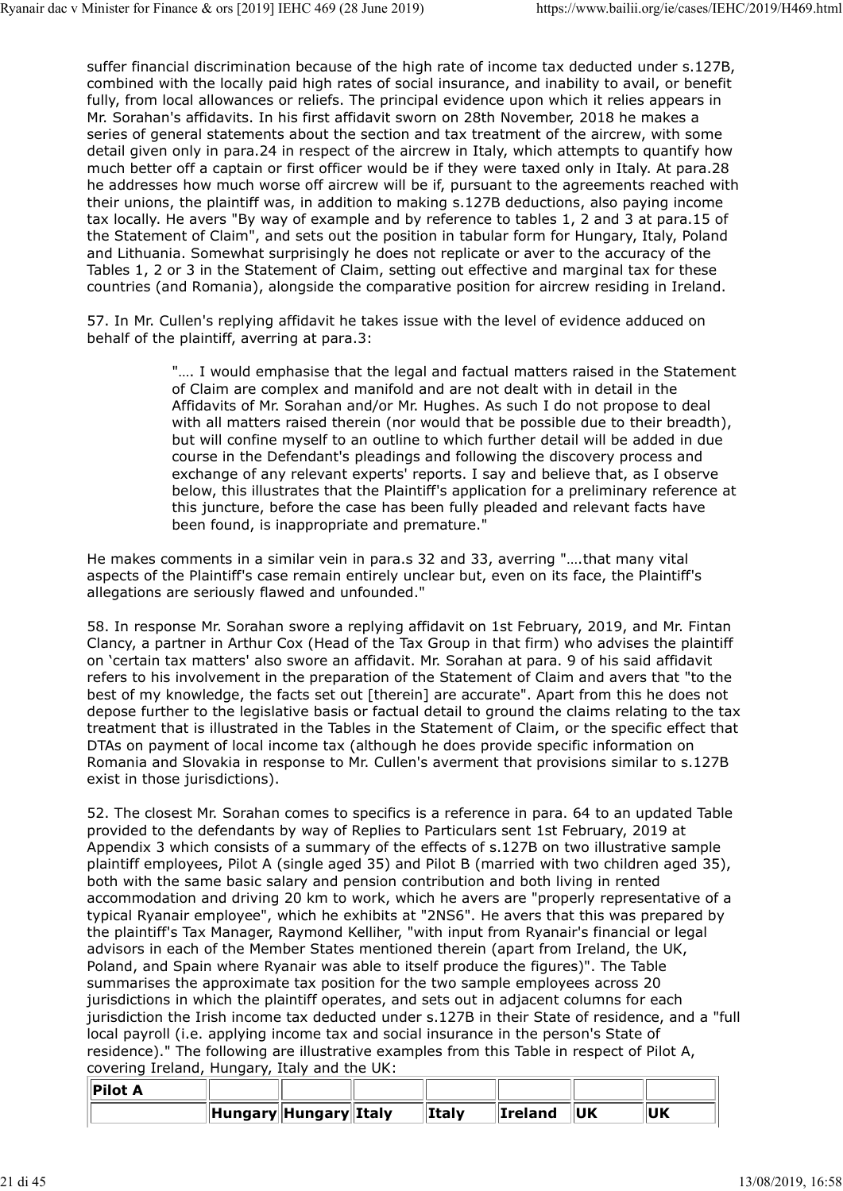suffer financial discrimination because of the high rate of income tax deducted under s.127B, combined with the locally paid high rates of social insurance, and inability to avail, or benefit fully, from local allowances or reliefs. The principal evidence upon which it relies appears in Mr. Sorahan's affidavits. In his first affidavit sworn on 28th November, 2018 he makes a series of general statements about the section and tax treatment of the aircrew, with some detail given only in para.24 in respect of the aircrew in Italy, which attempts to quantify how much better off a captain or first officer would be if they were taxed only in Italy. At para.28 he addresses how much worse off aircrew will be if, pursuant to the agreements reached with their unions, the plaintiff was, in addition to making s.127B deductions, also paying income tax locally. He avers "By way of example and by reference to tables 1, 2 and 3 at para.15 of the Statement of Claim", and sets out the position in tabular form for Hungary, Italy, Poland and Lithuania. Somewhat surprisingly he does not replicate or aver to the accuracy of the Tables 1, 2 or 3 in the Statement of Claim, setting out effective and marginal tax for these countries (and Romania), alongside the comparative position for aircrew residing in Ireland.

57. In Mr. Cullen's replying affidavit he takes issue with the level of evidence adduced on behalf of the plaintiff, averring at para.3:

> "…. I would emphasise that the legal and factual matters raised in the Statement of Claim are complex and manifold and are not dealt with in detail in the Affidavits of Mr. Sorahan and/or Mr. Hughes. As such I do not propose to deal with all matters raised therein (nor would that be possible due to their breadth), but will confine myself to an outline to which further detail will be added in due course in the Defendant's pleadings and following the discovery process and exchange of any relevant experts' reports. I say and believe that, as I observe below, this illustrates that the Plaintiff's application for a preliminary reference at this juncture, before the case has been fully pleaded and relevant facts have been found, is inappropriate and premature."

He makes comments in a similar vein in para.s 32 and 33, averring "….that many vital aspects of the Plaintiff's case remain entirely unclear but, even on its face, the Plaintiff's allegations are seriously flawed and unfounded."

58. In response Mr. Sorahan swore a replying affidavit on 1st February, 2019, and Mr. Fintan Clancy, a partner in Arthur Cox (Head of the Tax Group in that firm) who advises the plaintiff on 'certain tax matters' also swore an affidavit. Mr. Sorahan at para. 9 of his said affidavit refers to his involvement in the preparation of the Statement of Claim and avers that "to the best of my knowledge, the facts set out [therein] are accurate". Apart from this he does not depose further to the legislative basis or factual detail to ground the claims relating to the tax treatment that is illustrated in the Tables in the Statement of Claim, or the specific effect that DTAs on payment of local income tax (although he does provide specific information on Romania and Slovakia in response to Mr. Cullen's averment that provisions similar to s.127B exist in those jurisdictions).

52. The closest Mr. Sorahan comes to specifics is a reference in para. 64 to an updated Table provided to the defendants by way of Replies to Particulars sent 1st February, 2019 at Appendix 3 which consists of a summary of the effects of s.127B on two illustrative sample plaintiff employees, Pilot A (single aged 35) and Pilot B (married with two children aged 35), both with the same basic salary and pension contribution and both living in rented accommodation and driving 20 km to work, which he avers are "properly representative of a typical Ryanair employee", which he exhibits at "2NS6". He avers that this was prepared by the plaintiff's Tax Manager, Raymond Kelliher, "with input from Ryanair's financial or legal advisors in each of the Member States mentioned therein (apart from Ireland, the UK, Poland, and Spain where Ryanair was able to itself produce the figures)". The Table summarises the approximate tax position for the two sample employees across 20 jurisdictions in which the plaintiff operates, and sets out in adjacent columns for each jurisdiction the Irish income tax deducted under s.127B in their State of residence, and a "full local payroll (i.e. applying income tax and social insurance in the person's State of residence)." The following are illustrative examples from this Table in respect of Pilot A, covering Ireland, Hungary, Italy and the UK:

| Pilot A | | | | | | | |
|---|---|---|---|---|---|---|---|
| | Hungary | Hungary | Italy | Italy | Ireland | UK | UK |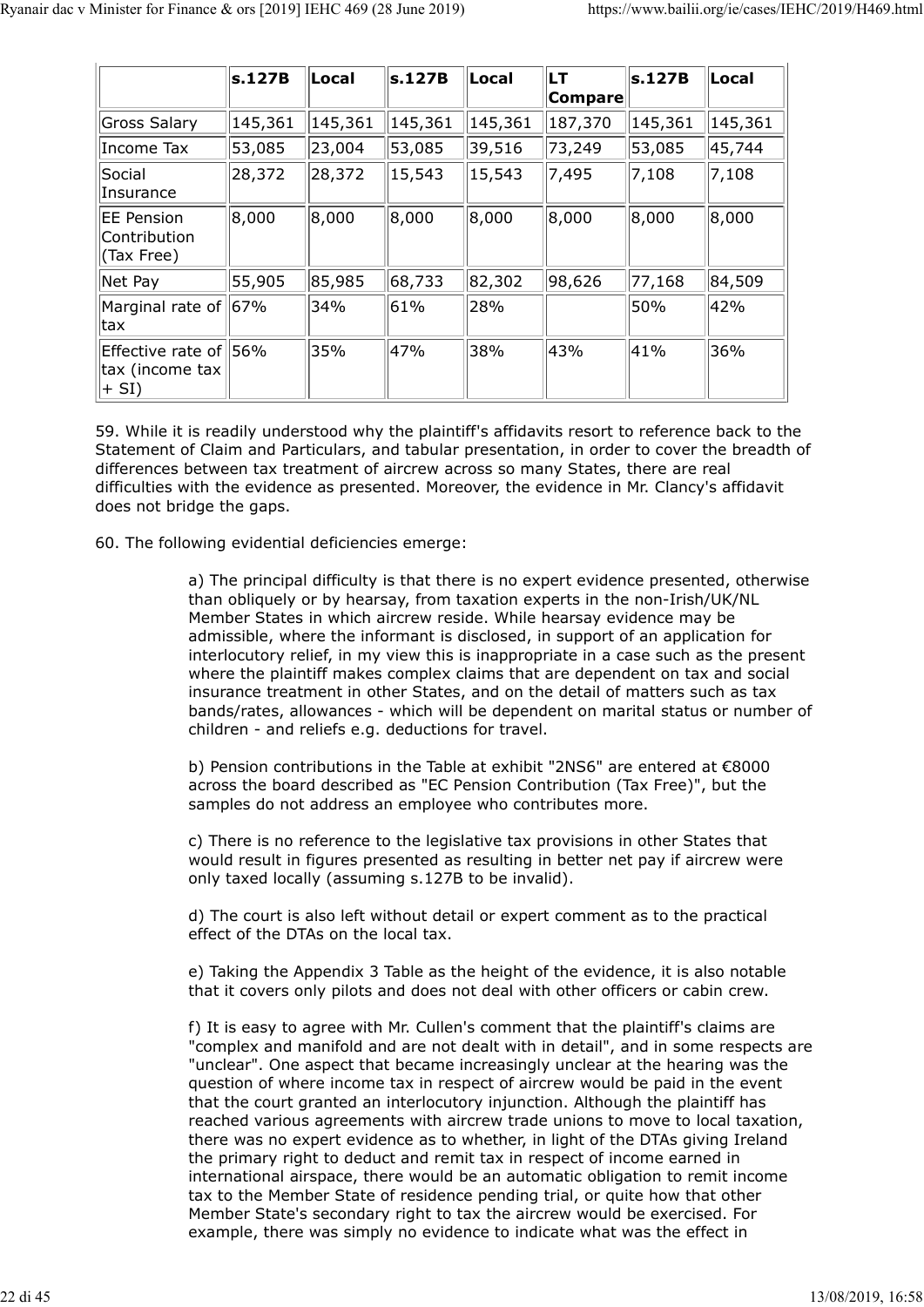| | s.127B | Local | s.127B | Local | LT Compare | s.127B | Local |
|---|---|---|---|---|---|---|---|
| Gross Salary | 145,361 | 145,361 | 145,361 | 145,361 | 187,370 | 145,361 | 145,361 |
| Income Tax | 53,085 | 23,004 | 53,085 | 39,516 | 73,249 | 53,085 | 45,744 |
| Social Insurance | 28,372 | 28,372 | 15,543 | 15,543 | 7,495 | 7,108 | 7,108 |
| EE Pension Contribution (Tax Free) | 8,000 | 8,000 | 8,000 | 8,000 | 8,000 | 8,000 | 8,000 |
| Net Pay | 55,905 | 85,985 | 68,733 | 82,302 | 98,626 | 77,168 | 84,509 |
| Marginal rate of tax | 67% | 34% | 61% | 28% | | 50% | 42% |
| Effective rate of tax (income tax + SI) | 56% | 35% | 47% | 38% | 43% | 41% | 36% |

59. While it is readily understood why the plaintiff's affidavits resort to reference back to the Statement of Claim and Particulars, and tabular presentation, in order to cover the breadth of differences between tax treatment of aircrew across so many States, there are real difficulties with the evidence as presented. Moreover, the evidence in Mr. Clancy's affidavit does not bridge the gaps.

60. The following evidential deficiencies emerge:

> a) The principal difficulty is that there is no expert evidence presented, otherwise than obliquely or by hearsay, from taxation experts in the non-Irish/UK/NL Member States in which aircrew reside. While hearsay evidence may be admissible, where the informant is disclosed, in support of an application for interlocutory relief, in my view this is inappropriate in a case such as the present where the plaintiff makes complex claims that are dependent on tax and social insurance treatment in other States, and on the detail of matters such as tax bands/rates, allowances - which will be dependent on marital status or number of children - and reliefs e.g. deductions for travel.
>
> b) Pension contributions in the Table at exhibit "2NS6" are entered at €8000 across the board described as "EC Pension Contribution (Tax Free)", but the samples do not address an employee who contributes more.
>
> c) There is no reference to the legislative tax provisions in other States that would result in figures presented as resulting in better net pay if aircrew were only taxed locally (assuming s.127B to be invalid).
>
> d) The court is also left without detail or expert comment as to the practical effect of the DTAs on the local tax.
>
> e) Taking the Appendix 3 Table as the height of the evidence, it is also notable that it covers only pilots and does not deal with other officers or cabin crew.
>
> f) It is easy to agree with Mr. Cullen's comment that the plaintiff's claims are "complex and manifold and are not dealt with in detail", and in some respects are "unclear". One aspect that became increasingly unclear at the hearing was the question of where income tax in respect of aircrew would be paid in the event that the court granted an interlocutory injunction. Although the plaintiff has reached various agreements with aircrew trade unions to move to local taxation, there was no expert evidence as to whether, in light of the DTAs giving Ireland the primary right to deduct and remit tax in respect of income earned in international airspace, there would be an automatic obligation to remit income tax to the Member State of residence pending trial, or quite how that other Member State's secondary right to tax the aircrew would be exercised. For example, there was simply no evidence to indicate what was the effect in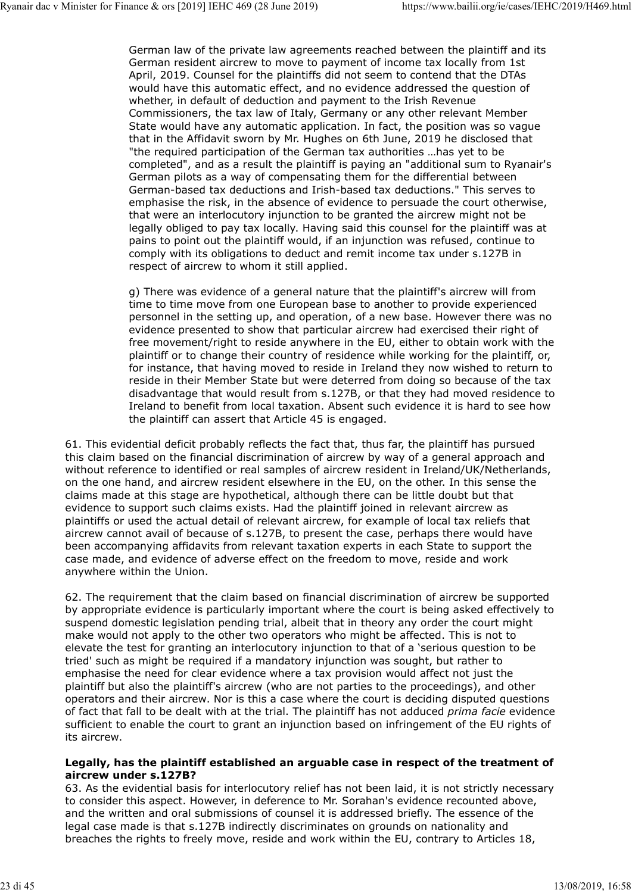German law of the private law agreements reached between the plaintiff and its German resident aircrew to move to payment of income tax locally from 1st April, 2019. Counsel for the plaintiffs did not seem to contend that the DTAs would have this automatic effect, and no evidence addressed the question of whether, in default of deduction and payment to the Irish Revenue Commissioners, the tax law of Italy, Germany or any other relevant Member State would have any automatic application. In fact, the position was so vague that in the Affidavit sworn by Mr. Hughes on 6th June, 2019 he disclosed that "the required participation of the German tax authorities …has yet to be completed", and as a result the plaintiff is paying an "additional sum to Ryanair's German pilots as a way of compensating them for the differential between German-based tax deductions and Irish-based tax deductions." This serves to emphasise the risk, in the absence of evidence to persuade the court otherwise, that were an interlocutory injunction to be granted the aircrew might not be legally obliged to pay tax locally. Having said this counsel for the plaintiff was at pains to point out the plaintiff would, if an injunction was refused, continue to comply with its obligations to deduct and remit income tax under s.127B in respect of aircrew to whom it still applied.

g) There was evidence of a general nature that the plaintiff's aircrew will from time to time move from one European base to another to provide experienced personnel in the setting up, and operation, of a new base. However there was no evidence presented to show that particular aircrew had exercised their right of free movement/right to reside anywhere in the EU, either to obtain work with the plaintiff or to change their country of residence while working for the plaintiff, or, for instance, that having moved to reside in Ireland they now wished to return to reside in their Member State but were deterred from doing so because of the tax disadvantage that would result from s.127B, or that they had moved residence to Ireland to benefit from local taxation. Absent such evidence it is hard to see how the plaintiff can assert that Article 45 is engaged.

61. This evidential deficit probably reflects the fact that, thus far, the plaintiff has pursued this claim based on the financial discrimination of aircrew by way of a general approach and without reference to identified or real samples of aircrew resident in Ireland/UK/Netherlands, on the one hand, and aircrew resident elsewhere in the EU, on the other. In this sense the claims made at this stage are hypothetical, although there can be little doubt but that evidence to support such claims exists. Had the plaintiff joined in relevant aircrew as plaintiffs or used the actual detail of relevant aircrew, for example of local tax reliefs that aircrew cannot avail of because of s.127B, to present the case, perhaps there would have been accompanying affidavits from relevant taxation experts in each State to support the case made, and evidence of adverse effect on the freedom to move, reside and work anywhere within the Union.

62. The requirement that the claim based on financial discrimination of aircrew be supported by appropriate evidence is particularly important where the court is being asked effectively to suspend domestic legislation pending trial, albeit that in theory any order the court might make would not apply to the other two operators who might be affected. This is not to elevate the test for granting an interlocutory injunction to that of a 'serious question to be tried' such as might be required if a mandatory injunction was sought, but rather to emphasise the need for clear evidence where a tax provision would affect not just the plaintiff but also the plaintiff's aircrew (who are not parties to the proceedings), and other operators and their aircrew. Nor is this a case where the court is deciding disputed questions of fact that fall to be dealt with at the trial. The plaintiff has not adduced *prima facie* evidence sufficient to enable the court to grant an injunction based on infringement of the EU rights of its aircrew.

**Legally, has the plaintiff established an arguable case in respect of the treatment of aircrew under s.127B?**

63. As the evidential basis for interlocutory relief has not been laid, it is not strictly necessary to consider this aspect. However, in deference to Mr. Sorahan's evidence recounted above, and the written and oral submissions of counsel it is addressed briefly. The essence of the legal case made is that s.127B indirectly discriminates on grounds on nationality and breaches the rights to freely move, reside and work within the EU, contrary to Articles 18,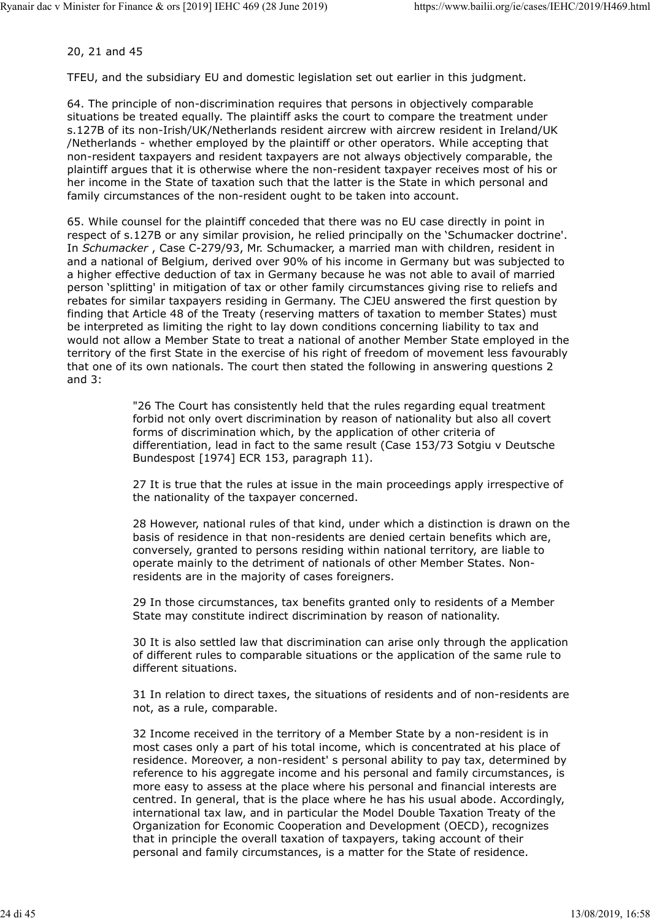20, 21 and 45

TFEU, and the subsidiary EU and domestic legislation set out earlier in this judgment.

64. The principle of non-discrimination requires that persons in objectively comparable situations be treated equally. The plaintiff asks the court to compare the treatment under s.127B of its non-Irish/UK/Netherlands resident aircrew with aircrew resident in Ireland/UK /Netherlands - whether employed by the plaintiff or other operators. While accepting that non-resident taxpayers and resident taxpayers are not always objectively comparable, the plaintiff argues that it is otherwise where the non-resident taxpayer receives most of his or her income in the State of taxation such that the latter is the State in which personal and family circumstances of the non-resident ought to be taken into account.

65. While counsel for the plaintiff conceded that there was no EU case directly in point in respect of s.127B or any similar provision, he relied principally on the 'Schumacker doctrine'. In *Schumacker* , Case C-279/93, Mr. Schumacker, a married man with children, resident in and a national of Belgium, derived over 90% of his income in Germany but was subjected to a higher effective deduction of tax in Germany because he was not able to avail of married person 'splitting' in mitigation of tax or other family circumstances giving rise to reliefs and rebates for similar taxpayers residing in Germany. The CJEU answered the first question by finding that Article 48 of the Treaty (reserving matters of taxation to member States) must be interpreted as limiting the right to lay down conditions concerning liability to tax and would not allow a Member State to treat a national of another Member State employed in the territory of the first State in the exercise of his right of freedom of movement less favourably that one of its own nationals. The court then stated the following in answering questions 2 and 3:

> "26 The Court has consistently held that the rules regarding equal treatment forbid not only overt discrimination by reason of nationality but also all covert forms of discrimination which, by the application of other criteria of differentiation, lead in fact to the same result (Case 153/73 Sotgiu v Deutsche Bundespost [1974] ECR 153, paragraph 11).
>
> 27 It is true that the rules at issue in the main proceedings apply irrespective of the nationality of the taxpayer concerned.
>
> 28 However, national rules of that kind, under which a distinction is drawn on the basis of residence in that non-residents are denied certain benefits which are, conversely, granted to persons residing within national territory, are liable to operate mainly to the detriment of nationals of other Member States. Non-residents are in the majority of cases foreigners.
>
> 29 In those circumstances, tax benefits granted only to residents of a Member State may constitute indirect discrimination by reason of nationality.
>
> 30 It is also settled law that discrimination can arise only through the application of different rules to comparable situations or the application of the same rule to different situations.
>
> 31 In relation to direct taxes, the situations of residents and of non-residents are not, as a rule, comparable.
>
> 32 Income received in the territory of a Member State by a non-resident is in most cases only a part of his total income, which is concentrated at his place of residence. Moreover, a non-resident' s personal ability to pay tax, determined by reference to his aggregate income and his personal and family circumstances, is more easy to assess at the place where his personal and financial interests are centred. In general, that is the place where he has his usual abode. Accordingly, international tax law, and in particular the Model Double Taxation Treaty of the Organization for Economic Cooperation and Development (OECD), recognizes that in principle the overall taxation of taxpayers, taking account of their personal and family circumstances, is a matter for the State of residence.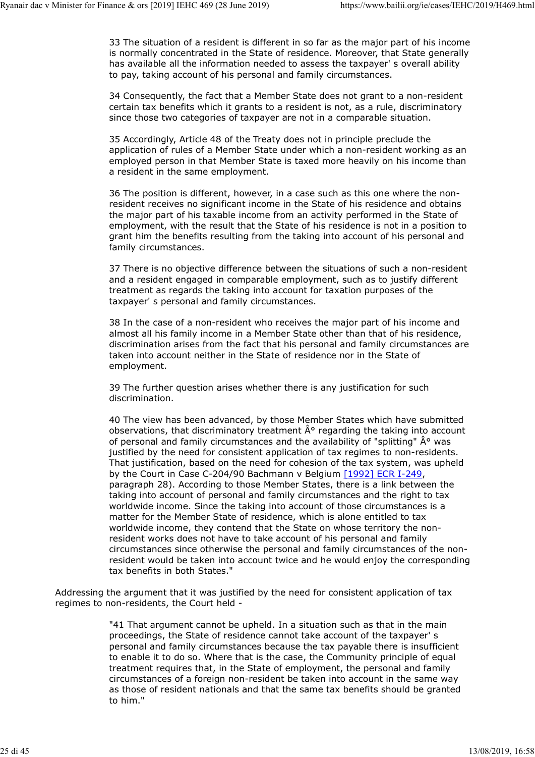> 33 The situation of a resident is different in so far as the major part of his income is normally concentrated in the State of residence. Moreover, that State generally has available all the information needed to assess the taxpayer' s overall ability to pay, taking account of his personal and family circumstances.
>
> 34 Consequently, the fact that a Member State does not grant to a non-resident certain tax benefits which it grants to a resident is not, as a rule, discriminatory since those two categories of taxpayer are not in a comparable situation.
>
> 35 Accordingly, Article 48 of the Treaty does not in principle preclude the application of rules of a Member State under which a non-resident working as an employed person in that Member State is taxed more heavily on his income than a resident in the same employment.
>
> 36 The position is different, however, in a case such as this one where the non-resident receives no significant income in the State of his residence and obtains the major part of his taxable income from an activity performed in the State of employment, with the result that the State of his residence is not in a position to grant him the benefits resulting from the taking into account of his personal and family circumstances.
>
> 37 There is no objective difference between the situations of such a non-resident and a resident engaged in comparable employment, such as to justify different treatment as regards the taking into account for taxation purposes of the taxpayer' s personal and family circumstances.
>
> 38 In the case of a non-resident who receives the major part of his income and almost all his family income in a Member State other than that of his residence, discrimination arises from the fact that his personal and family circumstances are taken into account neither in the State of residence nor in the State of employment.
>
> 39 The further question arises whether there is any justification for such discrimination.
>
> 40 The view has been advanced, by those Member States which have submitted observations, that discriminatory treatment Â° regarding the taking into account of personal and family circumstances and the availability of "splitting" Â° was justified by the need for consistent application of tax regimes to non-residents. That justification, based on the need for cohesion of the tax system, was upheld by the Court in Case C-204/90 Bachmann v Belgium [1992] ECR I-249, paragraph 28). According to those Member States, there is a link between the taking into account of personal and family circumstances and the right to tax worldwide income. Since the taking into account of those circumstances is a matter for the Member State of residence, which is alone entitled to tax worldwide income, they contend that the State on whose territory the non-resident works does not have to take account of his personal and family circumstances since otherwise the personal and family circumstances of the non-resident would be taken into account twice and he would enjoy the corresponding tax benefits in both States."

Addressing the argument that it was justified by the need for consistent application of tax regimes to non-residents, the Court held -

> "41 That argument cannot be upheld. In a situation such as that in the main proceedings, the State of residence cannot take account of the taxpayer' s personal and family circumstances because the tax payable there is insufficient to enable it to do so. Where that is the case, the Community principle of equal treatment requires that, in the State of employment, the personal and family circumstances of a foreign non-resident be taken into account in the same way as those of resident nationals and that the same tax benefits should be granted to him."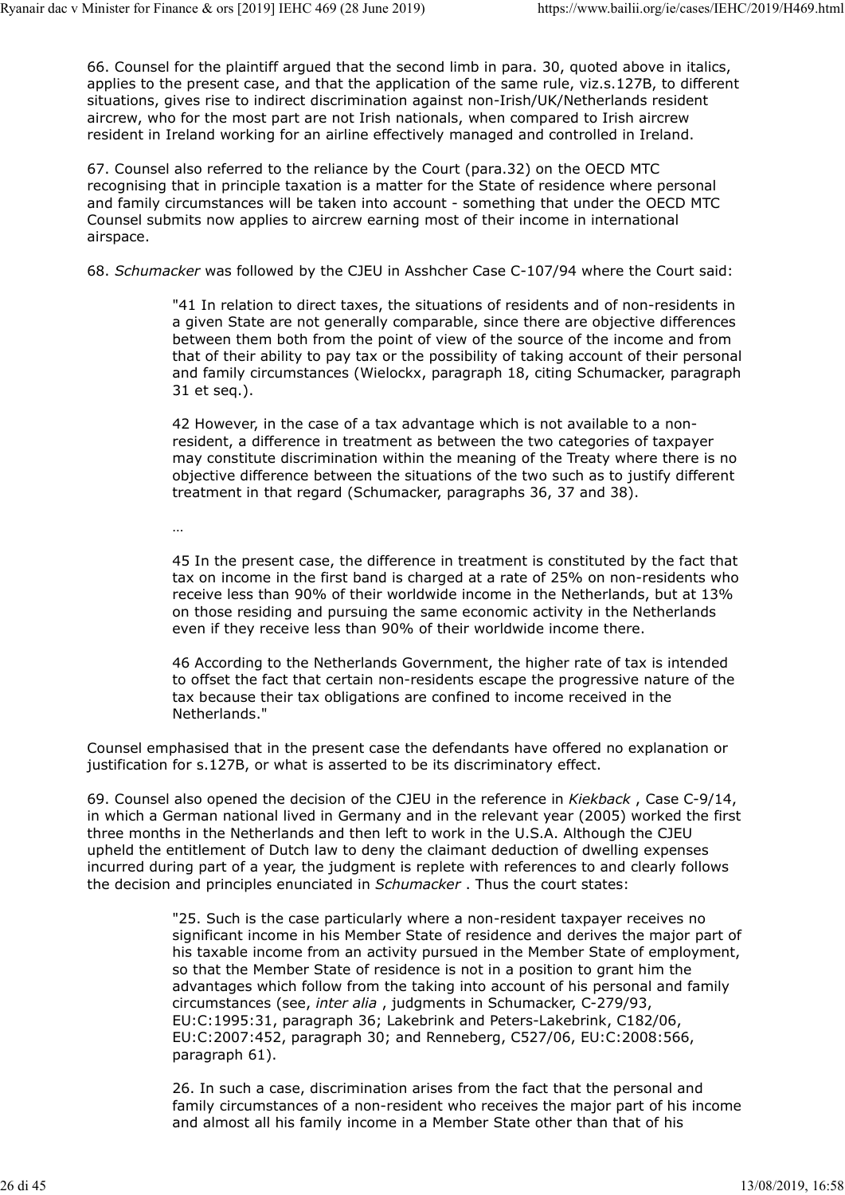66. Counsel for the plaintiff argued that the second limb in para. 30, quoted above in italics, applies to the present case, and that the application of the same rule, viz.s.127B, to different situations, gives rise to indirect discrimination against non-Irish/UK/Netherlands resident aircrew, who for the most part are not Irish nationals, when compared to Irish aircrew resident in Ireland working for an airline effectively managed and controlled in Ireland.

67. Counsel also referred to the reliance by the Court (para.32) on the OECD MTC recognising that in principle taxation is a matter for the State of residence where personal and family circumstances will be taken into account - something that under the OECD MTC Counsel submits now applies to aircrew earning most of their income in international airspace.

68. *Schumacker* was followed by the CJEU in Asshcher Case C-107/94 where the Court said:

> "41 In relation to direct taxes, the situations of residents and of non-residents in a given State are not generally comparable, since there are objective differences between them both from the point of view of the source of the income and from that of their ability to pay tax or the possibility of taking account of their personal and family circumstances (Wielockx, paragraph 18, citing Schumacker, paragraph 31 et seq.).
>
> 42 However, in the case of a tax advantage which is not available to a non-resident, a difference in treatment as between the two categories of taxpayer may constitute discrimination within the meaning of the Treaty where there is no objective difference between the situations of the two such as to justify different treatment in that regard (Schumacker, paragraphs 36, 37 and 38).
>
> …
>
> 45 In the present case, the difference in treatment is constituted by the fact that tax on income in the first band is charged at a rate of 25% on non-residents who receive less than 90% of their worldwide income in the Netherlands, but at 13% on those residing and pursuing the same economic activity in the Netherlands even if they receive less than 90% of their worldwide income there.
>
> 46 According to the Netherlands Government, the higher rate of tax is intended to offset the fact that certain non-residents escape the progressive nature of the tax because their tax obligations are confined to income received in the Netherlands."

Counsel emphasised that in the present case the defendants have offered no explanation or justification for s.127B, or what is asserted to be its discriminatory effect.

69. Counsel also opened the decision of the CJEU in the reference in *Kiekback* , Case C-9/14, in which a German national lived in Germany and in the relevant year (2005) worked the first three months in the Netherlands and then left to work in the U.S.A. Although the CJEU upheld the entitlement of Dutch law to deny the claimant deduction of dwelling expenses incurred during part of a year, the judgment is replete with references to and clearly follows the decision and principles enunciated in *Schumacker* . Thus the court states:

> "25. Such is the case particularly where a non-resident taxpayer receives no significant income in his Member State of residence and derives the major part of his taxable income from an activity pursued in the Member State of employment, so that the Member State of residence is not in a position to grant him the advantages which follow from the taking into account of his personal and family circumstances (see, *inter alia* , judgments in Schumacker, C-279/93, EU:C:1995:31, paragraph 36; Lakebrink and Peters-Lakebrink, C182/06, EU:C:2007:452, paragraph 30; and Renneberg, C527/06, EU:C:2008:566, paragraph 61).
>
> 26. In such a case, discrimination arises from the fact that the personal and family circumstances of a non-resident who receives the major part of his income and almost all his family income in a Member State other than that of his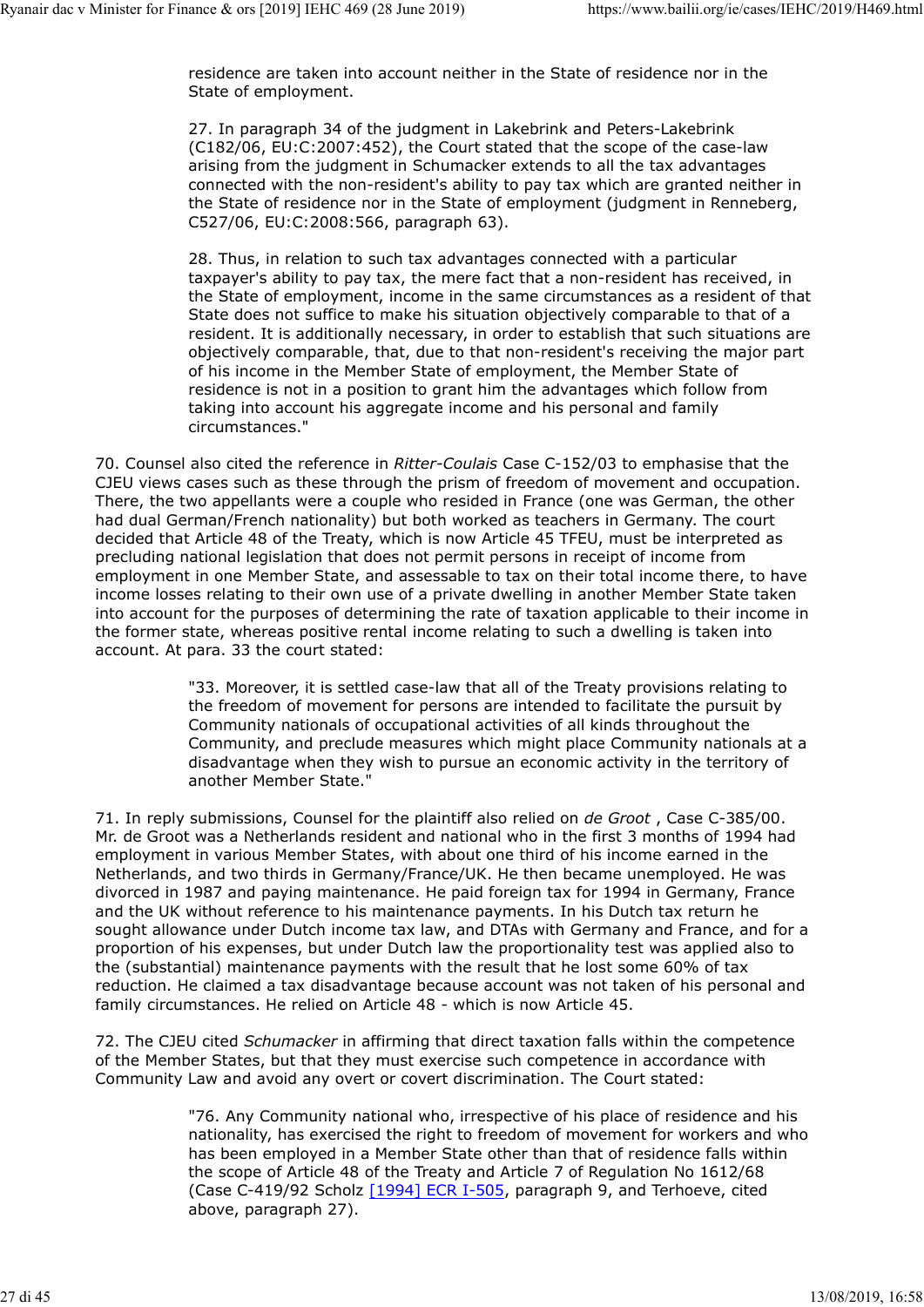> residence are taken into account neither in the State of residence nor in the State of employment.
>
> 27. In paragraph 34 of the judgment in Lakebrink and Peters-Lakebrink (C182/06, EU:C:2007:452), the Court stated that the scope of the case-law arising from the judgment in Schumacker extends to all the tax advantages connected with the non-resident's ability to pay tax which are granted neither in the State of residence nor in the State of employment (judgment in Renneberg, C527/06, EU:C:2008:566, paragraph 63).
>
> 28. Thus, in relation to such tax advantages connected with a particular taxpayer's ability to pay tax, the mere fact that a non-resident has received, in the State of employment, income in the same circumstances as a resident of that State does not suffice to make his situation objectively comparable to that of a resident. It is additionally necessary, in order to establish that such situations are objectively comparable, that, due to that non-resident's receiving the major part of his income in the Member State of employment, the Member State of residence is not in a position to grant him the advantages which follow from taking into account his aggregate income and his personal and family circumstances."

70. Counsel also cited the reference in *Ritter-Coulais* Case C-152/03 to emphasise that the CJEU views cases such as these through the prism of freedom of movement and occupation. There, the two appellants were a couple who resided in France (one was German, the other had dual German/French nationality) but both worked as teachers in Germany. The court decided that Article 48 of the Treaty, which is now Article 45 TFEU, must be interpreted as precluding national legislation that does not permit persons in receipt of income from employment in one Member State, and assessable to tax on their total income there, to have income losses relating to their own use of a private dwelling in another Member State taken into account for the purposes of determining the rate of taxation applicable to their income in the former state, whereas positive rental income relating to such a dwelling is taken into account. At para. 33 the court stated:

> "33. Moreover, it is settled case-law that all of the Treaty provisions relating to the freedom of movement for persons are intended to facilitate the pursuit by Community nationals of occupational activities of all kinds throughout the Community, and preclude measures which might place Community nationals at a disadvantage when they wish to pursue an economic activity in the territory of another Member State."

71. In reply submissions, Counsel for the plaintiff also relied on *de Groot* , Case C-385/00. Mr. de Groot was a Netherlands resident and national who in the first 3 months of 1994 had employment in various Member States, with about one third of his income earned in the Netherlands, and two thirds in Germany/France/UK. He then became unemployed. He was divorced in 1987 and paying maintenance. He paid foreign tax for 1994 in Germany, France and the UK without reference to his maintenance payments. In his Dutch tax return he sought allowance under Dutch income tax law, and DTAs with Germany and France, and for a proportion of his expenses, but under Dutch law the proportionality test was applied also to the (substantial) maintenance payments with the result that he lost some 60% of tax reduction. He claimed a tax disadvantage because account was not taken of his personal and family circumstances. He relied on Article 48 - which is now Article 45.

72. The CJEU cited *Schumacker* in affirming that direct taxation falls within the competence of the Member States, but that they must exercise such competence in accordance with Community Law and avoid any overt or covert discrimination. The Court stated:

> "76. Any Community national who, irrespective of his place of residence and his nationality, has exercised the right to freedom of movement for workers and who has been employed in a Member State other than that of residence falls within the scope of Article 48 of the Treaty and Article 7 of Regulation No 1612/68 (Case C-419/92 Scholz [1994] ECR I-505, paragraph 9, and Terhoeve, cited above, paragraph 27).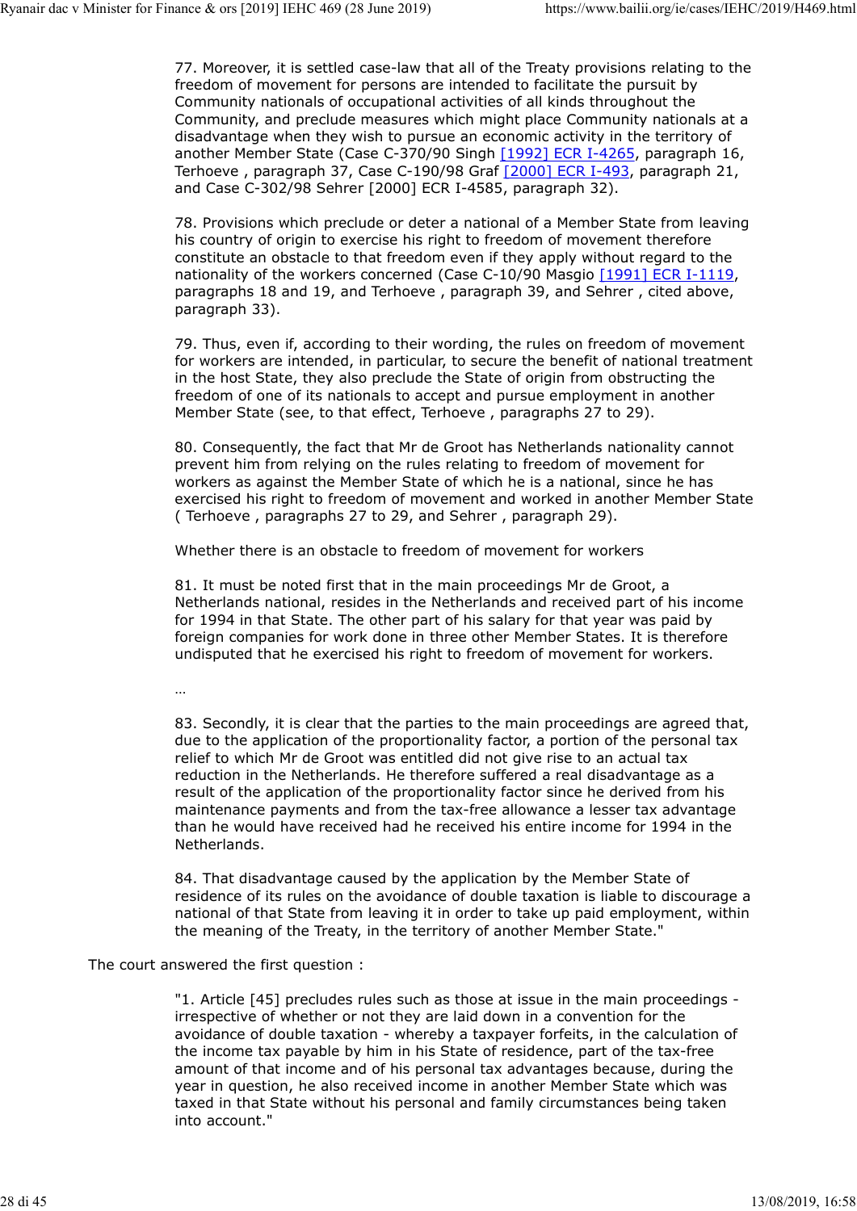> 77. Moreover, it is settled case-law that all of the Treaty provisions relating to the freedom of movement for persons are intended to facilitate the pursuit by Community nationals of occupational activities of all kinds throughout the Community, and preclude measures which might place Community nationals at a disadvantage when they wish to pursue an economic activity in the territory of another Member State (Case C-370/90 Singh [1992] ECR I-4265, paragraph 16, Terhoeve , paragraph 37, Case C-190/98 Graf [2000] ECR I-493, paragraph 21, and Case C-302/98 Sehrer [2000] ECR I-4585, paragraph 32).
>
> 78. Provisions which preclude or deter a national of a Member State from leaving his country of origin to exercise his right to freedom of movement therefore constitute an obstacle to that freedom even if they apply without regard to the nationality of the workers concerned (Case C-10/90 Masgio [1991] ECR I-1119, paragraphs 18 and 19, and Terhoeve , paragraph 39, and Sehrer , cited above, paragraph 33).
>
> 79. Thus, even if, according to their wording, the rules on freedom of movement for workers are intended, in particular, to secure the benefit of national treatment in the host State, they also preclude the State of origin from obstructing the freedom of one of its nationals to accept and pursue employment in another Member State (see, to that effect, Terhoeve , paragraphs 27 to 29).
>
> 80. Consequently, the fact that Mr de Groot has Netherlands nationality cannot prevent him from relying on the rules relating to freedom of movement for workers as against the Member State of which he is a national, since he has exercised his right to freedom of movement and worked in another Member State ( Terhoeve , paragraphs 27 to 29, and Sehrer , paragraph 29).
>
> Whether there is an obstacle to freedom of movement for workers
>
> 81. It must be noted first that in the main proceedings Mr de Groot, a Netherlands national, resides in the Netherlands and received part of his income for 1994 in that State. The other part of his salary for that year was paid by foreign companies for work done in three other Member States. It is therefore undisputed that he exercised his right to freedom of movement for workers.
>
> …
>
> 83. Secondly, it is clear that the parties to the main proceedings are agreed that, due to the application of the proportionality factor, a portion of the personal tax relief to which Mr de Groot was entitled did not give rise to an actual tax reduction in the Netherlands. He therefore suffered a real disadvantage as a result of the application of the proportionality factor since he derived from his maintenance payments and from the tax-free allowance a lesser tax advantage than he would have received had he received his entire income for 1994 in the Netherlands.
>
> 84. That disadvantage caused by the application by the Member State of residence of its rules on the avoidance of double taxation is liable to discourage a national of that State from leaving it in order to take up paid employment, within the meaning of the Treaty, in the territory of another Member State."

The court answered the first question :

> "1. Article [45] precludes rules such as those at issue in the main proceedings - irrespective of whether or not they are laid down in a convention for the avoidance of double taxation - whereby a taxpayer forfeits, in the calculation of the income tax payable by him in his State of residence, part of the tax-free amount of that income and of his personal tax advantages because, during the year in question, he also received income in another Member State which was taxed in that State without his personal and family circumstances being taken into account."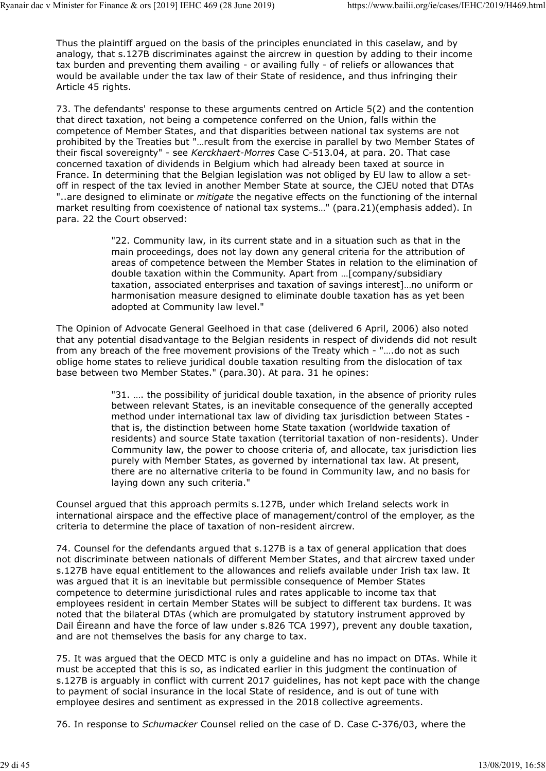Thus the plaintiff argued on the basis of the principles enunciated in this caselaw, and by analogy, that s.127B discriminates against the aircrew in question by adding to their income tax burden and preventing them availing - or availing fully - of reliefs or allowances that would be available under the tax law of their State of residence, and thus infringing their Article 45 rights.

73. The defendants' response to these arguments centred on Article 5(2) and the contention that direct taxation, not being a competence conferred on the Union, falls within the competence of Member States, and that disparities between national tax systems are not prohibited by the Treaties but "…result from the exercise in parallel by two Member States of their fiscal sovereignty" - see *Kerckhaert-Morres* Case C-513.04, at para. 20. That case concerned taxation of dividends in Belgium which had already been taxed at source in France. In determining that the Belgian legislation was not obliged by EU law to allow a set-off in respect of the tax levied in another Member State at source, the CJEU noted that DTAs "..are designed to eliminate or *mitigate* the negative effects on the functioning of the internal market resulting from coexistence of national tax systems…" (para.21)(emphasis added). In para. 22 the Court observed:

> "22. Community law, in its current state and in a situation such as that in the main proceedings, does not lay down any general criteria for the attribution of areas of competence between the Member States in relation to the elimination of double taxation within the Community. Apart from …[company/subsidiary taxation, associated enterprises and taxation of savings interest]…no uniform or harmonisation measure designed to eliminate double taxation has as yet been adopted at Community law level."

The Opinion of Advocate General Geelhoed in that case (delivered 6 April, 2006) also noted that any potential disadvantage to the Belgian residents in respect of dividends did not result from any breach of the free movement provisions of the Treaty which - "….do not as such oblige home states to relieve juridical double taxation resulting from the dislocation of tax base between two Member States." (para.30). At para. 31 he opines:

> "31. …. the possibility of juridical double taxation, in the absence of priority rules between relevant States, is an inevitable consequence of the generally accepted method under international tax law of dividing tax jurisdiction between States - that is, the distinction between home State taxation (worldwide taxation of residents) and source State taxation (territorial taxation of non-residents). Under Community law, the power to choose criteria of, and allocate, tax jurisdiction lies purely with Member States, as governed by international tax law. At present, there are no alternative criteria to be found in Community law, and no basis for laying down any such criteria."

Counsel argued that this approach permits s.127B, under which Ireland selects work in international airspace and the effective place of management/control of the employer, as the criteria to determine the place of taxation of non-resident aircrew.

74. Counsel for the defendants argued that s.127B is a tax of general application that does not discriminate between nationals of different Member States, and that aircrew taxed under s.127B have equal entitlement to the allowances and reliefs available under Irish tax law. It was argued that it is an inevitable but permissible consequence of Member States competence to determine jurisdictional rules and rates applicable to income tax that employees resident in certain Member States will be subject to different tax burdens. It was noted that the bilateral DTAs (which are promulgated by statutory instrument approved by Dail Éireann and have the force of law under s.826 TCA 1997), prevent any double taxation, and are not themselves the basis for any charge to tax.

75. It was argued that the OECD MTC is only a guideline and has no impact on DTAs. While it must be accepted that this is so, as indicated earlier in this judgment the continuation of s.127B is arguably in conflict with current 2017 guidelines, has not kept pace with the change to payment of social insurance in the local State of residence, and is out of tune with employee desires and sentiment as expressed in the 2018 collective agreements.

76. In response to *Schumacker* Counsel relied on the case of D. Case C-376/03, where the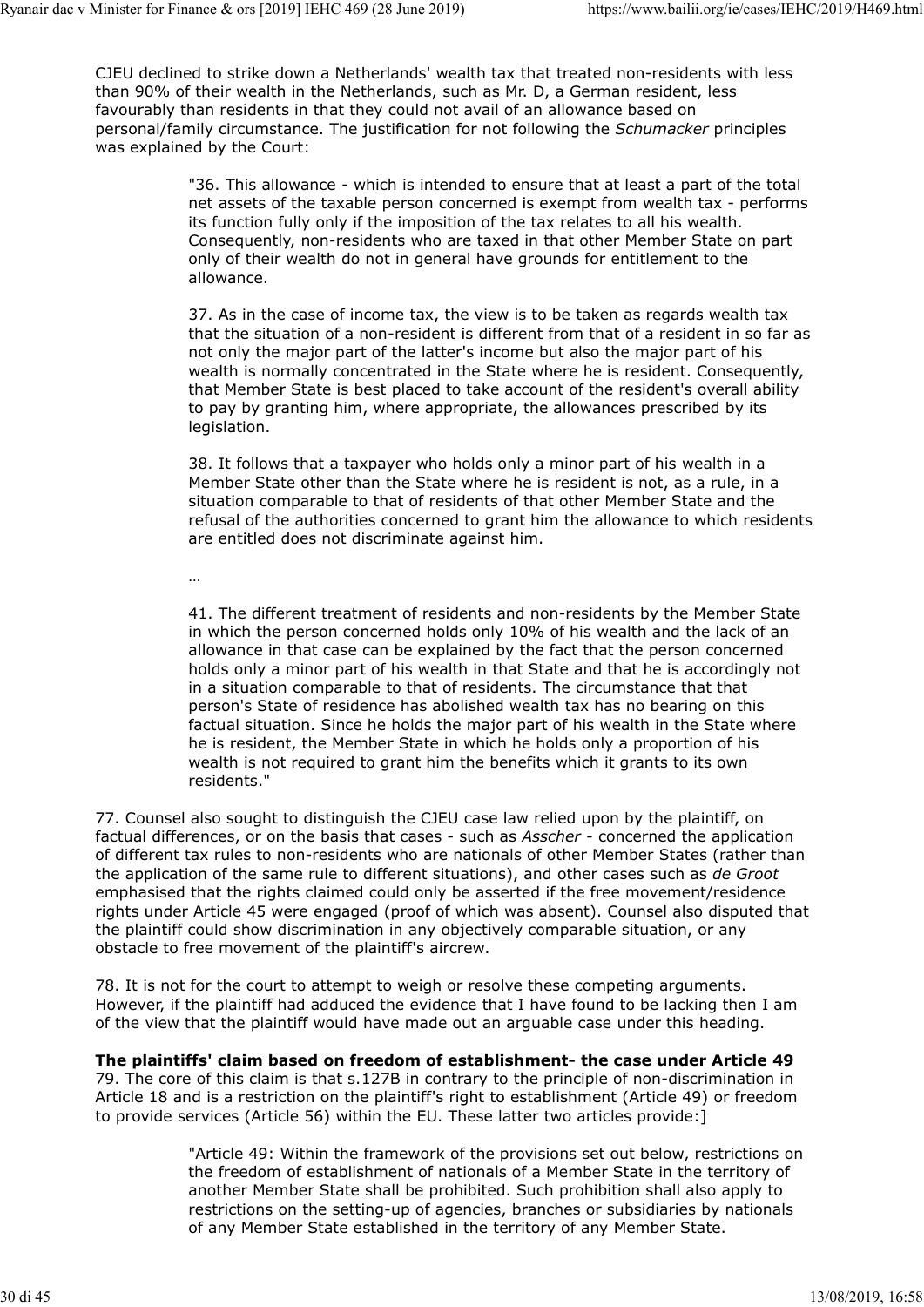CJEU declined to strike down a Netherlands' wealth tax that treated non-residents with less than 90% of their wealth in the Netherlands, such as Mr. D, a German resident, less favourably than residents in that they could not avail of an allowance based on personal/family circumstance. The justification for not following the *Schumacker* principles was explained by the Court:

> "36. This allowance - which is intended to ensure that at least a part of the total net assets of the taxable person concerned is exempt from wealth tax - performs its function fully only if the imposition of the tax relates to all his wealth. Consequently, non-residents who are taxed in that other Member State on part only of their wealth do not in general have grounds for entitlement to the allowance.
>
> 37. As in the case of income tax, the view is to be taken as regards wealth tax that the situation of a non-resident is different from that of a resident in so far as not only the major part of the latter's income but also the major part of his wealth is normally concentrated in the State where he is resident. Consequently, that Member State is best placed to take account of the resident's overall ability to pay by granting him, where appropriate, the allowances prescribed by its legislation.
>
> 38. It follows that a taxpayer who holds only a minor part of his wealth in a Member State other than the State where he is resident is not, as a rule, in a situation comparable to that of residents of that other Member State and the refusal of the authorities concerned to grant him the allowance to which residents are entitled does not discriminate against him.
>
> …
>
> 41. The different treatment of residents and non-residents by the Member State in which the person concerned holds only 10% of his wealth and the lack of an allowance in that case can be explained by the fact that the person concerned holds only a minor part of his wealth in that State and that he is accordingly not in a situation comparable to that of residents. The circumstance that that person's State of residence has abolished wealth tax has no bearing on this factual situation. Since he holds the major part of his wealth in the State where he is resident, the Member State in which he holds only a proportion of his wealth is not required to grant him the benefits which it grants to its own residents."

77. Counsel also sought to distinguish the CJEU case law relied upon by the plaintiff, on factual differences, or on the basis that cases - such as *Asscher* - concerned the application of different tax rules to non-residents who are nationals of other Member States (rather than the application of the same rule to different situations), and other cases such as *de Groot* emphasised that the rights claimed could only be asserted if the free movement/residence rights under Article 45 were engaged (proof of which was absent). Counsel also disputed that the plaintiff could show discrimination in any objectively comparable situation, or any obstacle to free movement of the plaintiff's aircrew.

78. It is not for the court to attempt to weigh or resolve these competing arguments. However, if the plaintiff had adduced the evidence that I have found to be lacking then I am of the view that the plaintiff would have made out an arguable case under this heading.

**The plaintiffs' claim based on freedom of establishment- the case under Article 49**

79. The core of this claim is that s.127B in contrary to the principle of non-discrimination in Article 18 and is a restriction on the plaintiff's right to establishment (Article 49) or freedom to provide services (Article 56) within the EU. These latter two articles provide:]

> "Article 49: Within the framework of the provisions set out below, restrictions on the freedom of establishment of nationals of a Member State in the territory of another Member State shall be prohibited. Such prohibition shall also apply to restrictions on the setting-up of agencies, branches or subsidiaries by nationals of any Member State established in the territory of any Member State.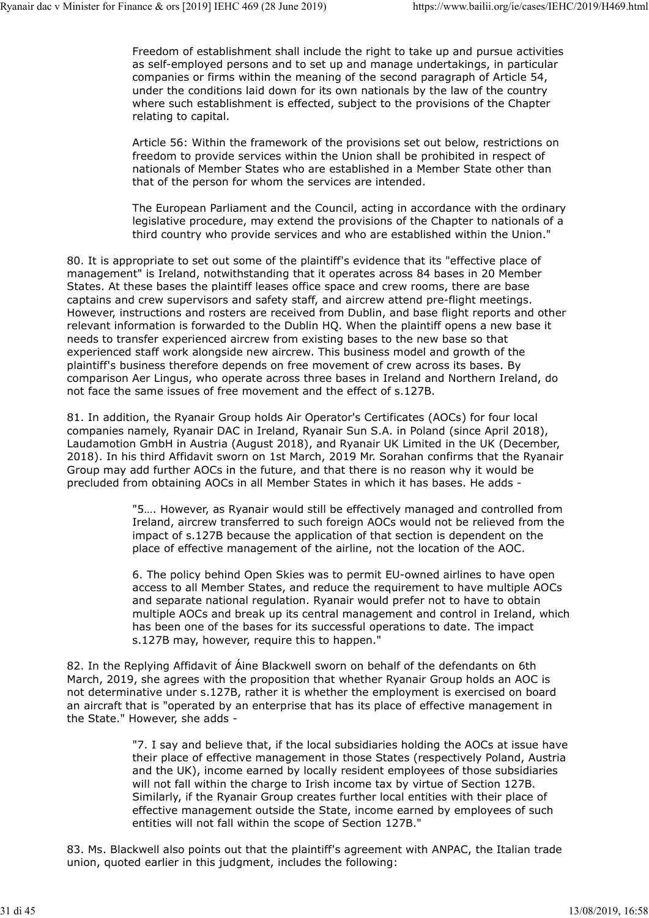> Freedom of establishment shall include the right to take up and pursue activities as self-employed persons and to set up and manage undertakings, in particular companies or firms within the meaning of the second paragraph of Article 54, under the conditions laid down for its own nationals by the law of the country where such establishment is effected, subject to the provisions of the Chapter relating to capital.
>
> Article 56: Within the framework of the provisions set out below, restrictions on freedom to provide services within the Union shall be prohibited in respect of nationals of Member States who are established in a Member State other than that of the person for whom the services are intended.
>
> The European Parliament and the Council, acting in accordance with the ordinary legislative procedure, may extend the provisions of the Chapter to nationals of a third country who provide services and who are established within the Union."

80. It is appropriate to set out some of the plaintiff's evidence that its "effective place of management" is Ireland, notwithstanding that it operates across 84 bases in 20 Member States. At these bases the plaintiff leases office space and crew rooms, there are base captains and crew supervisors and safety staff, and aircrew attend pre-flight meetings. However, instructions and rosters are received from Dublin, and base flight reports and other relevant information is forwarded to the Dublin HQ. When the plaintiff opens a new base it needs to transfer experienced aircrew from existing bases to the new base so that experienced staff work alongside new aircrew. This business model and growth of the plaintiff's business therefore depends on free movement of crew across its bases. By comparison Aer Lingus, who operate across three bases in Ireland and Northern Ireland, do not face the same issues of free movement and the effect of s.127B.

81. In addition, the Ryanair Group holds Air Operator's Certificates (AOCs) for four local companies namely, Ryanair DAC in Ireland, Ryanair Sun S.A. in Poland (since April 2018), Laudamotion GmbH in Austria (August 2018), and Ryanair UK Limited in the UK (December, 2018). In his third Affidavit sworn on 1st March, 2019 Mr. Sorahan confirms that the Ryanair Group may add further AOCs in the future, and that there is no reason why it would be precluded from obtaining AOCs in all Member States in which it has bases. He adds -

> "5…. However, as Ryanair would still be effectively managed and controlled from Ireland, aircrew transferred to such foreign AOCs would not be relieved from the impact of s.127B because the application of that section is dependent on the place of effective management of the airline, not the location of the AOC.
>
> 6. The policy behind Open Skies was to permit EU-owned airlines to have open access to all Member States, and reduce the requirement to have multiple AOCs and separate national regulation. Ryanair would prefer not to have to obtain multiple AOCs and break up its central management and control in Ireland, which has been one of the bases for its successful operations to date. The impact s.127B may, however, require this to happen."

82. In the Replying Affidavit of Áine Blackwell sworn on behalf of the defendants on 6th March, 2019, she agrees with the proposition that whether Ryanair Group holds an AOC is not determinative under s.127B, rather it is whether the employment is exercised on board an aircraft that is "operated by an enterprise that has its place of effective management in the State." However, she adds -

> "7. I say and believe that, if the local subsidiaries holding the AOCs at issue have their place of effective management in those States (respectively Poland, Austria and the UK), income earned by locally resident employees of those subsidiaries will not fall within the charge to Irish income tax by virtue of Section 127B. Similarly, if the Ryanair Group creates further local entities with their place of effective management outside the State, income earned by employees of such entities will not fall within the scope of Section 127B."

83. Ms. Blackwell also points out that the plaintiff's agreement with ANPAC, the Italian trade union, quoted earlier in this judgment, includes the following: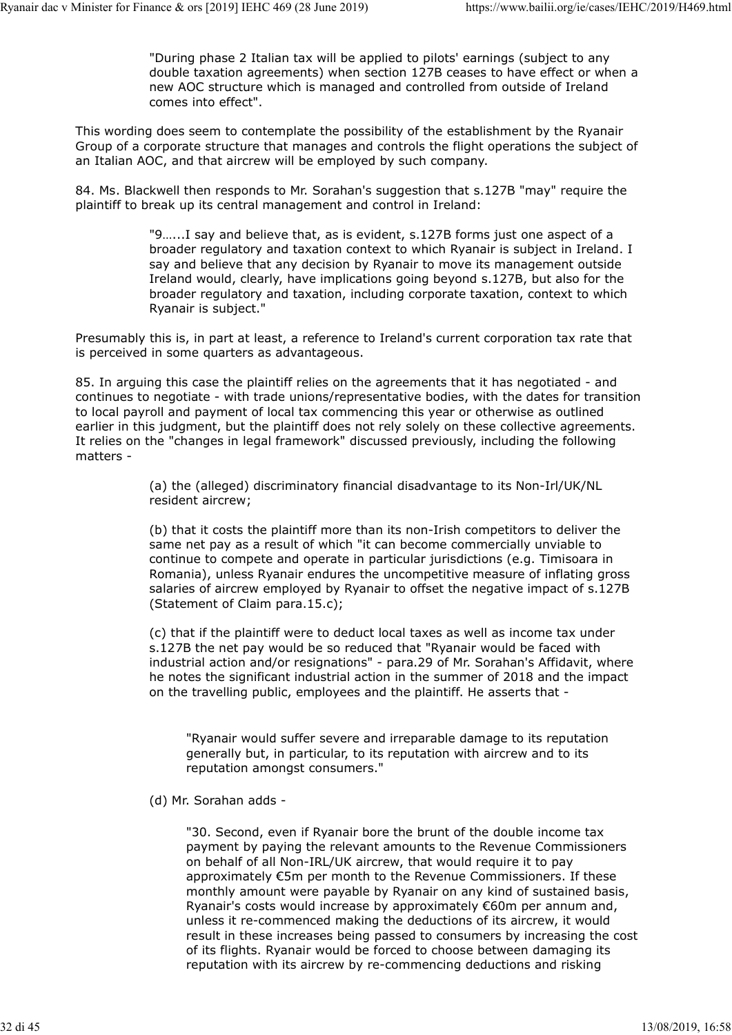> "During phase 2 Italian tax will be applied to pilots' earnings (subject to any double taxation agreements) when section 127B ceases to have effect or when a new AOC structure which is managed and controlled from outside of Ireland comes into effect".

This wording does seem to contemplate the possibility of the establishment by the Ryanair Group of a corporate structure that manages and controls the flight operations the subject of an Italian AOC, and that aircrew will be employed by such company.

84. Ms. Blackwell then responds to Mr. Sorahan's suggestion that s.127B "may" require the plaintiff to break up its central management and control in Ireland:

> "9…...I say and believe that, as is evident, s.127B forms just one aspect of a broader regulatory and taxation context to which Ryanair is subject in Ireland. I say and believe that any decision by Ryanair to move its management outside Ireland would, clearly, have implications going beyond s.127B, but also for the broader regulatory and taxation, including corporate taxation, context to which Ryanair is subject."

Presumably this is, in part at least, a reference to Ireland's current corporation tax rate that is perceived in some quarters as advantageous.

85. In arguing this case the plaintiff relies on the agreements that it has negotiated - and continues to negotiate - with trade unions/representative bodies, with the dates for transition to local payroll and payment of local tax commencing this year or otherwise as outlined earlier in this judgment, but the plaintiff does not rely solely on these collective agreements. It relies on the "changes in legal framework" discussed previously, including the following matters -

> (a) the (alleged) discriminatory financial disadvantage to its Non-Irl/UK/NL resident aircrew;
>
> (b) that it costs the plaintiff more than its non-Irish competitors to deliver the same net pay as a result of which "it can become commercially unviable to continue to compete and operate in particular jurisdictions (e.g. Timisoara in Romania), unless Ryanair endures the uncompetitive measure of inflating gross salaries of aircrew employed by Ryanair to offset the negative impact of s.127B (Statement of Claim para.15.c);
>
> (c) that if the plaintiff were to deduct local taxes as well as income tax under s.127B the net pay would be so reduced that "Ryanair would be faced with industrial action and/or resignations" - para.29 of Mr. Sorahan's Affidavit, where he notes the significant industrial action in the summer of 2018 and the impact on the travelling public, employees and the plaintiff. He asserts that -
>
> > "Ryanair would suffer severe and irreparable damage to its reputation generally but, in particular, to its reputation with aircrew and to its reputation amongst consumers."
>
> (d) Mr. Sorahan adds -
>
> > "30. Second, even if Ryanair bore the brunt of the double income tax payment by paying the relevant amounts to the Revenue Commissioners on behalf of all Non-IRL/UK aircrew, that would require it to pay approximately €5m per month to the Revenue Commissioners. If these monthly amount were payable by Ryanair on any kind of sustained basis, Ryanair's costs would increase by approximately €60m per annum and, unless it re-commenced making the deductions of its aircrew, it would result in these increases being passed to consumers by increasing the cost of its flights. Ryanair would be forced to choose between damaging its reputation with its aircrew by re-commencing deductions and risking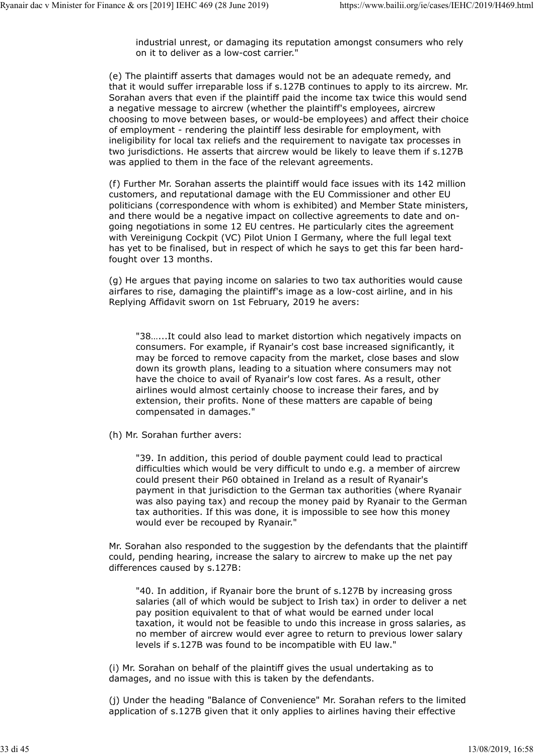industrial unrest, or damaging its reputation amongst consumers who rely on it to deliver as a low-cost carrier."

(e) The plaintiff asserts that damages would not be an adequate remedy, and that it would suffer irreparable loss if s.127B continues to apply to its aircrew. Mr. Sorahan avers that even if the plaintiff paid the income tax twice this would send a negative message to aircrew (whether the plaintiff's employees, aircrew choosing to move between bases, or would-be employees) and affect their choice of employment - rendering the plaintiff less desirable for employment, with ineligibility for local tax reliefs and the requirement to navigate tax processes in two jurisdictions. He asserts that aircrew would be likely to leave them if s.127B was applied to them in the face of the relevant agreements.

(f) Further Mr. Sorahan asserts the plaintiff would face issues with its 142 million customers, and reputational damage with the EU Commissioner and other EU politicians (correspondence with whom is exhibited) and Member State ministers, and there would be a negative impact on collective agreements to date and on-going negotiations in some 12 EU centres. He particularly cites the agreement with Vereinigung Cockpit (VC) Pilot Union I Germany, where the full legal text has yet to be finalised, but in respect of which he says to get this far been hard-fought over 13 months.

(g) He argues that paying income on salaries to two tax authorities would cause airfares to rise, damaging the plaintiff's image as a low-cost airline, and in his Replying Affidavit sworn on 1st February, 2019 he avers:

> "38…...It could also lead to market distortion which negatively impacts on consumers. For example, if Ryanair's cost base increased significantly, it may be forced to remove capacity from the market, close bases and slow down its growth plans, leading to a situation where consumers may not have the choice to avail of Ryanair's low cost fares. As a result, other airlines would almost certainly choose to increase their fares, and by extension, their profits. None of these matters are capable of being compensated in damages."

(h) Mr. Sorahan further avers:

> "39. In addition, this period of double payment could lead to practical difficulties which would be very difficult to undo e.g. a member of aircrew could present their P60 obtained in Ireland as a result of Ryanair's payment in that jurisdiction to the German tax authorities (where Ryanair was also paying tax) and recoup the money paid by Ryanair to the German tax authorities. If this was done, it is impossible to see how this money would ever be recouped by Ryanair."

Mr. Sorahan also responded to the suggestion by the defendants that the plaintiff could, pending hearing, increase the salary to aircrew to make up the net pay differences caused by s.127B:

> "40. In addition, if Ryanair bore the brunt of s.127B by increasing gross salaries (all of which would be subject to Irish tax) in order to deliver a net pay position equivalent to that of what would be earned under local taxation, it would not be feasible to undo this increase in gross salaries, as no member of aircrew would ever agree to return to previous lower salary levels if s.127B was found to be incompatible with EU law."

(i) Mr. Sorahan on behalf of the plaintiff gives the usual undertaking as to damages, and no issue with this is taken by the defendants.

(j) Under the heading "Balance of Convenience" Mr. Sorahan refers to the limited application of s.127B given that it only applies to airlines having their effective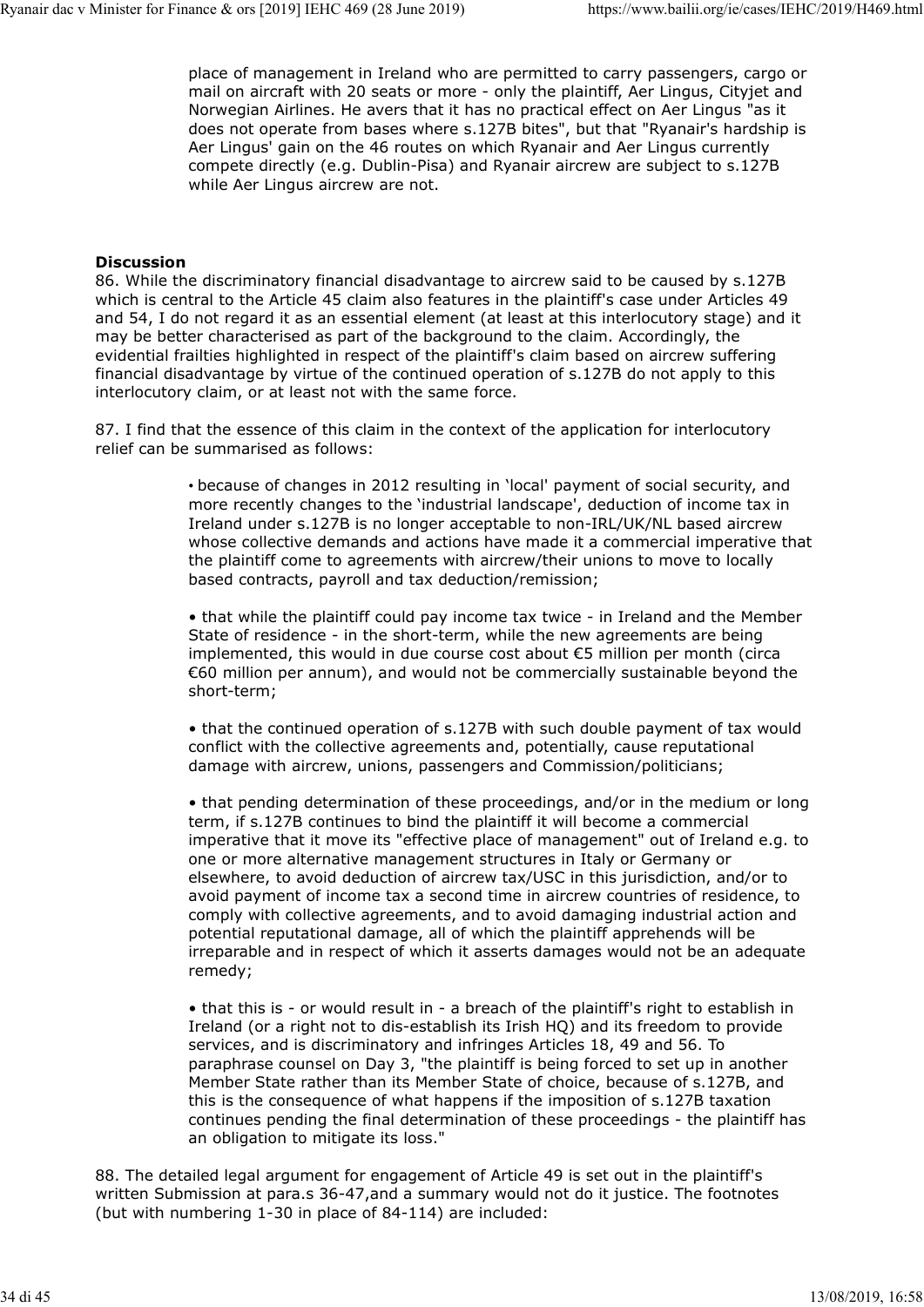place of management in Ireland who are permitted to carry passengers, cargo or mail on aircraft with 20 seats or more - only the plaintiff, Aer Lingus, Cityjet and Norwegian Airlines. He avers that it has no practical effect on Aer Lingus "as it does not operate from bases where s.127B bites", but that "Ryanair's hardship is Aer Lingus' gain on the 46 routes on which Ryanair and Aer Lingus currently compete directly (e.g. Dublin-Pisa) and Ryanair aircrew are subject to s.127B while Aer Lingus aircrew are not.

**Discussion**

86. While the discriminatory financial disadvantage to aircrew said to be caused by s.127B which is central to the Article 45 claim also features in the plaintiff's case under Articles 49 and 54, I do not regard it as an essential element (at least at this interlocutory stage) and it may be better characterised as part of the background to the claim. Accordingly, the evidential frailties highlighted in respect of the plaintiff's claim based on aircrew suffering financial disadvantage by virtue of the continued operation of s.127B do not apply to this interlocutory claim, or at least not with the same force.

87. I find that the essence of this claim in the context of the application for interlocutory relief can be summarised as follows:

> • because of changes in 2012 resulting in 'local' payment of social security, and more recently changes to the 'industrial landscape', deduction of income tax in Ireland under s.127B is no longer acceptable to non-IRL/UK/NL based aircrew whose collective demands and actions have made it a commercial imperative that the plaintiff come to agreements with aircrew/their unions to move to locally based contracts, payroll and tax deduction/remission;
>
> • that while the plaintiff could pay income tax twice - in Ireland and the Member State of residence - in the short-term, while the new agreements are being implemented, this would in due course cost about €5 million per month (circa €60 million per annum), and would not be commercially sustainable beyond the short-term;
>
> • that the continued operation of s.127B with such double payment of tax would conflict with the collective agreements and, potentially, cause reputational damage with aircrew, unions, passengers and Commission/politicians;
>
> • that pending determination of these proceedings, and/or in the medium or long term, if s.127B continues to bind the plaintiff it will become a commercial imperative that it move its "effective place of management" out of Ireland e.g. to one or more alternative management structures in Italy or Germany or elsewhere, to avoid deduction of aircrew tax/USC in this jurisdiction, and/or to avoid payment of income tax a second time in aircrew countries of residence, to comply with collective agreements, and to avoid damaging industrial action and potential reputational damage, all of which the plaintiff apprehends will be irreparable and in respect of which it asserts damages would not be an adequate remedy;
>
> • that this is - or would result in - a breach of the plaintiff's right to establish in Ireland (or a right not to dis-establish its Irish HQ) and its freedom to provide services, and is discriminatory and infringes Articles 18, 49 and 56. To paraphrase counsel on Day 3, "the plaintiff is being forced to set up in another Member State rather than its Member State of choice, because of s.127B, and this is the consequence of what happens if the imposition of s.127B taxation continues pending the final determination of these proceedings - the plaintiff has an obligation to mitigate its loss."

88. The detailed legal argument for engagement of Article 49 is set out in the plaintiff's written Submission at para.s 36-47,and a summary would not do it justice. The footnotes (but with numbering 1-30 in place of 84-114) are included: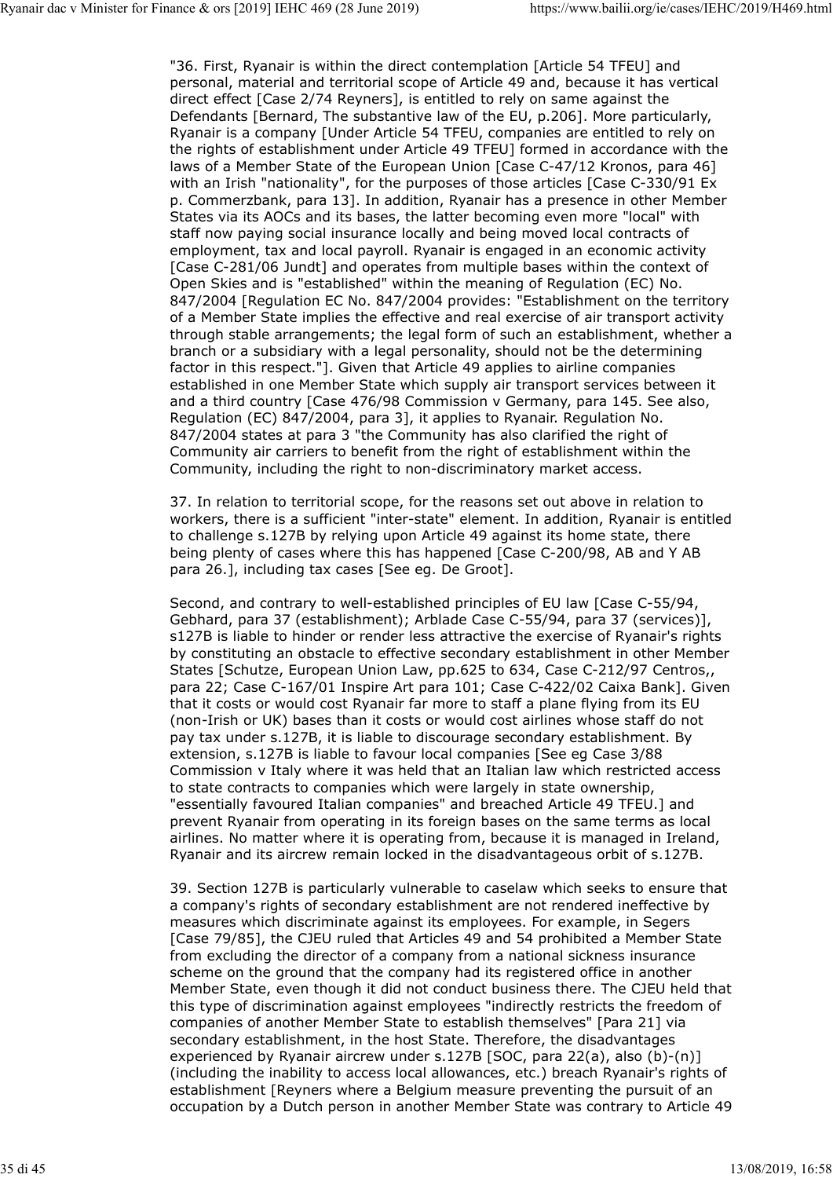"36. First, Ryanair is within the direct contemplation [Article 54 TFEU] and personal, material and territorial scope of Article 49 and, because it has vertical direct effect [Case 2/74 Reyners], is entitled to rely on same against the Defendants [Bernard, The substantive law of the EU, p.206]. More particularly, Ryanair is a company [Under Article 54 TFEU, companies are entitled to rely on the rights of establishment under Article 49 TFEU] formed in accordance with the laws of a Member State of the European Union [Case C-47/12 Kronos, para 46] with an Irish "nationality", for the purposes of those articles [Case C-330/91 Ex p. Commerzbank, para 13]. In addition, Ryanair has a presence in other Member States via its AOCs and its bases, the latter becoming even more "local" with staff now paying social insurance locally and being moved local contracts of employment, tax and local payroll. Ryanair is engaged in an economic activity [Case C-281/06 Jundt] and operates from multiple bases within the context of Open Skies and is "established" within the meaning of Regulation (EC) No. 847/2004 [Regulation EC No. 847/2004 provides: "Establishment on the territory of a Member State implies the effective and real exercise of air transport activity through stable arrangements; the legal form of such an establishment, whether a branch or a subsidiary with a legal personality, should not be the determining factor in this respect."]. Given that Article 49 applies to airline companies established in one Member State which supply air transport services between it and a third country [Case 476/98 Commission v Germany, para 145. See also, Regulation (EC) 847/2004, para 3], it applies to Ryanair. Regulation No. 847/2004 states at para 3 "the Community has also clarified the right of Community air carriers to benefit from the right of establishment within the Community, including the right to non-discriminatory market access.

37. In relation to territorial scope, for the reasons set out above in relation to workers, there is a sufficient "inter-state" element. In addition, Ryanair is entitled to challenge s.127B by relying upon Article 49 against its home state, there being plenty of cases where this has happened [Case C-200/98, AB and Y AB para 26.], including tax cases [See eg. De Groot].

Second, and contrary to well-established principles of EU law [Case C-55/94, Gebhard, para 37 (establishment); Arblade Case C-55/94, para 37 (services)], s127B is liable to hinder or render less attractive the exercise of Ryanair's rights by constituting an obstacle to effective secondary establishment in other Member States [Schutze, European Union Law, pp.625 to 634, Case C-212/97 Centros,, para 22; Case C-167/01 Inspire Art para 101; Case C-422/02 Caixa Bank]. Given that it costs or would cost Ryanair far more to staff a plane flying from its EU (non-Irish or UK) bases than it costs or would cost airlines whose staff do not pay tax under s.127B, it is liable to discourage secondary establishment. By extension, s.127B is liable to favour local companies [See eg Case 3/88 Commission v Italy where it was held that an Italian law which restricted access to state contracts to companies which were largely in state ownership, "essentially favoured Italian companies" and breached Article 49 TFEU.] and prevent Ryanair from operating in its foreign bases on the same terms as local airlines. No matter where it is operating from, because it is managed in Ireland, Ryanair and its aircrew remain locked in the disadvantageous orbit of s.127B.

39. Section 127B is particularly vulnerable to caselaw which seeks to ensure that a company's rights of secondary establishment are not rendered ineffective by measures which discriminate against its employees. For example, in Segers [Case 79/85], the CJEU ruled that Articles 49 and 54 prohibited a Member State from excluding the director of a company from a national sickness insurance scheme on the ground that the company had its registered office in another Member State, even though it did not conduct business there. The CJEU held that this type of discrimination against employees "indirectly restricts the freedom of companies of another Member State to establish themselves" [Para 21] via secondary establishment, in the host State. Therefore, the disadvantages experienced by Ryanair aircrew under s.127B [SOC, para 22(a), also (b)-(n)] (including the inability to access local allowances, etc.) breach Ryanair's rights of establishment [Reyners where a Belgium measure preventing the pursuit of an occupation by a Dutch person in another Member State was contrary to Article 49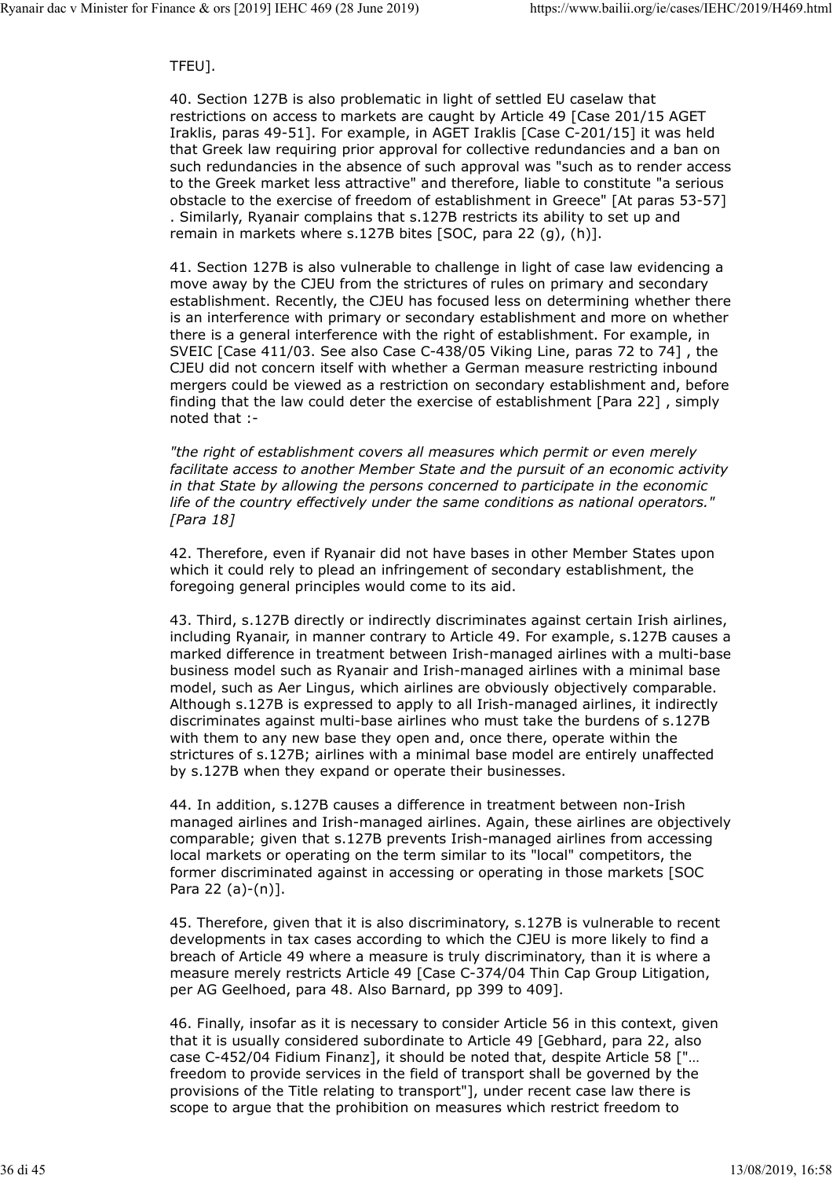TFEU].

40. Section 127B is also problematic in light of settled EU caselaw that restrictions on access to markets are caught by Article 49 [Case 201/15 AGET Iraklis, paras 49-51]. For example, in AGET Iraklis [Case C-201/15] it was held that Greek law requiring prior approval for collective redundancies and a ban on such redundancies in the absence of such approval was "such as to render access to the Greek market less attractive" and therefore, liable to constitute "a serious obstacle to the exercise of freedom of establishment in Greece" [At paras 53-57] . Similarly, Ryanair complains that s.127B restricts its ability to set up and remain in markets where s.127B bites [SOC, para 22 (g), (h)].

41. Section 127B is also vulnerable to challenge in light of case law evidencing a move away by the CJEU from the strictures of rules on primary and secondary establishment. Recently, the CJEU has focused less on determining whether there is an interference with primary or secondary establishment and more on whether there is a general interference with the right of establishment. For example, in SVEIC [Case 411/03. See also Case C-438/05 Viking Line, paras 72 to 74] , the CJEU did not concern itself with whether a German measure restricting inbound mergers could be viewed as a restriction on secondary establishment and, before finding that the law could deter the exercise of establishment [Para 22] , simply noted that :-

*"the right of establishment covers all measures which permit or even merely facilitate access to another Member State and the pursuit of an economic activity in that State by allowing the persons concerned to participate in the economic life of the country effectively under the same conditions as national operators." [Para 18]*

42. Therefore, even if Ryanair did not have bases in other Member States upon which it could rely to plead an infringement of secondary establishment, the foregoing general principles would come to its aid.

43. Third, s.127B directly or indirectly discriminates against certain Irish airlines, including Ryanair, in manner contrary to Article 49. For example, s.127B causes a marked difference in treatment between Irish-managed airlines with a multi-base business model such as Ryanair and Irish-managed airlines with a minimal base model, such as Aer Lingus, which airlines are obviously objectively comparable. Although s.127B is expressed to apply to all Irish-managed airlines, it indirectly discriminates against multi-base airlines who must take the burdens of s.127B with them to any new base they open and, once there, operate within the strictures of s.127B; airlines with a minimal base model are entirely unaffected by s.127B when they expand or operate their businesses.

44. In addition, s.127B causes a difference in treatment between non-Irish managed airlines and Irish-managed airlines. Again, these airlines are objectively comparable; given that s.127B prevents Irish-managed airlines from accessing local markets or operating on the term similar to its "local" competitors, the former discriminated against in accessing or operating in those markets [SOC Para 22 (a)-(n)].

45. Therefore, given that it is also discriminatory, s.127B is vulnerable to recent developments in tax cases according to which the CJEU is more likely to find a breach of Article 49 where a measure is truly discriminatory, than it is where a measure merely restricts Article 49 [Case C-374/04 Thin Cap Group Litigation, per AG Geelhoed, para 48. Also Barnard, pp 399 to 409].

46. Finally, insofar as it is necessary to consider Article 56 in this context, given that it is usually considered subordinate to Article 49 [Gebhard, para 22, also case C-452/04 Fidium Finanz], it should be noted that, despite Article 58 ["… freedom to provide services in the field of transport shall be governed by the provisions of the Title relating to transport"], under recent case law there is scope to argue that the prohibition on measures which restrict freedom to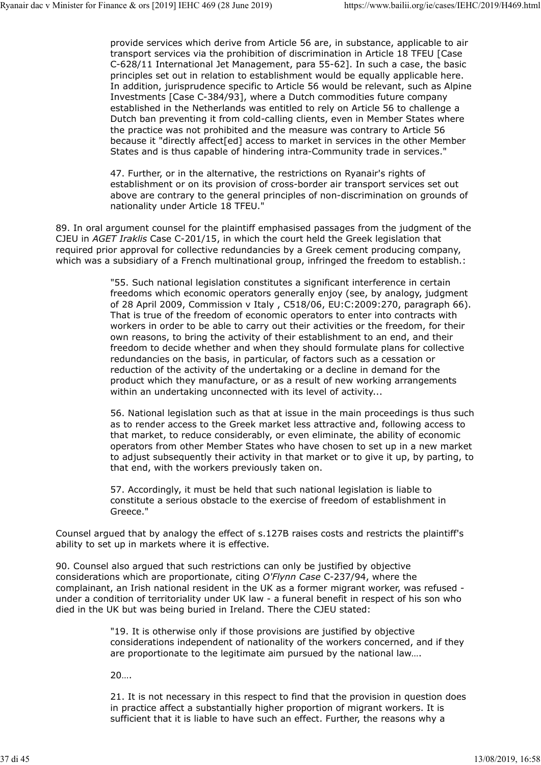> provide services which derive from Article 56 are, in substance, applicable to air transport services via the prohibition of discrimination in Article 18 TFEU [Case C-628/11 International Jet Management, para 55-62]. In such a case, the basic principles set out in relation to establishment would be equally applicable here. In addition, jurisprudence specific to Article 56 would be relevant, such as Alpine Investments [Case C-384/93], where a Dutch commodities future company established in the Netherlands was entitled to rely on Article 56 to challenge a Dutch ban preventing it from cold-calling clients, even in Member States where the practice was not prohibited and the measure was contrary to Article 56 because it "directly affect[ed] access to market in services in the other Member States and is thus capable of hindering intra-Community trade in services."
>
> 47. Further, or in the alternative, the restrictions on Ryanair's rights of establishment or on its provision of cross-border air transport services set out above are contrary to the general principles of non-discrimination on grounds of nationality under Article 18 TFEU."

89. In oral argument counsel for the plaintiff emphasised passages from the judgment of the CJEU in *AGET Iraklis* Case C-201/15, in which the court held the Greek legislation that required prior approval for collective redundancies by a Greek cement producing company, which was a subsidiary of a French multinational group, infringed the freedom to establish.:

> "55. Such national legislation constitutes a significant interference in certain freedoms which economic operators generally enjoy (see, by analogy, judgment of 28 April 2009, Commission v Italy , C518/06, EU:C:2009:270, paragraph 66). That is true of the freedom of economic operators to enter into contracts with workers in order to be able to carry out their activities or the freedom, for their own reasons, to bring the activity of their establishment to an end, and their freedom to decide whether and when they should formulate plans for collective redundancies on the basis, in particular, of factors such as a cessation or reduction of the activity of the undertaking or a decline in demand for the product which they manufacture, or as a result of new working arrangements within an undertaking unconnected with its level of activity...
>
> 56. National legislation such as that at issue in the main proceedings is thus such as to render access to the Greek market less attractive and, following access to that market, to reduce considerably, or even eliminate, the ability of economic operators from other Member States who have chosen to set up in a new market to adjust subsequently their activity in that market or to give it up, by parting, to that end, with the workers previously taken on.
>
> 57. Accordingly, it must be held that such national legislation is liable to constitute a serious obstacle to the exercise of freedom of establishment in Greece."

Counsel argued that by analogy the effect of s.127B raises costs and restricts the plaintiff's ability to set up in markets where it is effective.

90. Counsel also argued that such restrictions can only be justified by objective considerations which are proportionate, citing *O'Flynn Case* C-237/94, where the complainant, an Irish national resident in the UK as a former migrant worker, was refused - under a condition of territoriality under UK law - a funeral benefit in respect of his son who died in the UK but was being buried in Ireland. There the CJEU stated:

> "19. It is otherwise only if those provisions are justified by objective considerations independent of nationality of the workers concerned, and if they are proportionate to the legitimate aim pursued by the national law….
>
> 20….
>
> 21. It is not necessary in this respect to find that the provision in question does in practice affect a substantially higher proportion of migrant workers. It is sufficient that it is liable to have such an effect. Further, the reasons why a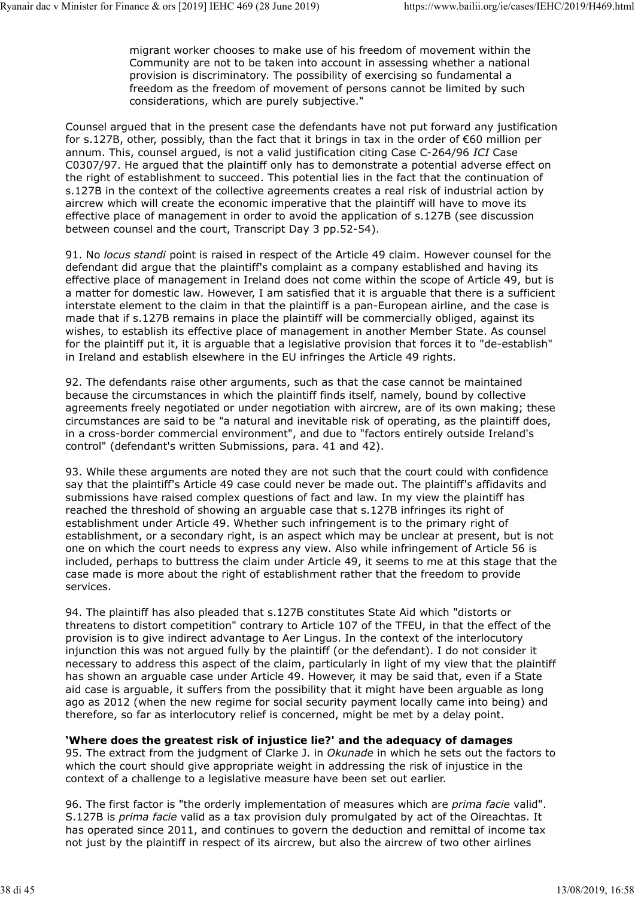> migrant worker chooses to make use of his freedom of movement within the Community are not to be taken into account in assessing whether a national provision is discriminatory. The possibility of exercising so fundamental a freedom as the freedom of movement of persons cannot be limited by such considerations, which are purely subjective."

Counsel argued that in the present case the defendants have not put forward any justification for s.127B, other, possibly, than the fact that it brings in tax in the order of €60 million per annum. This, counsel argued, is not a valid justification citing Case C-264/96 *ICI* Case C0307/97. He argued that the plaintiff only has to demonstrate a potential adverse effect on the right of establishment to succeed. This potential lies in the fact that the continuation of s.127B in the context of the collective agreements creates a real risk of industrial action by aircrew which will create the economic imperative that the plaintiff will have to move its effective place of management in order to avoid the application of s.127B (see discussion between counsel and the court, Transcript Day 3 pp.52-54).

91. No *locus standi* point is raised in respect of the Article 49 claim. However counsel for the defendant did argue that the plaintiff's complaint as a company established and having its effective place of management in Ireland does not come within the scope of Article 49, but is a matter for domestic law. However, I am satisfied that it is arguable that there is a sufficient interstate element to the claim in that the plaintiff is a pan-European airline, and the case is made that if s.127B remains in place the plaintiff will be commercially obliged, against its wishes, to establish its effective place of management in another Member State. As counsel for the plaintiff put it, it is arguable that a legislative provision that forces it to "de-establish" in Ireland and establish elsewhere in the EU infringes the Article 49 rights.

92. The defendants raise other arguments, such as that the case cannot be maintained because the circumstances in which the plaintiff finds itself, namely, bound by collective agreements freely negotiated or under negotiation with aircrew, are of its own making; these circumstances are said to be "a natural and inevitable risk of operating, as the plaintiff does, in a cross-border commercial environment", and due to "factors entirely outside Ireland's control" (defendant's written Submissions, para. 41 and 42).

93. While these arguments are noted they are not such that the court could with confidence say that the plaintiff's Article 49 case could never be made out. The plaintiff's affidavits and submissions have raised complex questions of fact and law. In my view the plaintiff has reached the threshold of showing an arguable case that s.127B infringes its right of establishment under Article 49. Whether such infringement is to the primary right of establishment, or a secondary right, is an aspect which may be unclear at present, but is not one on which the court needs to express any view. Also while infringement of Article 56 is included, perhaps to buttress the claim under Article 49, it seems to me at this stage that the case made is more about the right of establishment rather that the freedom to provide services.

94. The plaintiff has also pleaded that s.127B constitutes State Aid which "distorts or threatens to distort competition" contrary to Article 107 of the TFEU, in that the effect of the provision is to give indirect advantage to Aer Lingus. In the context of the interlocutory injunction this was not argued fully by the plaintiff (or the defendant). I do not consider it necessary to address this aspect of the claim, particularly in light of my view that the plaintiff has shown an arguable case under Article 49. However, it may be said that, even if a State aid case is arguable, it suffers from the possibility that it might have been arguable as long ago as 2012 (when the new regime for social security payment locally came into being) and therefore, so far as interlocutory relief is concerned, might be met by a delay point.

**'Where does the greatest risk of injustice lie?' and the adequacy of damages**

95. The extract from the judgment of Clarke J. in *Okunade* in which he sets out the factors to which the court should give appropriate weight in addressing the risk of injustice in the context of a challenge to a legislative measure have been set out earlier.

96. The first factor is "the orderly implementation of measures which are *prima facie* valid". S.127B is *prima facie* valid as a tax provision duly promulgated by act of the Oireachtas. It has operated since 2011, and continues to govern the deduction and remittal of income tax not just by the plaintiff in respect of its aircrew, but also the aircrew of two other airlines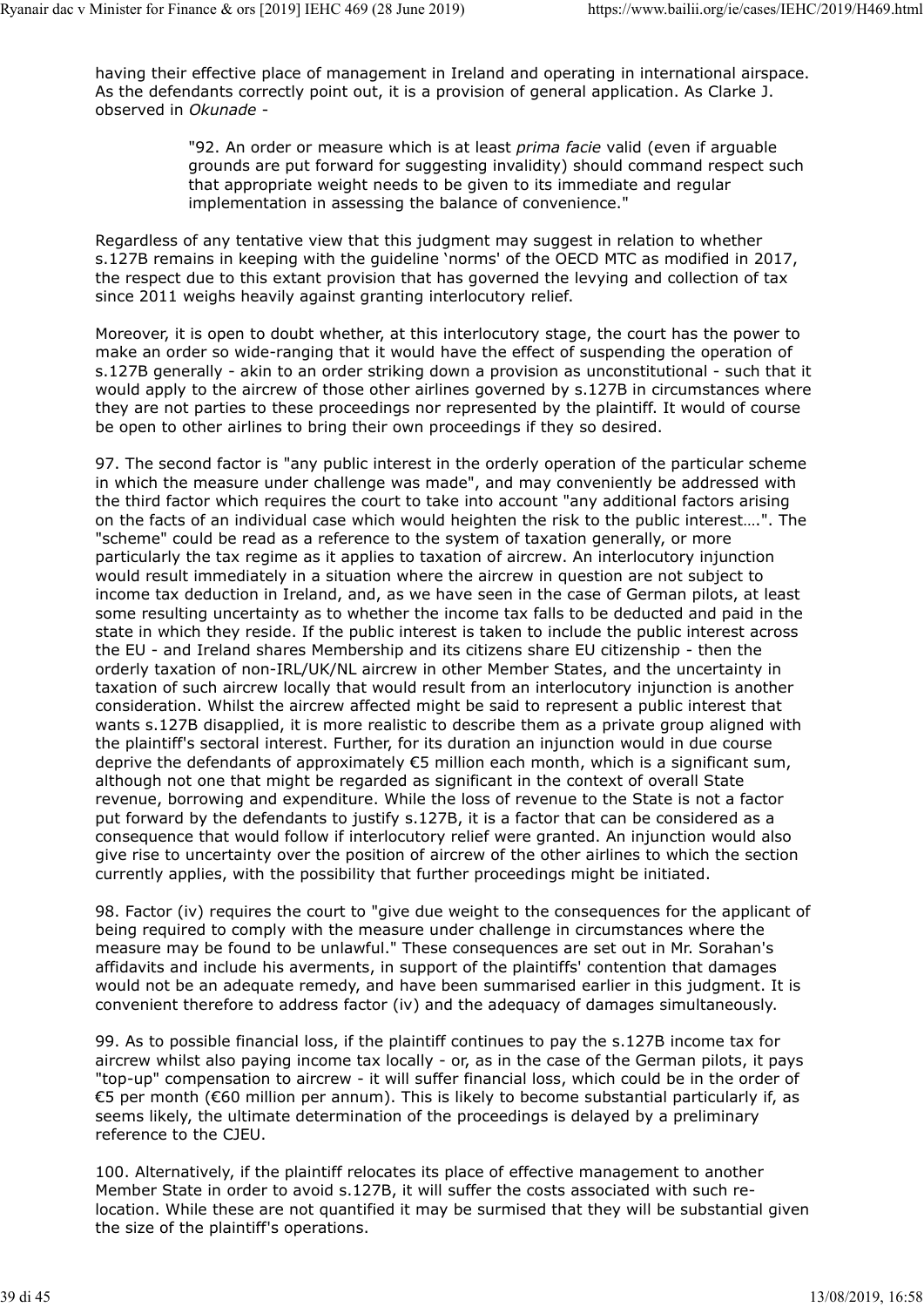having their effective place of management in Ireland and operating in international airspace. As the defendants correctly point out, it is a provision of general application. As Clarke J. observed in *Okunade* -

> "92. An order or measure which is at least *prima facie* valid (even if arguable grounds are put forward for suggesting invalidity) should command respect such that appropriate weight needs to be given to its immediate and regular implementation in assessing the balance of convenience."

Regardless of any tentative view that this judgment may suggest in relation to whether s.127B remains in keeping with the guideline 'norms' of the OECD MTC as modified in 2017, the respect due to this extant provision that has governed the levying and collection of tax since 2011 weighs heavily against granting interlocutory relief.

Moreover, it is open to doubt whether, at this interlocutory stage, the court has the power to make an order so wide-ranging that it would have the effect of suspending the operation of s.127B generally - akin to an order striking down a provision as unconstitutional - such that it would apply to the aircrew of those other airlines governed by s.127B in circumstances where they are not parties to these proceedings nor represented by the plaintiff. It would of course be open to other airlines to bring their own proceedings if they so desired.

97. The second factor is "any public interest in the orderly operation of the particular scheme in which the measure under challenge was made", and may conveniently be addressed with the third factor which requires the court to take into account "any additional factors arising on the facts of an individual case which would heighten the risk to the public interest….". The "scheme" could be read as a reference to the system of taxation generally, or more particularly the tax regime as it applies to taxation of aircrew. An interlocutory injunction would result immediately in a situation where the aircrew in question are not subject to income tax deduction in Ireland, and, as we have seen in the case of German pilots, at least some resulting uncertainty as to whether the income tax falls to be deducted and paid in the state in which they reside. If the public interest is taken to include the public interest across the EU - and Ireland shares Membership and its citizens share EU citizenship - then the orderly taxation of non-IRL/UK/NL aircrew in other Member States, and the uncertainty in taxation of such aircrew locally that would result from an interlocutory injunction is another consideration. Whilst the aircrew affected might be said to represent a public interest that wants s.127B disapplied, it is more realistic to describe them as a private group aligned with the plaintiff's sectoral interest. Further, for its duration an injunction would in due course deprive the defendants of approximately €5 million each month, which is a significant sum, although not one that might be regarded as significant in the context of overall State revenue, borrowing and expenditure. While the loss of revenue to the State is not a factor put forward by the defendants to justify s.127B, it is a factor that can be considered as a consequence that would follow if interlocutory relief were granted. An injunction would also give rise to uncertainty over the position of aircrew of the other airlines to which the section currently applies, with the possibility that further proceedings might be initiated.

98. Factor (iv) requires the court to "give due weight to the consequences for the applicant of being required to comply with the measure under challenge in circumstances where the measure may be found to be unlawful." These consequences are set out in Mr. Sorahan's affidavits and include his averments, in support of the plaintiffs' contention that damages would not be an adequate remedy, and have been summarised earlier in this judgment. It is convenient therefore to address factor (iv) and the adequacy of damages simultaneously.

99. As to possible financial loss, if the plaintiff continues to pay the s.127B income tax for aircrew whilst also paying income tax locally - or, as in the case of the German pilots, it pays "top-up" compensation to aircrew - it will suffer financial loss, which could be in the order of €5 per month (€60 million per annum). This is likely to become substantial particularly if, as seems likely, the ultimate determination of the proceedings is delayed by a preliminary reference to the CJEU.

100. Alternatively, if the plaintiff relocates its place of effective management to another Member State in order to avoid s.127B, it will suffer the costs associated with such re-location. While these are not quantified it may be surmised that they will be substantial given the size of the plaintiff's operations.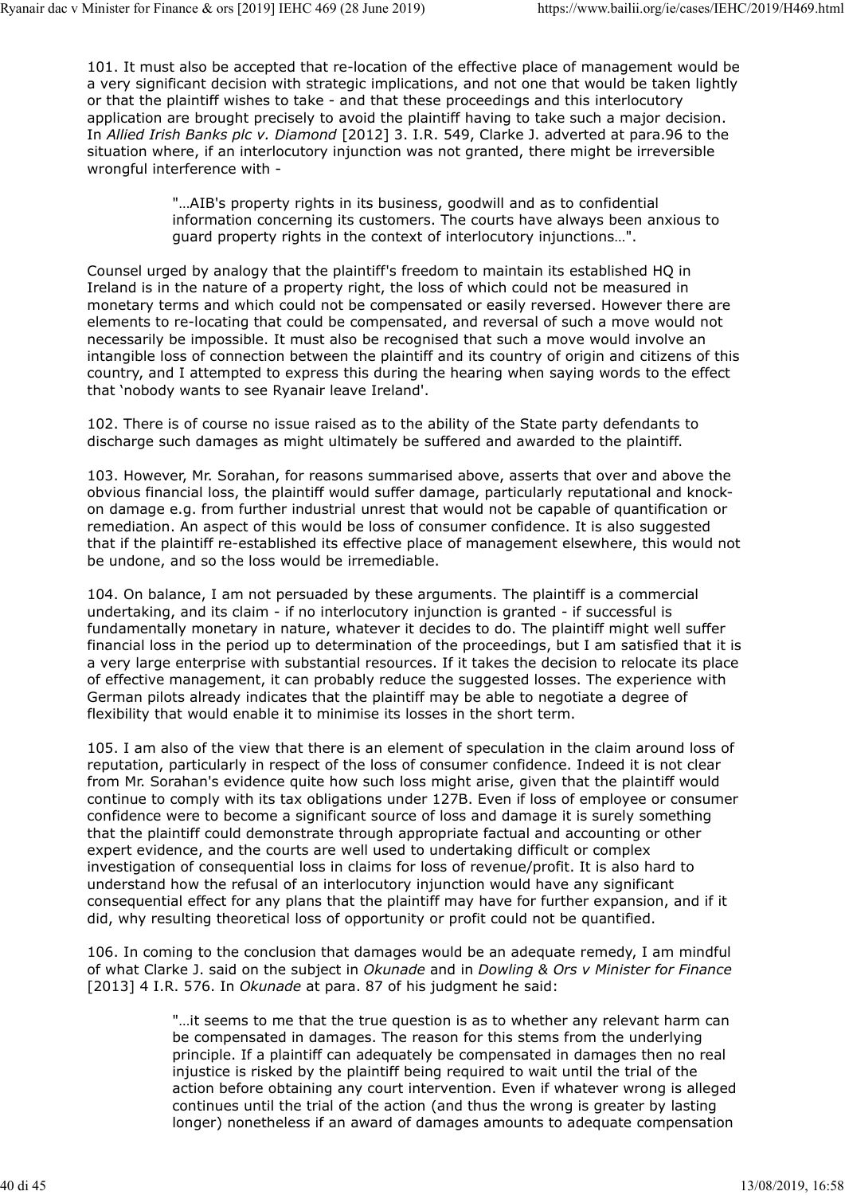101. It must also be accepted that re-location of the effective place of management would be a very significant decision with strategic implications, and not one that would be taken lightly or that the plaintiff wishes to take - and that these proceedings and this interlocutory application are brought precisely to avoid the plaintiff having to take such a major decision. In *Allied Irish Banks plc v. Diamond* [2012] 3. I.R. 549, Clarke J. adverted at para.96 to the situation where, if an interlocutory injunction was not granted, there might be irreversible wrongful interference with -

> "…AIB's property rights in its business, goodwill and as to confidential information concerning its customers. The courts have always been anxious to guard property rights in the context of interlocutory injunctions…".

Counsel urged by analogy that the plaintiff's freedom to maintain its established HQ in Ireland is in the nature of a property right, the loss of which could not be measured in monetary terms and which could not be compensated or easily reversed. However there are elements to re-locating that could be compensated, and reversal of such a move would not necessarily be impossible. It must also be recognised that such a move would involve an intangible loss of connection between the plaintiff and its country of origin and citizens of this country, and I attempted to express this during the hearing when saying words to the effect that 'nobody wants to see Ryanair leave Ireland'.

102. There is of course no issue raised as to the ability of the State party defendants to discharge such damages as might ultimately be suffered and awarded to the plaintiff.

103. However, Mr. Sorahan, for reasons summarised above, asserts that over and above the obvious financial loss, the plaintiff would suffer damage, particularly reputational and knock-on damage e.g. from further industrial unrest that would not be capable of quantification or remediation. An aspect of this would be loss of consumer confidence. It is also suggested that if the plaintiff re-established its effective place of management elsewhere, this would not be undone, and so the loss would be irremediable.

104. On balance, I am not persuaded by these arguments. The plaintiff is a commercial undertaking, and its claim - if no interlocutory injunction is granted - if successful is fundamentally monetary in nature, whatever it decides to do. The plaintiff might well suffer financial loss in the period up to determination of the proceedings, but I am satisfied that it is a very large enterprise with substantial resources. If it takes the decision to relocate its place of effective management, it can probably reduce the suggested losses. The experience with German pilots already indicates that the plaintiff may be able to negotiate a degree of flexibility that would enable it to minimise its losses in the short term.

105. I am also of the view that there is an element of speculation in the claim around loss of reputation, particularly in respect of the loss of consumer confidence. Indeed it is not clear from Mr. Sorahan's evidence quite how such loss might arise, given that the plaintiff would continue to comply with its tax obligations under 127B. Even if loss of employee or consumer confidence were to become a significant source of loss and damage it is surely something that the plaintiff could demonstrate through appropriate factual and accounting or other expert evidence, and the courts are well used to undertaking difficult or complex investigation of consequential loss in claims for loss of revenue/profit. It is also hard to understand how the refusal of an interlocutory injunction would have any significant consequential effect for any plans that the plaintiff may have for further expansion, and if it did, why resulting theoretical loss of opportunity or profit could not be quantified.

106. In coming to the conclusion that damages would be an adequate remedy, I am mindful of what Clarke J. said on the subject in *Okunade* and in *Dowling & Ors v Minister for Finance* [2013] 4 I.R. 576. In *Okunade* at para. 87 of his judgment he said:

> "…it seems to me that the true question is as to whether any relevant harm can be compensated in damages. The reason for this stems from the underlying principle. If a plaintiff can adequately be compensated in damages then no real injustice is risked by the plaintiff being required to wait until the trial of the action before obtaining any court intervention. Even if whatever wrong is alleged continues until the trial of the action (and thus the wrong is greater by lasting longer) nonetheless if an award of damages amounts to adequate compensation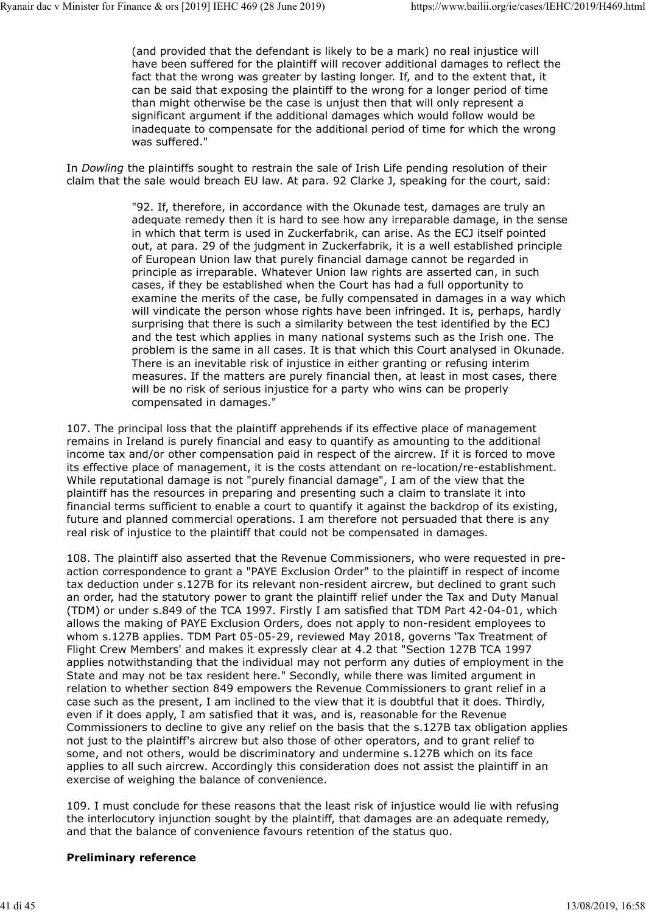> (and provided that the defendant is likely to be a mark) no real injustice will have been suffered for the plaintiff will recover additional damages to reflect the fact that the wrong was greater by lasting longer. If, and to the extent that, it can be said that exposing the plaintiff to the wrong for a longer period of time than might otherwise be the case is unjust then that will only represent a significant argument if the additional damages which would follow would be inadequate to compensate for the additional period of time for which the wrong was suffered."

In *Dowling* the plaintiffs sought to restrain the sale of Irish Life pending resolution of their claim that the sale would breach EU law. At para. 92 Clarke J, speaking for the court, said:

> "92. If, therefore, in accordance with the Okunade test, damages are truly an adequate remedy then it is hard to see how any irreparable damage, in the sense in which that term is used in Zuckerfabrik, can arise. As the ECJ itself pointed out, at para. 29 of the judgment in Zuckerfabrik, it is a well established principle of European Union law that purely financial damage cannot be regarded in principle as irreparable. Whatever Union law rights are asserted can, in such cases, if they be established when the Court has had a full opportunity to examine the merits of the case, be fully compensated in damages in a way which will vindicate the person whose rights have been infringed. It is, perhaps, hardly surprising that there is such a similarity between the test identified by the ECJ and the test which applies in many national systems such as the Irish one. The problem is the same in all cases. It is that which this Court analysed in Okunade. There is an inevitable risk of injustice in either granting or refusing interim measures. If the matters are purely financial then, at least in most cases, there will be no risk of serious injustice for a party who wins can be properly compensated in damages."

107. The principal loss that the plaintiff apprehends if its effective place of management remains in Ireland is purely financial and easy to quantify as amounting to the additional income tax and/or other compensation paid in respect of the aircrew. If it is forced to move its effective place of management, it is the costs attendant on re-location/re-establishment. While reputational damage is not "purely financial damage", I am of the view that the plaintiff has the resources in preparing and presenting such a claim to translate it into financial terms sufficient to enable a court to quantify it against the backdrop of its existing, future and planned commercial operations. I am therefore not persuaded that there is any real risk of injustice to the plaintiff that could not be compensated in damages.

108. The plaintiff also asserted that the Revenue Commissioners, who were requested in pre-action correspondence to grant a "PAYE Exclusion Order" to the plaintiff in respect of income tax deduction under s.127B for its relevant non-resident aircrew, but declined to grant such an order, had the statutory power to grant the plaintiff relief under the Tax and Duty Manual (TDM) or under s.849 of the TCA 1997. Firstly I am satisfied that TDM Part 42-04-01, which allows the making of PAYE Exclusion Orders, does not apply to non-resident employees to whom s.127B applies. TDM Part 05-05-29, reviewed May 2018, governs 'Tax Treatment of Flight Crew Members' and makes it expressly clear at 4.2 that "Section 127B TCA 1997 applies notwithstanding that the individual may not perform any duties of employment in the State and may not be tax resident here." Secondly, while there was limited argument in relation to whether section 849 empowers the Revenue Commissioners to grant relief in a case such as the present, I am inclined to the view that it is doubtful that it does. Thirdly, even if it does apply, I am satisfied that it was, and is, reasonable for the Revenue Commissioners to decline to give any relief on the basis that the s.127B tax obligation applies not just to the plaintiff's aircrew but also those of other operators, and to grant relief to some, and not others, would be discriminatory and undermine s.127B which on its face applies to all such aircrew. Accordingly this consideration does not assist the plaintiff in an exercise of weighing the balance of convenience.

109. I must conclude for these reasons that the least risk of injustice would lie with refusing the interlocutory injunction sought by the plaintiff, that damages are an adequate remedy, and that the balance of convenience favours retention of the status quo.

**Preliminary reference**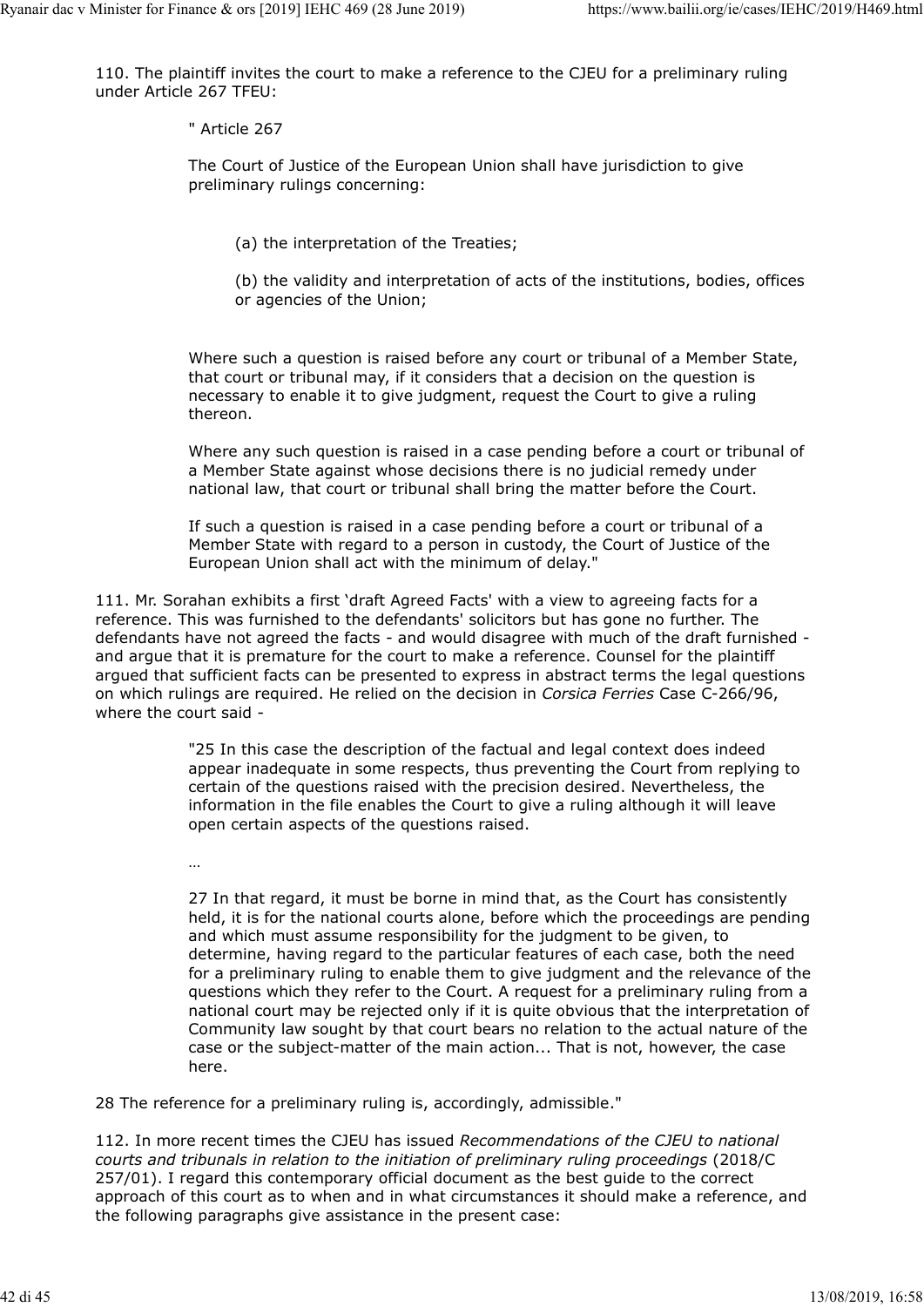110. The plaintiff invites the court to make a reference to the CJEU for a preliminary ruling under Article 267 TFEU:

> " Article 267
>
> The Court of Justice of the European Union shall have jurisdiction to give preliminary rulings concerning:
>
> > (a) the interpretation of the Treaties;
> >
> > (b) the validity and interpretation of acts of the institutions, bodies, offices or agencies of the Union;
>
> Where such a question is raised before any court or tribunal of a Member State, that court or tribunal may, if it considers that a decision on the question is necessary to enable it to give judgment, request the Court to give a ruling thereon.
>
> Where any such question is raised in a case pending before a court or tribunal of a Member State against whose decisions there is no judicial remedy under national law, that court or tribunal shall bring the matter before the Court.
>
> If such a question is raised in a case pending before a court or tribunal of a Member State with regard to a person in custody, the Court of Justice of the European Union shall act with the minimum of delay."

111. Mr. Sorahan exhibits a first 'draft Agreed Facts' with a view to agreeing facts for a reference. This was furnished to the defendants' solicitors but has gone no further. The defendants have not agreed the facts - and would disagree with much of the draft furnished - and argue that it is premature for the court to make a reference. Counsel for the plaintiff argued that sufficient facts can be presented to express in abstract terms the legal questions on which rulings are required. He relied on the decision in *Corsica Ferries* Case C-266/96, where the court said -

> "25 In this case the description of the factual and legal context does indeed appear inadequate in some respects, thus preventing the Court from replying to certain of the questions raised with the precision desired. Nevertheless, the information in the file enables the Court to give a ruling although it will leave open certain aspects of the questions raised.
>
> …
>
> 27 In that regard, it must be borne in mind that, as the Court has consistently held, it is for the national courts alone, before which the proceedings are pending and which must assume responsibility for the judgment to be given, to determine, having regard to the particular features of each case, both the need for a preliminary ruling to enable them to give judgment and the relevance of the questions which they refer to the Court. A request for a preliminary ruling from a national court may be rejected only if it is quite obvious that the interpretation of Community law sought by that court bears no relation to the actual nature of the case or the subject-matter of the main action... That is not, however, the case here.

28 The reference for a preliminary ruling is, accordingly, admissible."

112. In more recent times the CJEU has issued *Recommendations of the CJEU to national courts and tribunals in relation to the initiation of preliminary ruling proceedings* (2018/C 257/01). I regard this contemporary official document as the best guide to the correct approach of this court as to when and in what circumstances it should make a reference, and the following paragraphs give assistance in the present case: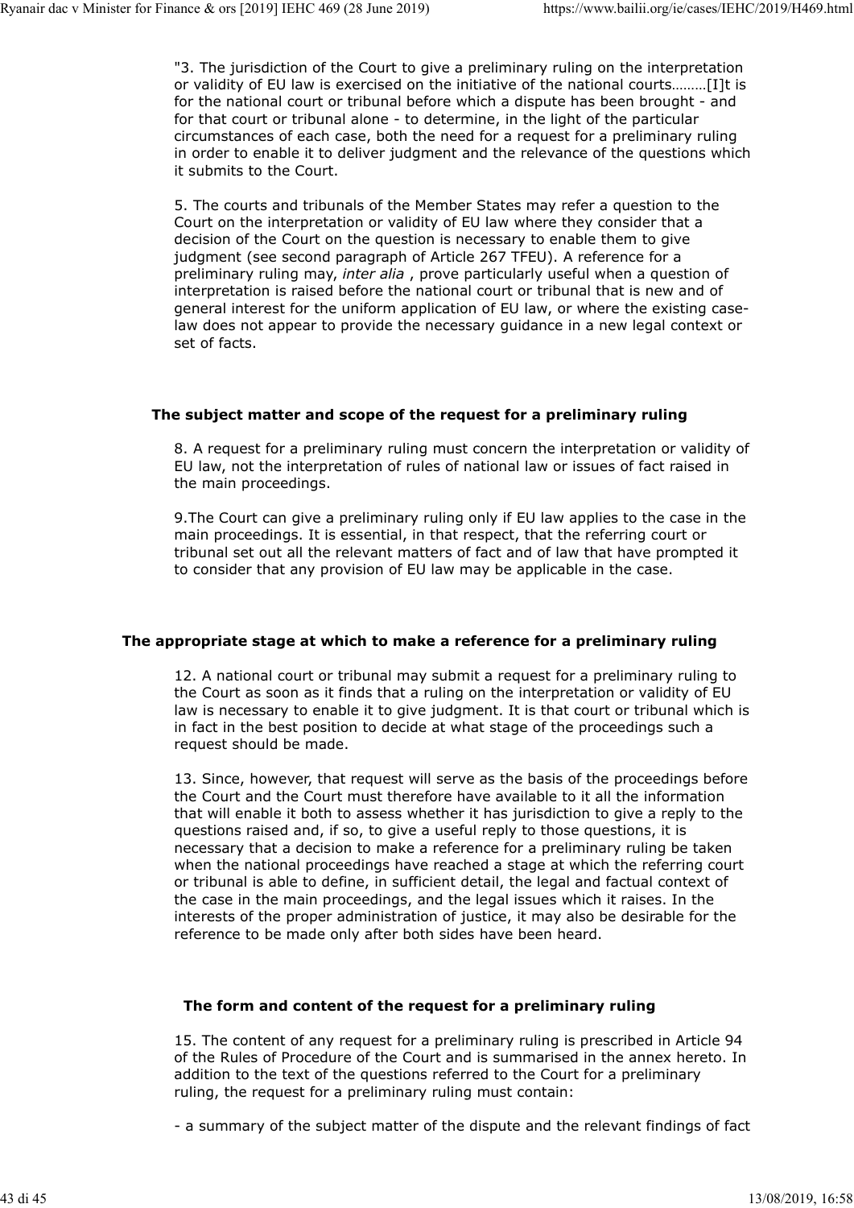"3. The jurisdiction of the Court to give a preliminary ruling on the interpretation or validity of EU law is exercised on the initiative of the national courts………[I]t is for the national court or tribunal before which a dispute has been brought - and for that court or tribunal alone - to determine, in the light of the particular circumstances of each case, both the need for a request for a preliminary ruling in order to enable it to deliver judgment and the relevance of the questions which it submits to the Court.

5. The courts and tribunals of the Member States may refer a question to the Court on the interpretation or validity of EU law where they consider that a decision of the Court on the question is necessary to enable them to give judgment (see second paragraph of Article 267 TFEU). A reference for a preliminary ruling may, *inter alia* , prove particularly useful when a question of interpretation is raised before the national court or tribunal that is new and of general interest for the uniform application of EU law, or where the existing case-law does not appear to provide the necessary guidance in a new legal context or set of facts.

**The subject matter and scope of the request for a preliminary ruling**

8. A request for a preliminary ruling must concern the interpretation or validity of EU law, not the interpretation of rules of national law or issues of fact raised in the main proceedings.

9.The Court can give a preliminary ruling only if EU law applies to the case in the main proceedings. It is essential, in that respect, that the referring court or tribunal set out all the relevant matters of fact and of law that have prompted it to consider that any provision of EU law may be applicable in the case.

**The appropriate stage at which to make a reference for a preliminary ruling**

12. A national court or tribunal may submit a request for a preliminary ruling to the Court as soon as it finds that a ruling on the interpretation or validity of EU law is necessary to enable it to give judgment. It is that court or tribunal which is in fact in the best position to decide at what stage of the proceedings such a request should be made.

13. Since, however, that request will serve as the basis of the proceedings before the Court and the Court must therefore have available to it all the information that will enable it both to assess whether it has jurisdiction to give a reply to the questions raised and, if so, to give a useful reply to those questions, it is necessary that a decision to make a reference for a preliminary ruling be taken when the national proceedings have reached a stage at which the referring court or tribunal is able to define, in sufficient detail, the legal and factual context of the case in the main proceedings, and the legal issues which it raises. In the interests of the proper administration of justice, it may also be desirable for the reference to be made only after both sides have been heard.

**The form and content of the request for a preliminary ruling**

15. The content of any request for a preliminary ruling is prescribed in Article 94 of the Rules of Procedure of the Court and is summarised in the annex hereto. In addition to the text of the questions referred to the Court for a preliminary ruling, the request for a preliminary ruling must contain:

- a summary of the subject matter of the dispute and the relevant findings of fact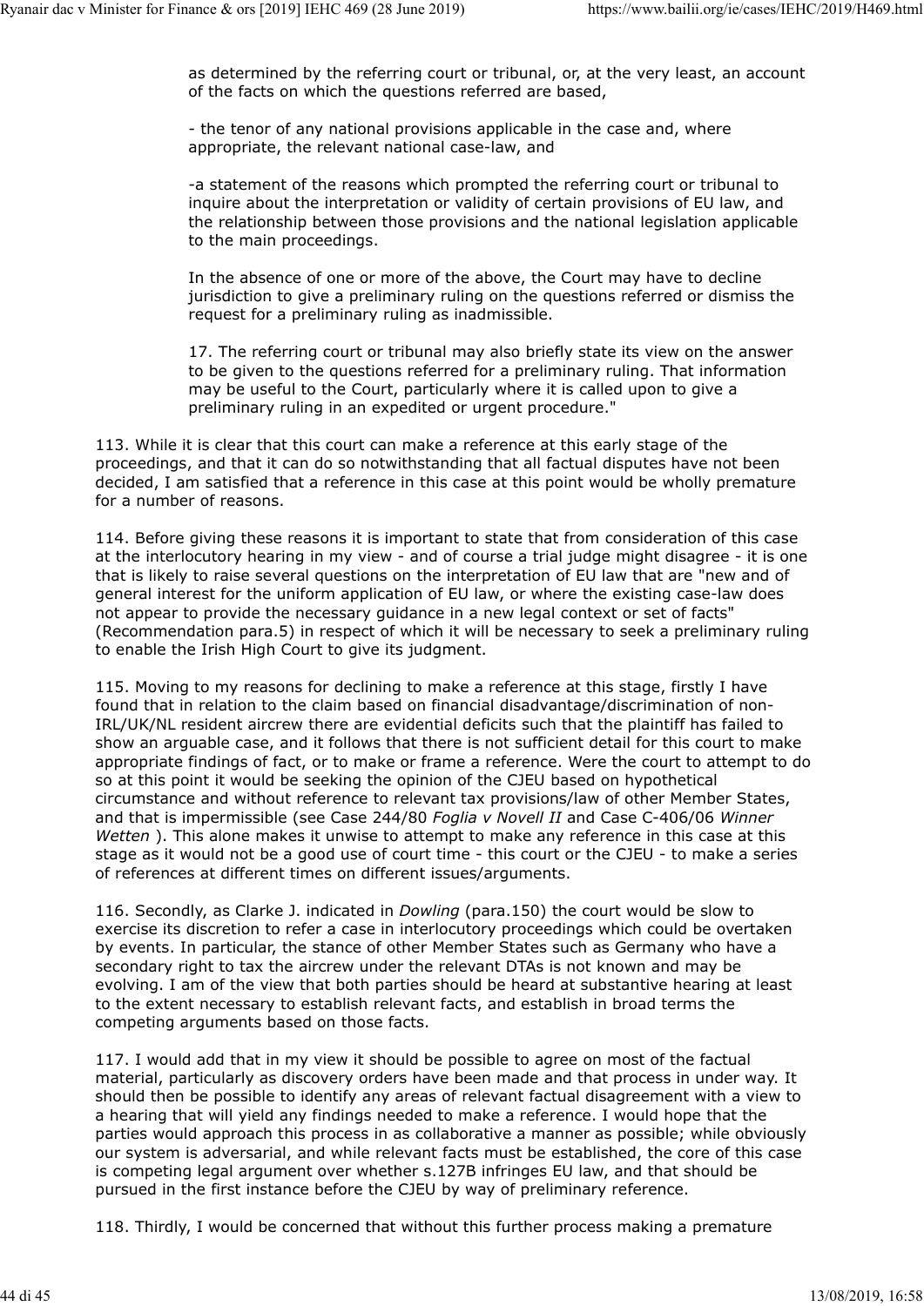> as determined by the referring court or tribunal, or, at the very least, an account of the facts on which the questions referred are based,
>
> - the tenor of any national provisions applicable in the case and, where appropriate, the relevant national case-law, and
>
> -a statement of the reasons which prompted the referring court or tribunal to inquire about the interpretation or validity of certain provisions of EU law, and the relationship between those provisions and the national legislation applicable to the main proceedings.
>
> In the absence of one or more of the above, the Court may have to decline jurisdiction to give a preliminary ruling on the questions referred or dismiss the request for a preliminary ruling as inadmissible.
>
> 17. The referring court or tribunal may also briefly state its view on the answer to be given to the questions referred for a preliminary ruling. That information may be useful to the Court, particularly where it is called upon to give a preliminary ruling in an expedited or urgent procedure."

113. While it is clear that this court can make a reference at this early stage of the proceedings, and that it can do so notwithstanding that all factual disputes have not been decided, I am satisfied that a reference in this case at this point would be wholly premature for a number of reasons.

114. Before giving these reasons it is important to state that from consideration of this case at the interlocutory hearing in my view - and of course a trial judge might disagree - it is one that is likely to raise several questions on the interpretation of EU law that are "new and of general interest for the uniform application of EU law, or where the existing case-law does not appear to provide the necessary guidance in a new legal context or set of facts" (Recommendation para.5) in respect of which it will be necessary to seek a preliminary ruling to enable the Irish High Court to give its judgment.

115. Moving to my reasons for declining to make a reference at this stage, firstly I have found that in relation to the claim based on financial disadvantage/discrimination of non-IRL/UK/NL resident aircrew there are evidential deficits such that the plaintiff has failed to show an arguable case, and it follows that there is not sufficient detail for this court to make appropriate findings of fact, or to make or frame a reference. Were the court to attempt to do so at this point it would be seeking the opinion of the CJEU based on hypothetical circumstance and without reference to relevant tax provisions/law of other Member States, and that is impermissible (see Case 244/80 *Foglia v Novell II* and Case C-406/06 *Winner Wetten* ). This alone makes it unwise to attempt to make any reference in this case at this stage as it would not be a good use of court time - this court or the CJEU - to make a series of references at different times on different issues/arguments.

116. Secondly, as Clarke J. indicated in *Dowling* (para.150) the court would be slow to exercise its discretion to refer a case in interlocutory proceedings which could be overtaken by events. In particular, the stance of other Member States such as Germany who have a secondary right to tax the aircrew under the relevant DTAs is not known and may be evolving. I am of the view that both parties should be heard at substantive hearing at least to the extent necessary to establish relevant facts, and establish in broad terms the competing arguments based on those facts.

117. I would add that in my view it should be possible to agree on most of the factual material, particularly as discovery orders have been made and that process in under way. It should then be possible to identify any areas of relevant factual disagreement with a view to a hearing that will yield any findings needed to make a reference. I would hope that the parties would approach this process in as collaborative a manner as possible; while obviously our system is adversarial, and while relevant facts must be established, the core of this case is competing legal argument over whether s.127B infringes EU law, and that should be pursued in the first instance before the CJEU by way of preliminary reference.

118. Thirdly, I would be concerned that without this further process making a premature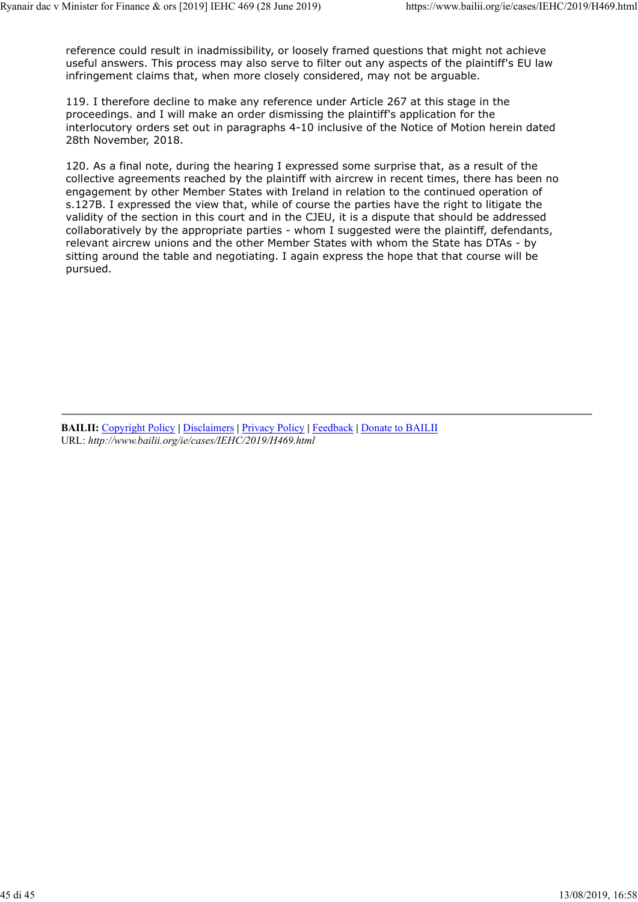reference could result in inadmissibility, or loosely framed questions that might not achieve useful answers. This process may also serve to filter out any aspects of the plaintiff's EU law infringement claims that, when more closely considered, may not be arguable.

119. I therefore decline to make any reference under Article 267 at this stage in the proceedings. and I will make an order dismissing the plaintiff's application for the interlocutory orders set out in paragraphs 4-10 inclusive of the Notice of Motion herein dated 28th November, 2018.

120. As a final note, during the hearing I expressed some surprise that, as a result of the collective agreements reached by the plaintiff with aircrew in recent times, there has been no engagement by other Member States with Ireland in relation to the continued operation of s.127B. I expressed the view that, while of course the parties have the right to litigate the validity of the section in this court and in the CJEU, it is a dispute that should be addressed collaboratively by the appropriate parties - whom I suggested were the plaintiff, defendants, relevant aircrew unions and the other Member States with whom the State has DTAs - by sitting around the table and negotiating. I again express the hope that that course will be pursued.

---

**BAILII:** Copyright Policy | Disclaimers | Privacy Policy | Feedback | Donate to BAILII
URL: *http://www.bailii.org/ie/cases/IEHC/2019/H469.html*